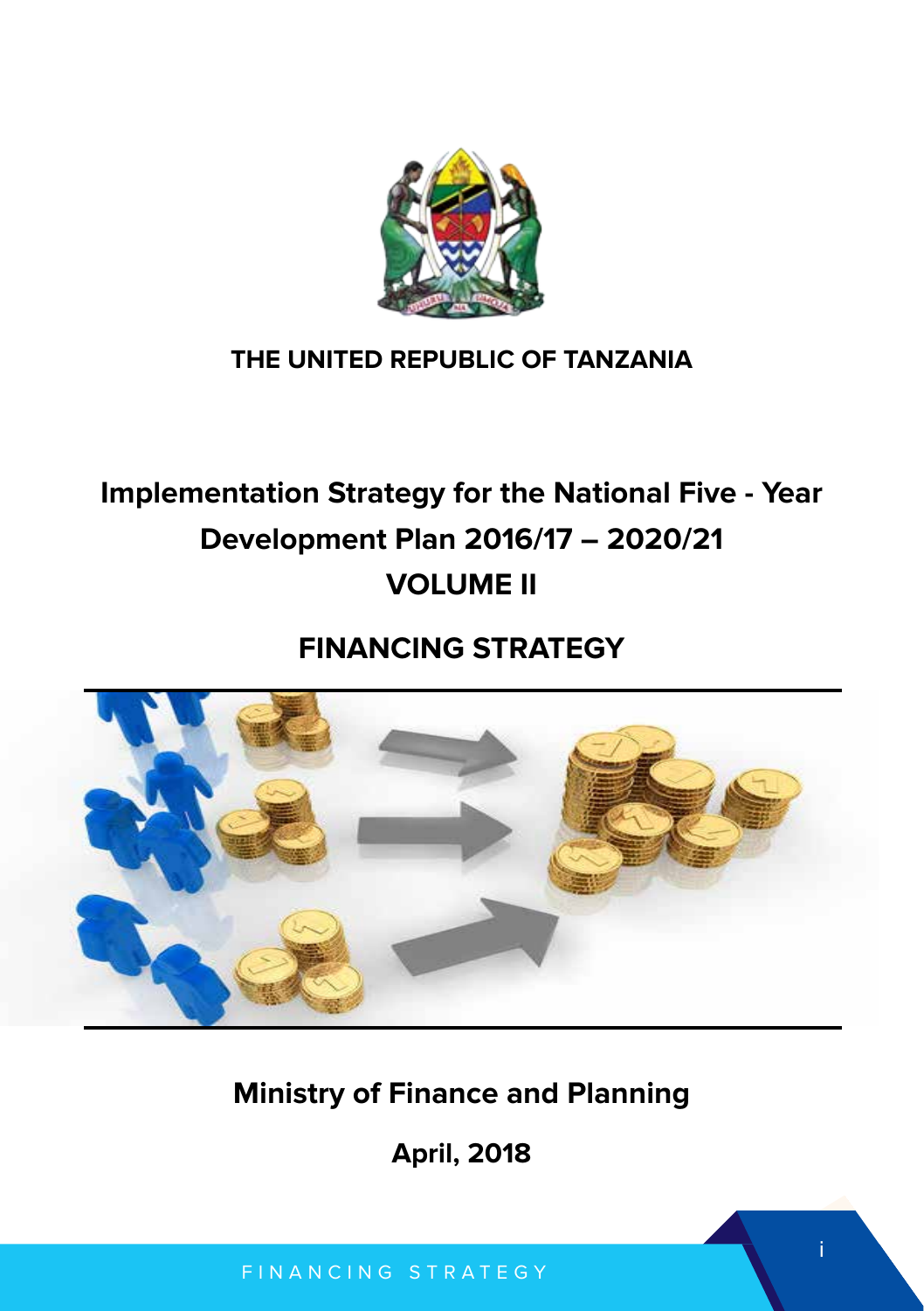**THE UNITED REPUBLIC OF TANZANIA**

# Implementation Strategy for the National Five - Year Development Plan 2016/17 – 2020/21

# VOLUME II

## FINANCING STRATEGY

**Ministry of Finance and Planning**

**April, 2018**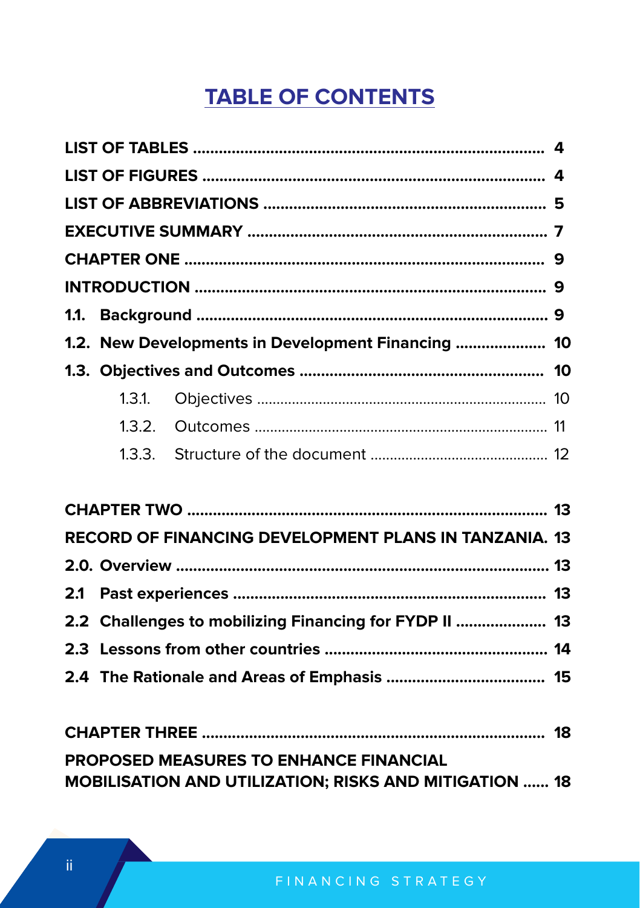# TABLE OF CONTENTS

**LIST OF TABLES** .................................................................................. **4**

**LIST OF FIGURES** ................................................................................ **4**

**LIST OF ABBREVIATIONS** ................................................................. **5**

**EXECUTIVE SUMMARY** ..................................................................... **7**

**CHAPTER ONE** .................................................................................... **9**

**INTRODUCTION** ................................................................................. **9**

**1.1. Background** ................................................................................. **9**

**1.2. New Developments in Development Financing** ..................... **10**

**1.3. Objectives and Outcomes** ......................................................... **10**

1.3.1. Objectives ........................................................................ 10

1.3.2. Outcomes ......................................................................... 11

1.3.3. Structure of the document ............................................ 12

**CHAPTER TWO** .................................................................................. **13**

**RECORD OF FINANCING DEVELOPMENT PLANS IN TANZANIA.** **13**

**2.0. Overview** ....................................................................................... **13**

**2.1 Past experiences** ......................................................................... **13**

**2.2 Challenges to mobilizing Financing for FYDP II** ..................... **13**

**2.3 Lessons from other countries** .................................................... **14**

**2.4 The Rationale and Areas of Emphasis** ..................................... **15**

**CHAPTER THREE** ............................................................................... **18**

**PROPOSED MEASURES TO ENHANCE FINANCIAL MOBILISATION AND UTILIZATION; RISKS AND MITIGATION** ...... **18**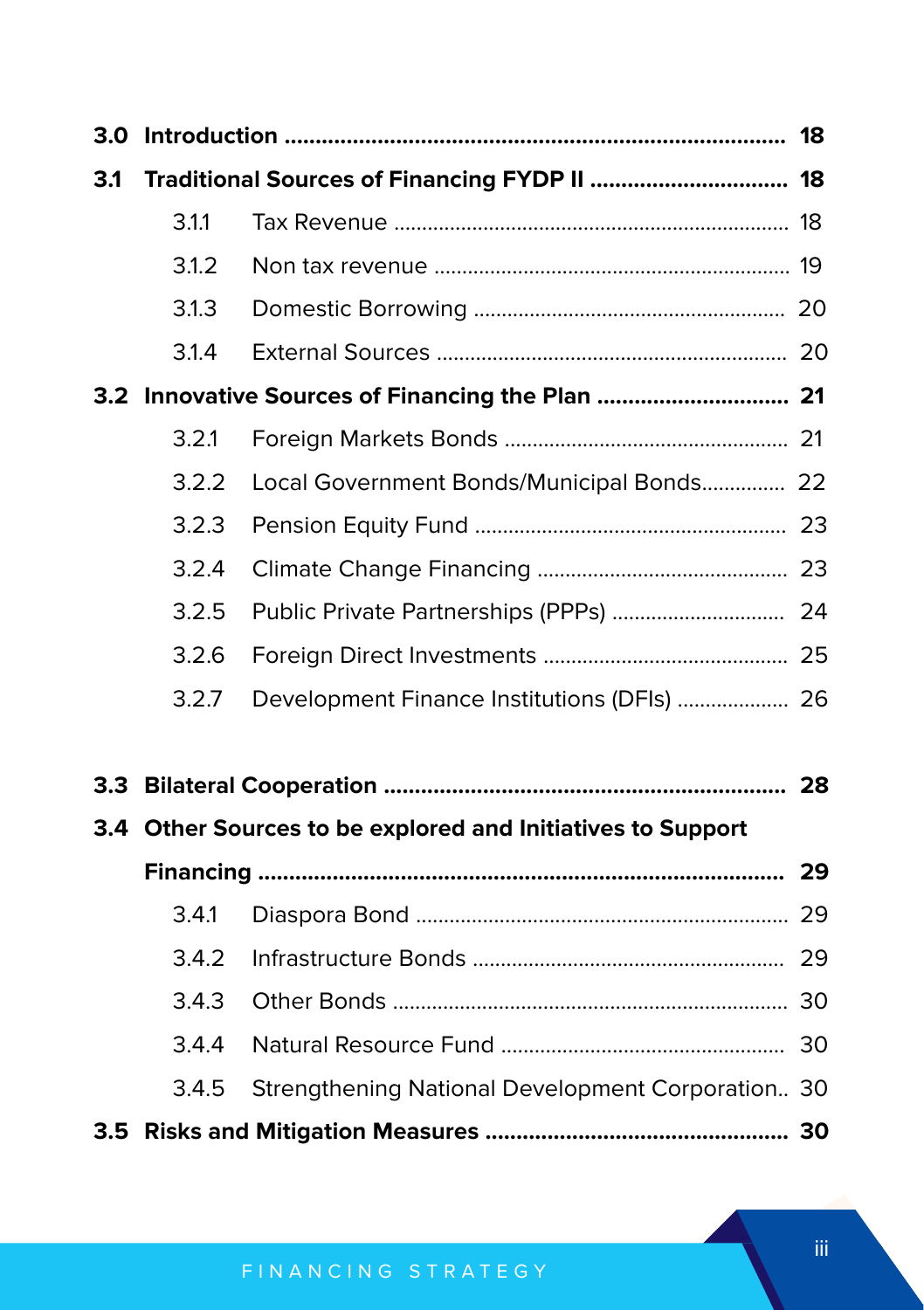**3.0 Introduction** .................................................................................. **18**

**3.1 Traditional Sources of Financing FYDP II** ................................ **18**

- 3.1.1 Tax Revenue ...................................................................... 18
- 3.1.2 Non tax revenue ............................................................... 19
- 3.1.3 Domestic Borrowing ........................................................ 20
- 3.1.4 External Sources .............................................................. 20

**3.2 Innovative Sources of Financing the Plan** ............................... **21**

- 3.2.1 Foreign Markets Bonds .................................................. 21
- 3.2.2 Local Government Bonds/Municipal Bonds............... 22
- 3.2.3 Pension Equity Fund ....................................................... 23
- 3.2.4 Climate Change Financing ............................................ 23
- 3.2.5 Public Private Partnerships (PPPs) .............................. 24
- 3.2.6 Foreign Direct Investments ........................................... 25
- 3.2.7 Development Finance Institutions (DFIs) .................... 26

**3.3 Bilateral Cooperation** ................................................................. **28**

**3.4 Other Sources to be explored and Initiatives to Support Financing** ...................................................................................... **29**

- 3.4.1 Diaspora Bond .................................................................. 29
- 3.4.2 Infrastructure Bonds ...................................................... 29
- 3.4.3 Other Bonds ..................................................................... 30
- 3.4.4 Natural Resource Fund .................................................. 30
- 3.4.5 Strengthening National Development Corporation.. 30

**3.5 Risks and Mitigation Measures** ................................................. **30**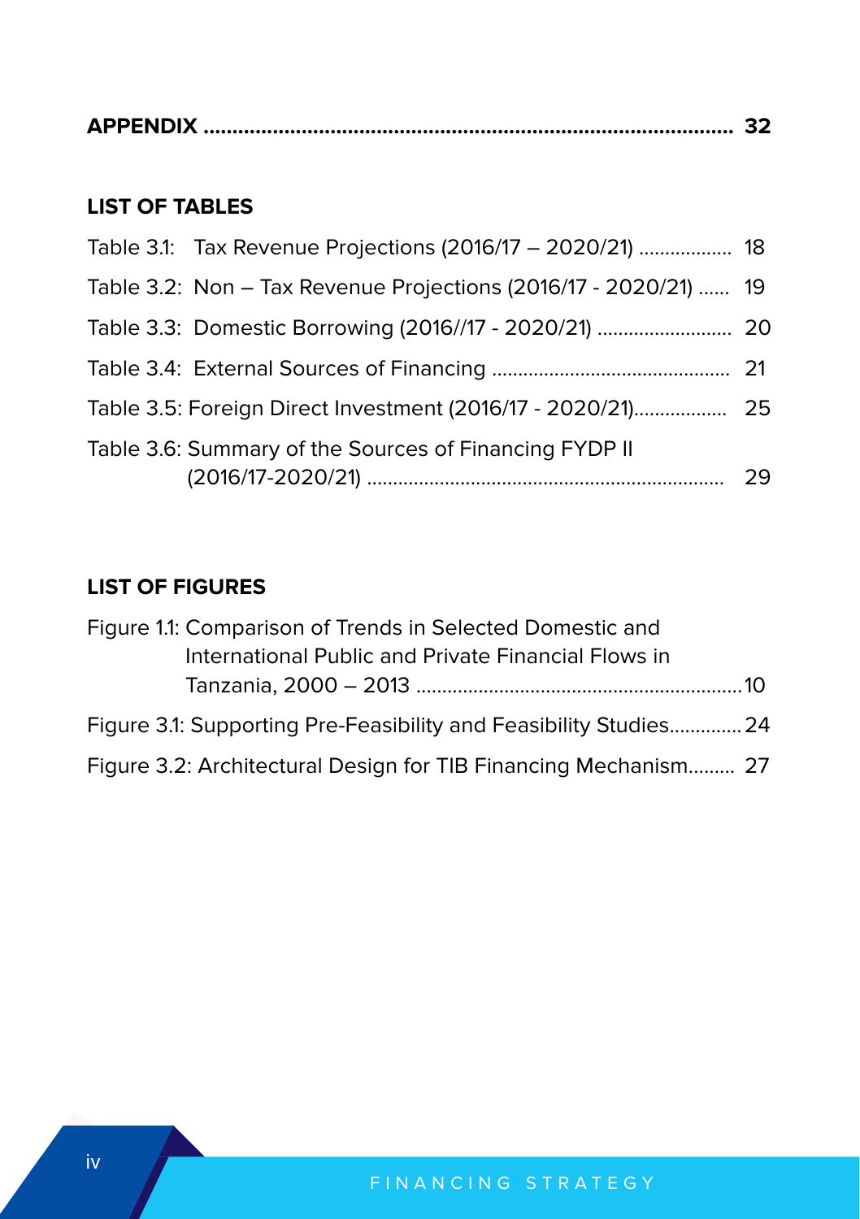**APPENDIX .......................................................................................... 32**

## LIST OF TABLES

Table 3.1: Tax Revenue Projections (2016/17 – 2020/21) .................. 18

Table 3.2: Non – Tax Revenue Projections (2016/17 - 2020/21) ...... 19

Table 3.3: Domestic Borrowing (2016//17 - 2020/21) .......................... 20

Table 3.4: External Sources of Financing ............................................. 21

Table 3.5: Foreign Direct Investment (2016/17 - 2020/21).................. 25

Table 3.6: Summary of the Sources of Financing FYDP II (2016/17-2020/21) .................................................................... 29

## LIST OF FIGURES

Figure 1.1: Comparison of Trends in Selected Domestic and International Public and Private Financial Flows in Tanzania, 2000 – 2013 ..............................................................10

Figure 3.1: Supporting Pre-Feasibility and Feasibility Studies.............. 24

Figure 3.2: Architectural Design for TIB Financing Mechanism......... 27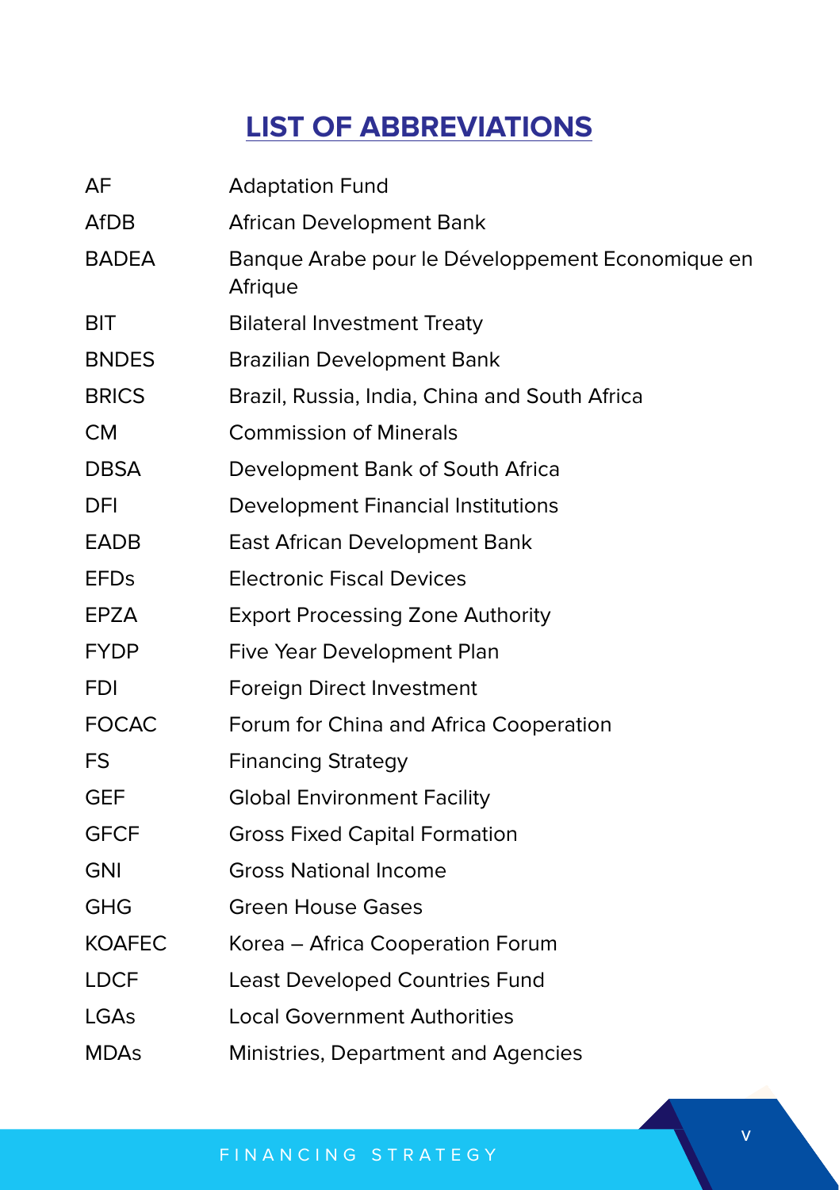# LIST OF ABBREVIATIONS

| | |
|---|---|
| AF | Adaptation Fund |
| AfDB | African Development Bank |
| BADEA | Banque Arabe pour le Développement Economique en Afrique |
| BIT | Bilateral Investment Treaty |
| BNDES | Brazilian Development Bank |
| BRICS | Brazil, Russia, India, China and South Africa |
| CM | Commission of Minerals |
| DBSA | Development Bank of South Africa |
| DFI | Development Financial Institutions |
| EADB | East African Development Bank |
| EFDs | Electronic Fiscal Devices |
| EPZA | Export Processing Zone Authority |
| FYDP | Five Year Development Plan |
| FDI | Foreign Direct Investment |
| FOCAC | Forum for China and Africa Cooperation |
| FS | Financing Strategy |
| GEF | Global Environment Facility |
| GFCF | Gross Fixed Capital Formation |
| GNI | Gross National Income |
| GHG | Green House Gases |
| KOAFEC | Korea – Africa Cooperation Forum |
| LDCF | Least Developed Countries Fund |
| LGAs | Local Government Authorities |
| MDAs | Ministries, Department and Agencies |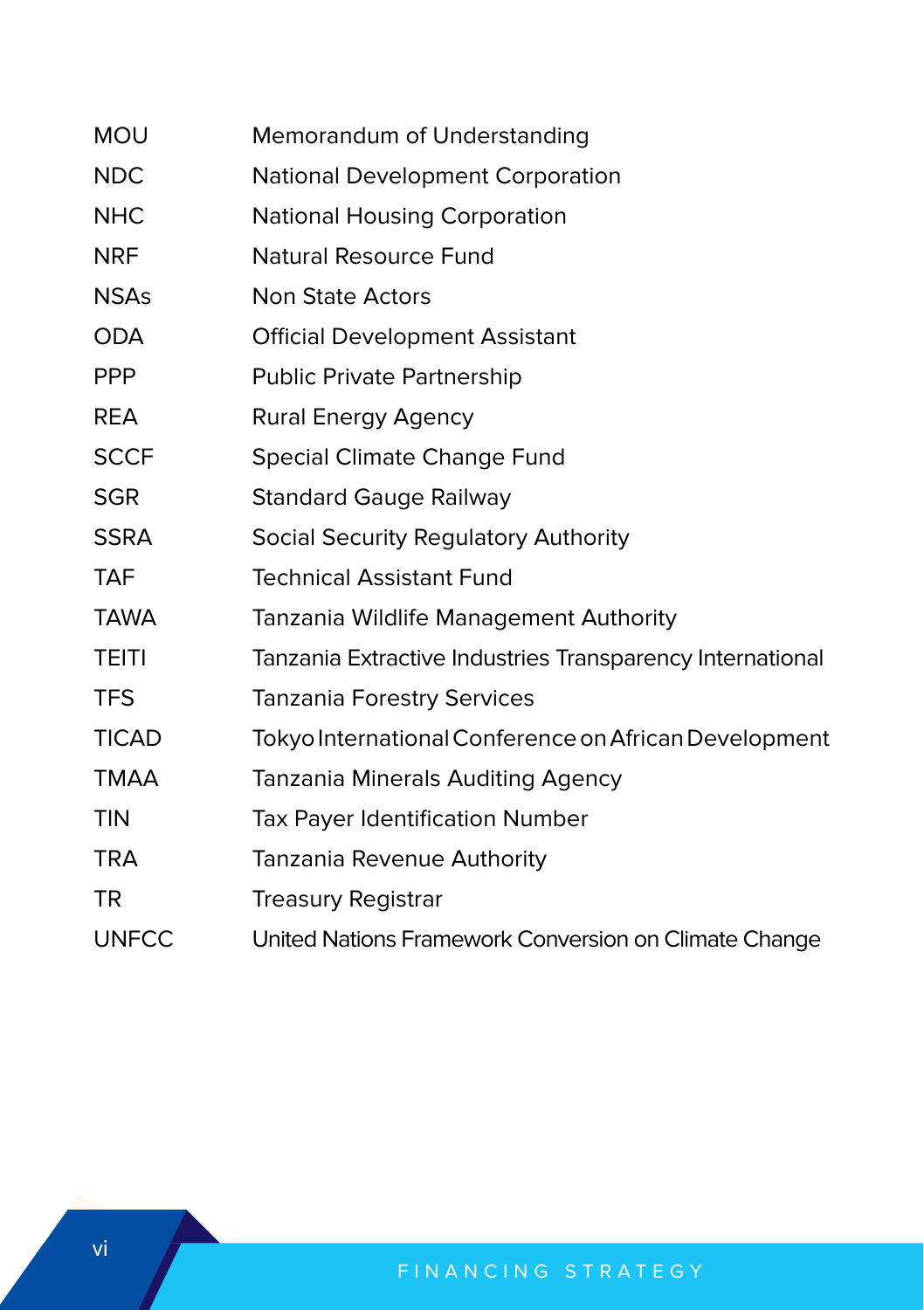| | |
|---|---|
| MOU | Memorandum of Understanding |
| NDC | National Development Corporation |
| NHC | National Housing Corporation |
| NRF | Natural Resource Fund |
| NSAs | Non State Actors |
| ODA | Official Development Assistant |
| PPP | Public Private Partnership |
| REA | Rural Energy Agency |
| SCCF | Special Climate Change Fund |
| SGR | Standard Gauge Railway |
| SSRA | Social Security Regulatory Authority |
| TAF | Technical Assistant Fund |
| TAWA | Tanzania Wildlife Management Authority |
| TEITI | Tanzania Extractive Industries Transparency International |
| TFS | Tanzania Forestry Services |
| TICAD | Tokyo International Conference on African Development |
| TMAA | Tanzania Minerals Auditing Agency |
| TIN | Tax Payer Identification Number |
| TRA | Tanzania Revenue Authority |
| TR | Treasury Registrar |
| UNFCC | United Nations Framework Conversion on Climate Change |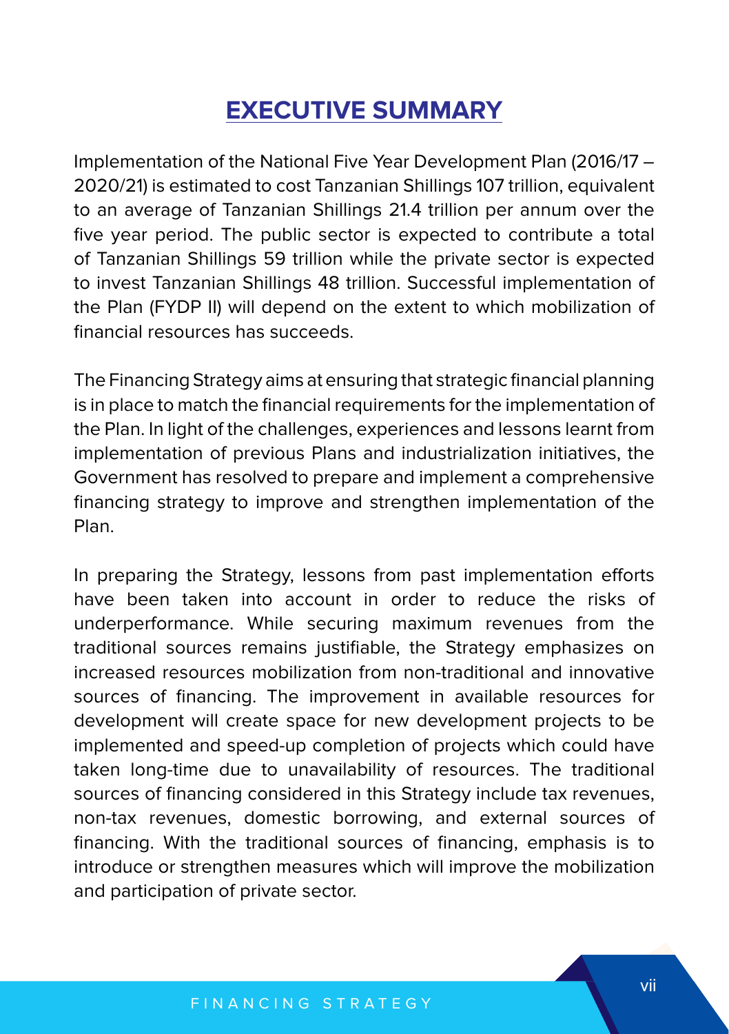# EXECUTIVE SUMMARY

Implementation of the National Five Year Development Plan (2016/17 – 2020/21) is estimated to cost Tanzanian Shillings 107 trillion, equivalent to an average of Tanzanian Shillings 21.4 trillion per annum over the five year period. The public sector is expected to contribute a total of Tanzanian Shillings 59 trillion while the private sector is expected to invest Tanzanian Shillings 48 trillion. Successful implementation of the Plan (FYDP II) will depend on the extent to which mobilization of financial resources has succeeds.

The Financing Strategy aims at ensuring that strategic financial planning is in place to match the financial requirements for the implementation of the Plan. In light of the challenges, experiences and lessons learnt from implementation of previous Plans and industrialization initiatives, the Government has resolved to prepare and implement a comprehensive financing strategy to improve and strengthen implementation of the Plan.

In preparing the Strategy, lessons from past implementation efforts have been taken into account in order to reduce the risks of underperformance. While securing maximum revenues from the traditional sources remains justifiable, the Strategy emphasizes on increased resources mobilization from non-traditional and innovative sources of financing. The improvement in available resources for development will create space for new development projects to be implemented and speed-up completion of projects which could have taken long-time due to unavailability of resources. The traditional sources of financing considered in this Strategy include tax revenues, non-tax revenues, domestic borrowing, and external sources of financing. With the traditional sources of financing, emphasis is to introduce or strengthen measures which will improve the mobilization and participation of private sector.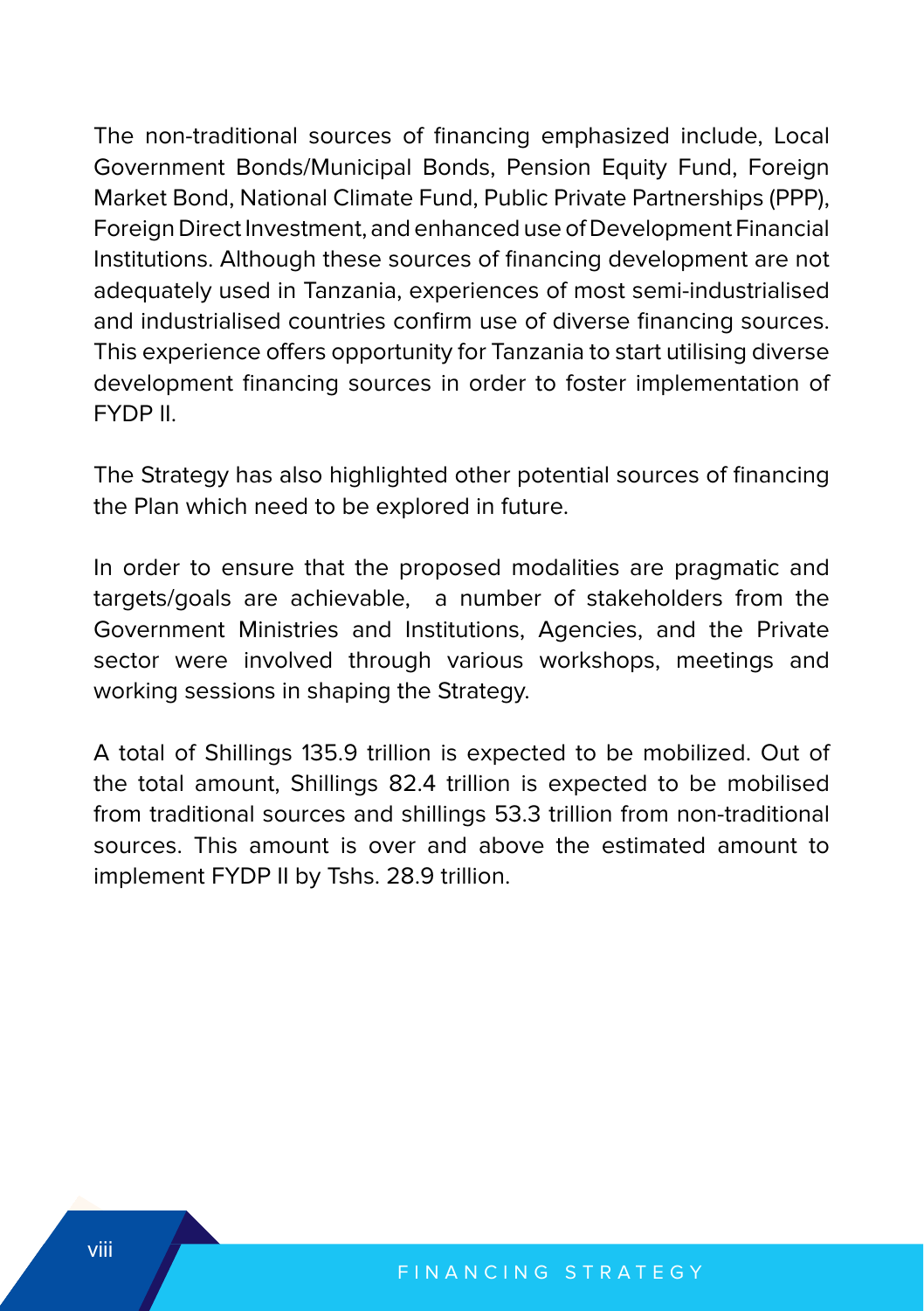The non-traditional sources of financing emphasized include, Local Government Bonds/Municipal Bonds, Pension Equity Fund, Foreign Market Bond, National Climate Fund, Public Private Partnerships (PPP), Foreign Direct Investment, and enhanced use of Development Financial Institutions. Although these sources of financing development are not adequately used in Tanzania, experiences of most semi-industrialised and industrialised countries confirm use of diverse financing sources. This experience offers opportunity for Tanzania to start utilising diverse development financing sources in order to foster implementation of FYDP II.

The Strategy has also highlighted other potential sources of financing the Plan which need to be explored in future.

In order to ensure that the proposed modalities are pragmatic and targets/goals are achievable, a number of stakeholders from the Government Ministries and Institutions, Agencies, and the Private sector were involved through various workshops, meetings and working sessions in shaping the Strategy.

A total of Shillings 135.9 trillion is expected to be mobilized. Out of the total amount, Shillings 82.4 trillion is expected to be mobilised from traditional sources and shillings 53.3 trillion from non-traditional sources. This amount is over and above the estimated amount to implement FYDP II by Tshs. 28.9 trillion.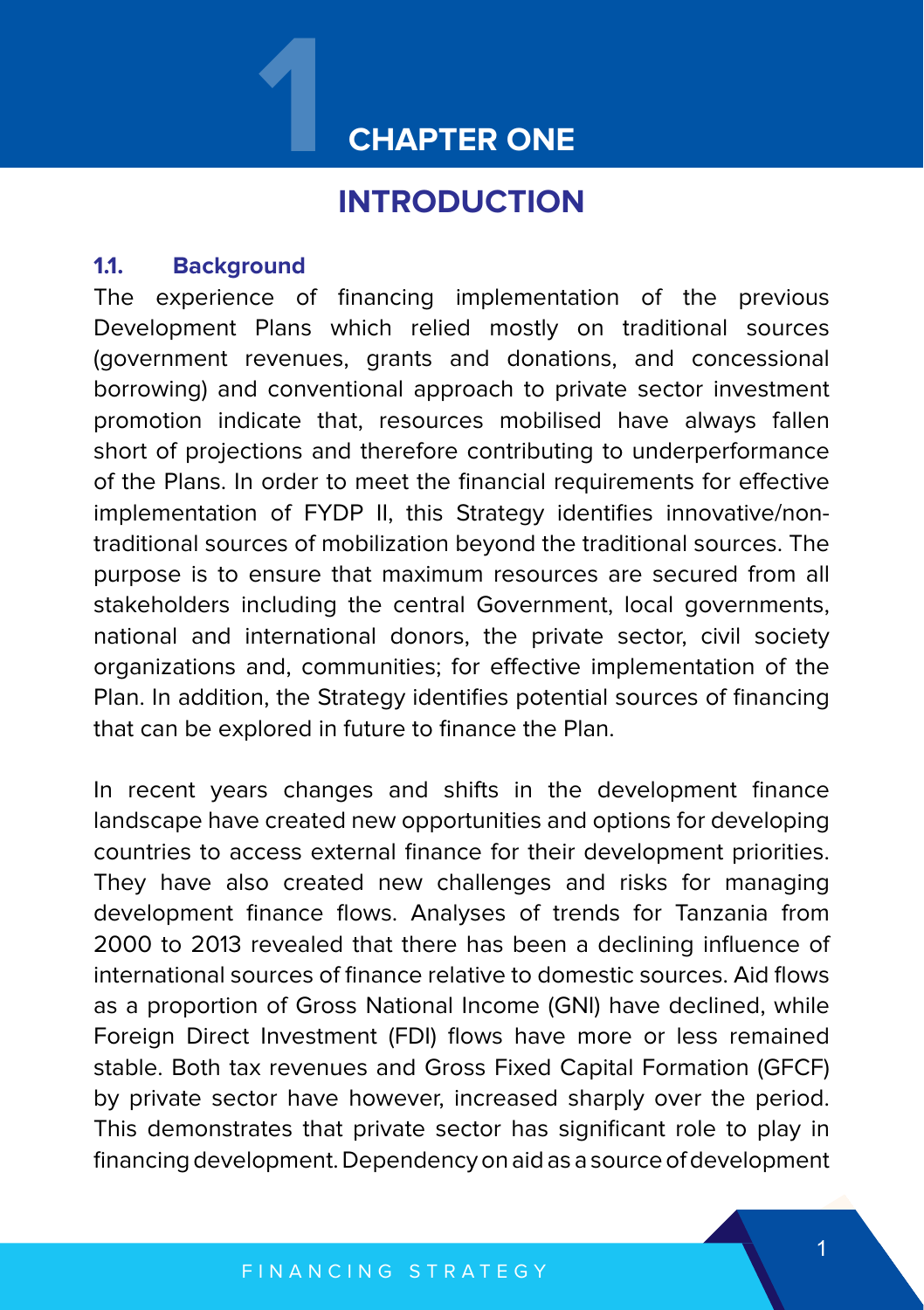# CHAPTER ONE

## INTRODUCTION

### 1.1. Background

The experience of financing implementation of the previous Development Plans which relied mostly on traditional sources (government revenues, grants and donations, and concessional borrowing) and conventional approach to private sector investment promotion indicate that, resources mobilised have always fallen short of projections and therefore contributing to underperformance of the Plans. In order to meet the financial requirements for effective implementation of FYDP II, this Strategy identifies innovative/non-traditional sources of mobilization beyond the traditional sources. The purpose is to ensure that maximum resources are secured from all stakeholders including the central Government, local governments, national and international donors, the private sector, civil society organizations and, communities; for effective implementation of the Plan. In addition, the Strategy identifies potential sources of financing that can be explored in future to finance the Plan.

In recent years changes and shifts in the development finance landscape have created new opportunities and options for developing countries to access external finance for their development priorities. They have also created new challenges and risks for managing development finance flows. Analyses of trends for Tanzania from 2000 to 2013 revealed that there has been a declining influence of international sources of finance relative to domestic sources. Aid flows as a proportion of Gross National Income (GNI) have declined, while Foreign Direct Investment (FDI) flows have more or less remained stable. Both tax revenues and Gross Fixed Capital Formation (GFCF) by private sector have however, increased sharply over the period. This demonstrates that private sector has significant role to play in financing development. Dependency on aid as a source of development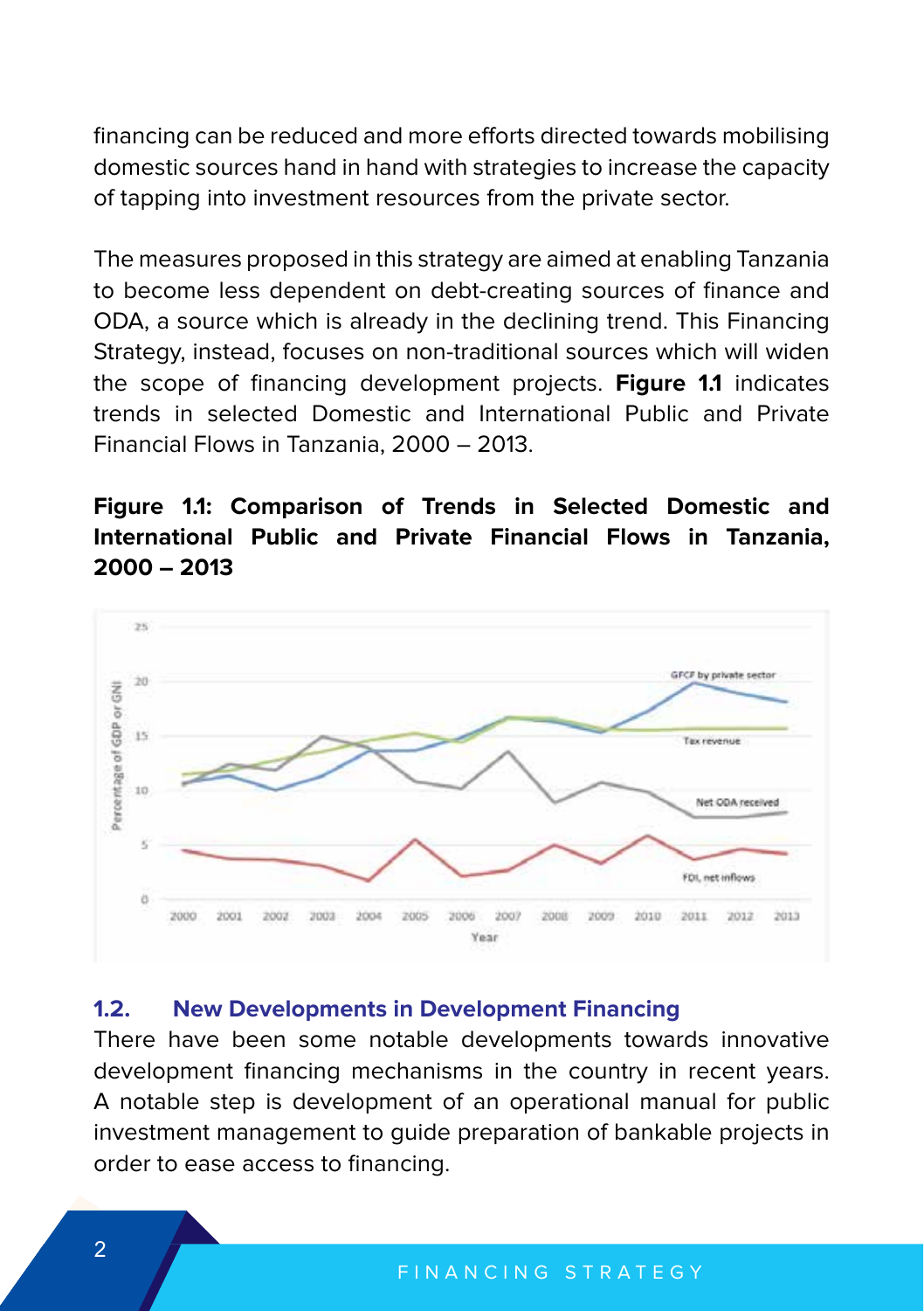financing can be reduced and more efforts directed towards mobilising domestic sources hand in hand with strategies to increase the capacity of tapping into investment resources from the private sector.

The measures proposed in this strategy are aimed at enabling Tanzania to become less dependent on debt-creating sources of finance and ODA, a source which is already in the declining trend. This Financing Strategy, instead, focuses on non-traditional sources which will widen the scope of financing development projects. **Figure 1.1** indicates trends in selected Domestic and International Public and Private Financial Flows in Tanzania, 2000 – 2013.

**Figure 1.1: Comparison of Trends in Selected Domestic and International Public and Private Financial Flows in Tanzania, 2000 – 2013**

## 1.2. New Developments in Development Financing

There have been some notable developments towards innovative development financing mechanisms in the country in recent years. A notable step is development of an operational manual for public investment management to guide preparation of bankable projects in order to ease access to financing.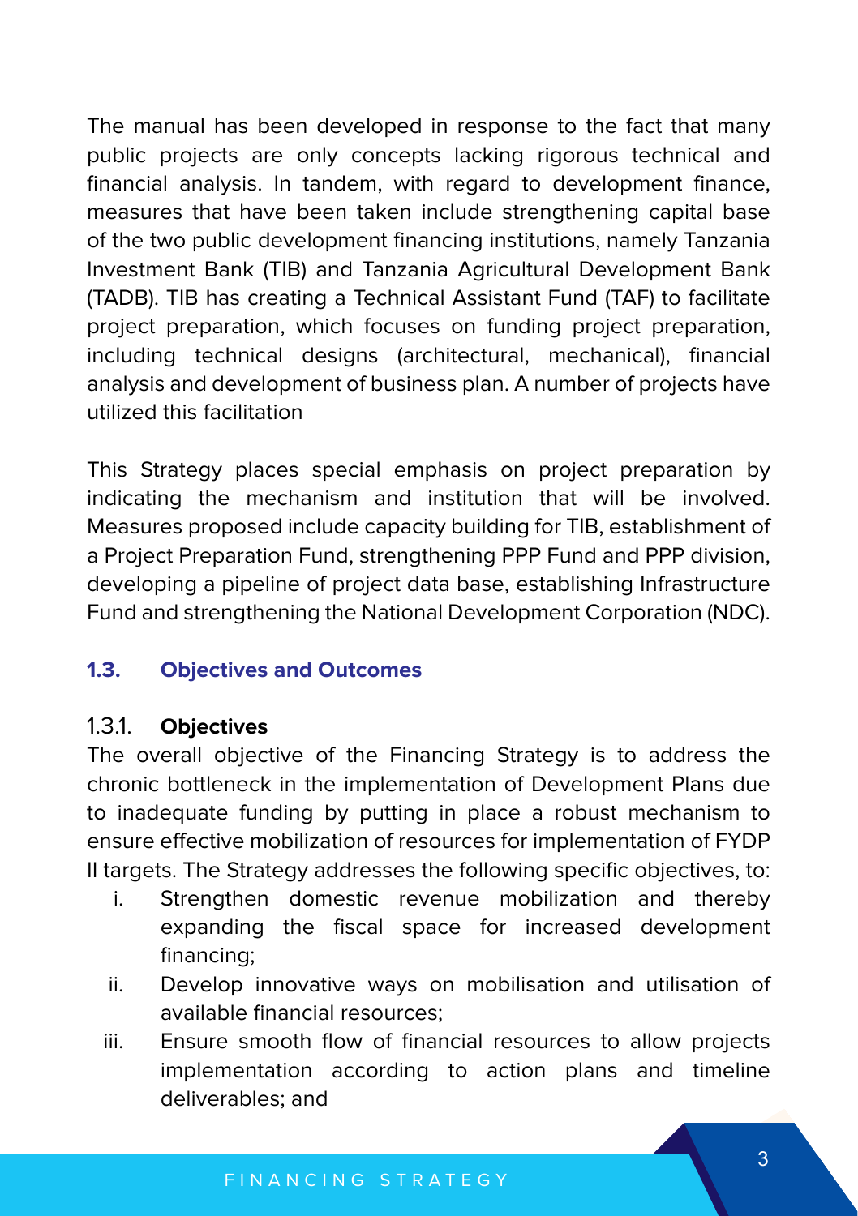The manual has been developed in response to the fact that many public projects are only concepts lacking rigorous technical and financial analysis. In tandem, with regard to development finance, measures that have been taken include strengthening capital base of the two public development financing institutions, namely Tanzania Investment Bank (TIB) and Tanzania Agricultural Development Bank (TADB). TIB has creating a Technical Assistant Fund (TAF) to facilitate project preparation, which focuses on funding project preparation, including technical designs (architectural, mechanical), financial analysis and development of business plan. A number of projects have utilized this facilitation

This Strategy places special emphasis on project preparation by indicating the mechanism and institution that will be involved. Measures proposed include capacity building for TIB, establishment of a Project Preparation Fund, strengthening PPP Fund and PPP division, developing a pipeline of project data base, establishing Infrastructure Fund and strengthening the National Development Corporation (NDC).

## 1.3. Objectives and Outcomes

### 1.3.1. Objectives

The overall objective of the Financing Strategy is to address the chronic bottleneck in the implementation of Development Plans due to inadequate funding by putting in place a robust mechanism to ensure effective mobilization of resources for implementation of FYDP II targets. The Strategy addresses the following specific objectives, to:

i. Strengthen domestic revenue mobilization and thereby expanding the fiscal space for increased development financing;
ii. Develop innovative ways on mobilisation and utilisation of available financial resources;
iii. Ensure smooth flow of financial resources to allow projects implementation according to action plans and timeline deliverables; and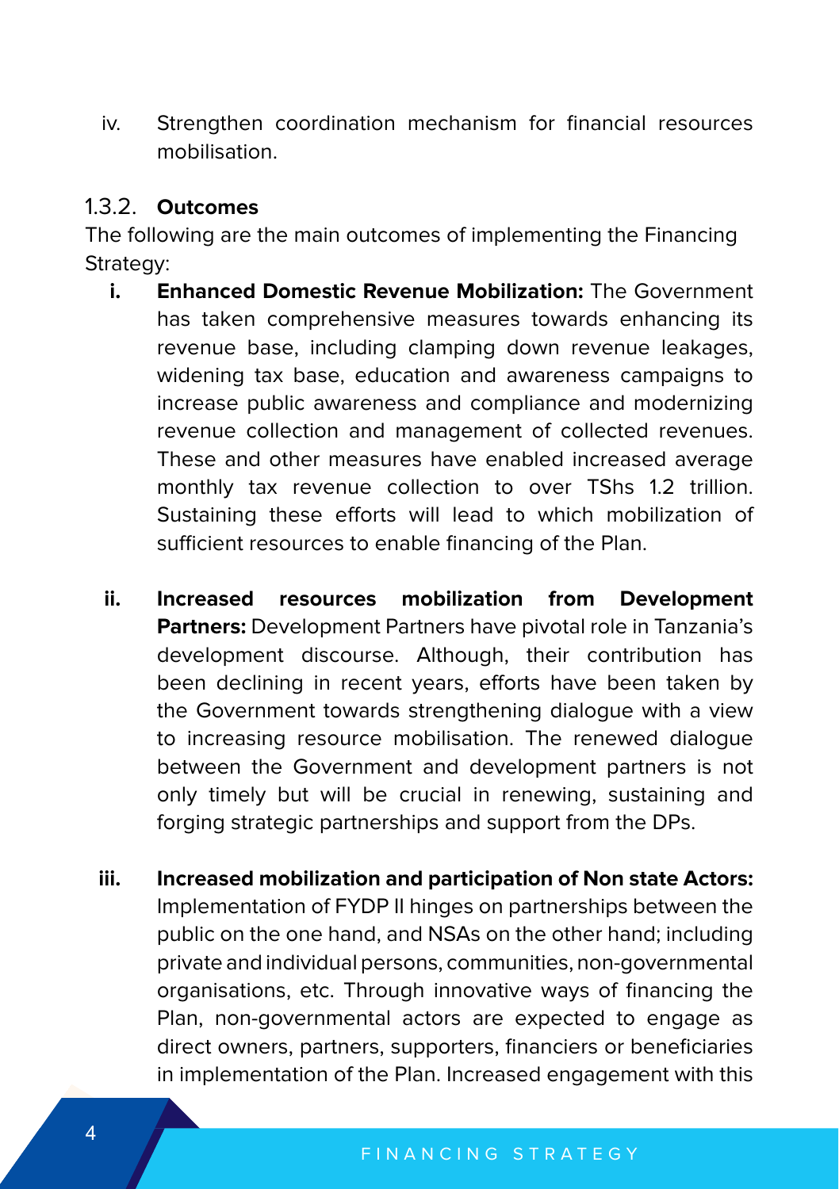iv. Strengthen coordination mechanism for financial resources mobilisation.

### 1.3.2. Outcomes

The following are the main outcomes of implementing the Financing Strategy:

i. **Enhanced Domestic Revenue Mobilization:** The Government has taken comprehensive measures towards enhancing its revenue base, including clamping down revenue leakages, widening tax base, education and awareness campaigns to increase public awareness and compliance and modernizing revenue collection and management of collected revenues. These and other measures have enabled increased average monthly tax revenue collection to over TShs 1.2 trillion. Sustaining these efforts will lead to which mobilization of sufficient resources to enable financing of the Plan.

ii. **Increased resources mobilization from Development Partners:** Development Partners have pivotal role in Tanzania's development discourse. Although, their contribution has been declining in recent years, efforts have been taken by the Government towards strengthening dialogue with a view to increasing resource mobilisation. The renewed dialogue between the Government and development partners is not only timely but will be crucial in renewing, sustaining and forging strategic partnerships and support from the DPs.

iii. **Increased mobilization and participation of Non state Actors:** Implementation of FYDP II hinges on partnerships between the public on the one hand, and NSAs on the other hand; including private and individual persons, communities, non-governmental organisations, etc. Through innovative ways of financing the Plan, non-governmental actors are expected to engage as direct owners, partners, supporters, financiers or beneficiaries in implementation of the Plan. Increased engagement with this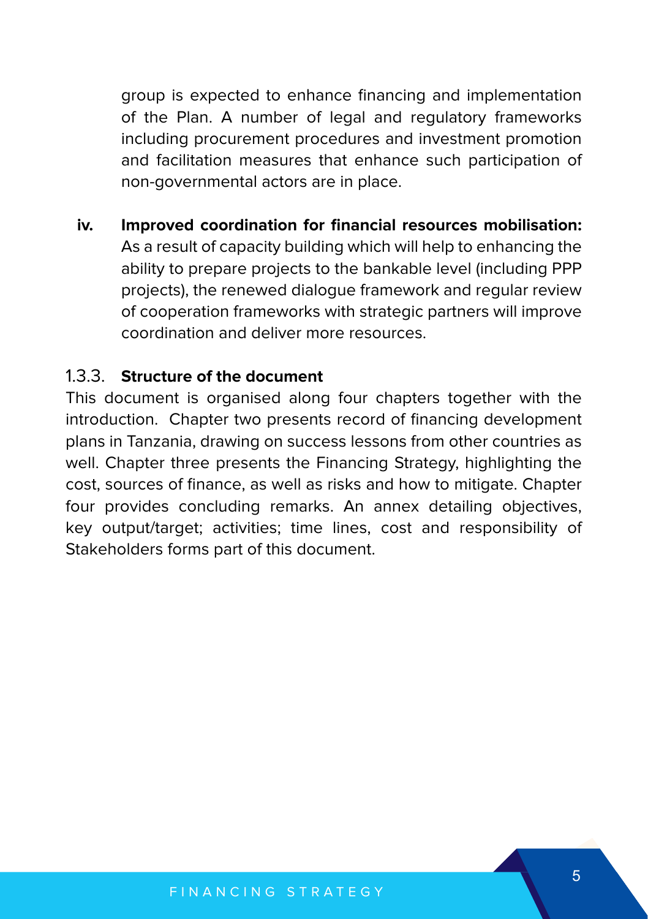group is expected to enhance financing and implementation of the Plan. A number of legal and regulatory frameworks including procurement procedures and investment promotion and facilitation measures that enhance such participation of non-governmental actors are in place.

iv. **Improved coordination for financial resources mobilisation:** As a result of capacity building which will help to enhancing the ability to prepare projects to the bankable level (including PPP projects), the renewed dialogue framework and regular review of cooperation frameworks with strategic partners will improve coordination and deliver more resources.

### 1.3.3. **Structure of the document**

This document is organised along four chapters together with the introduction. Chapter two presents record of financing development plans in Tanzania, drawing on success lessons from other countries as well. Chapter three presents the Financing Strategy, highlighting the cost, sources of finance, as well as risks and how to mitigate. Chapter four provides concluding remarks. An annex detailing objectives, key output/target; activities; time lines, cost and responsibility of Stakeholders forms part of this document.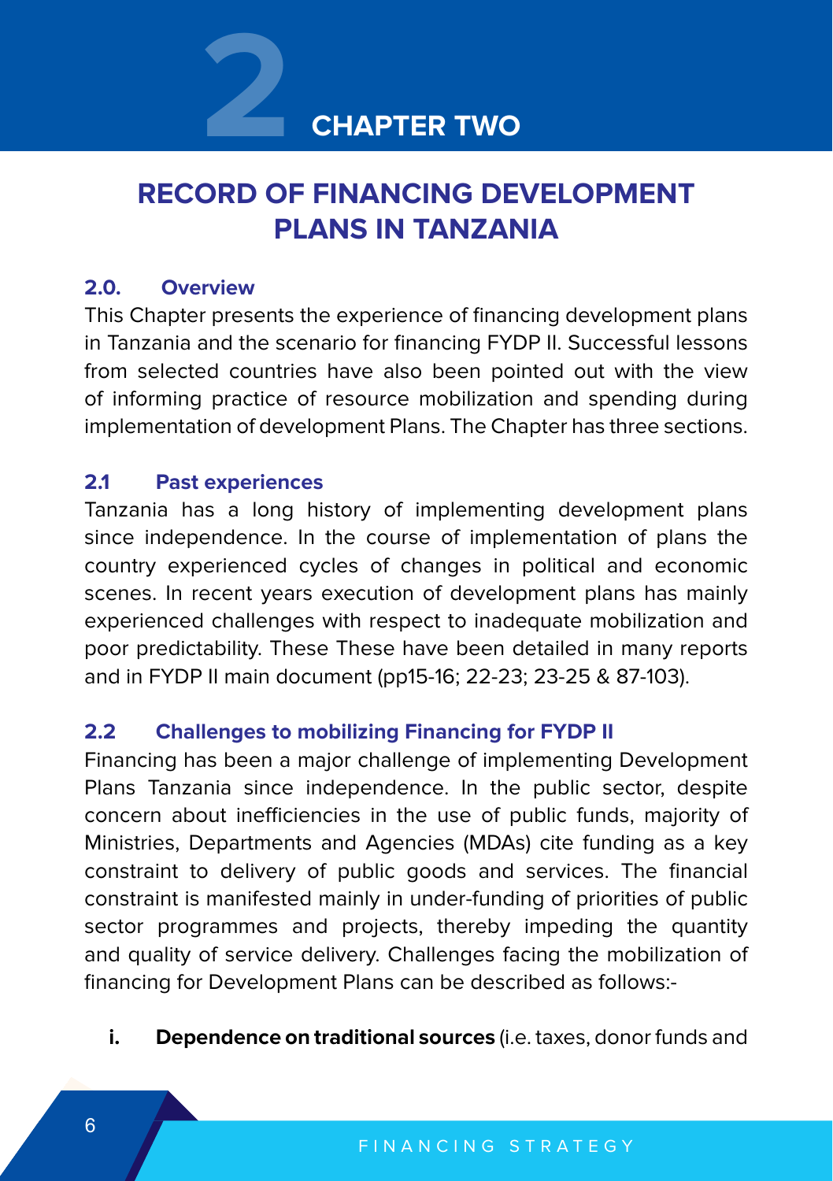# CHAPTER TWO

## RECORD OF FINANCING DEVELOPMENT PLANS IN TANZANIA

### 2.0. Overview

This Chapter presents the experience of financing development plans in Tanzania and the scenario for financing FYDP II. Successful lessons from selected countries have also been pointed out with the view of informing practice of resource mobilization and spending during implementation of development Plans. The Chapter has three sections.

### 2.1 Past experiences

Tanzania has a long history of implementing development plans since independence. In the course of implementation of plans the country experienced cycles of changes in political and economic scenes. In recent years execution of development plans has mainly experienced challenges with respect to inadequate mobilization and poor predictability. These These have been detailed in many reports and in FYDP II main document (pp15-16; 22-23; 23-25 & 87-103).

### 2.2 Challenges to mobilizing Financing for FYDP II

Financing has been a major challenge of implementing Development Plans Tanzania since independence. In the public sector, despite concern about inefficiencies in the use of public funds, majority of Ministries, Departments and Agencies (MDAs) cite funding as a key constraint to delivery of public goods and services. The financial constraint is manifested mainly in under-funding of priorities of public sector programmes and projects, thereby impeding the quantity and quality of service delivery. Challenges facing the mobilization of financing for Development Plans can be described as follows:-

i. **Dependence on traditional sources** (i.e. taxes, donor funds and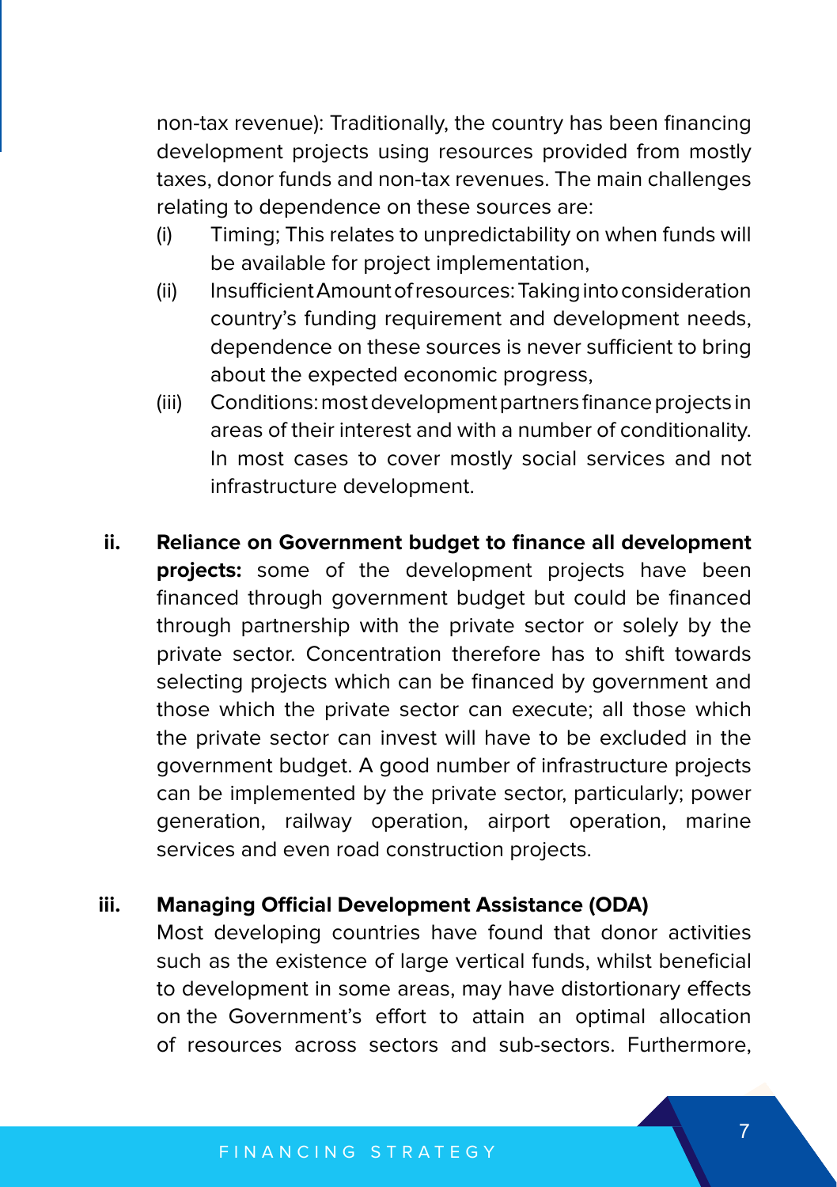non-tax revenue): Traditionally, the country has been financing development projects using resources provided from mostly taxes, donor funds and non-tax revenues. The main challenges relating to dependence on these sources are:

(i) Timing; This relates to unpredictability on when funds will be available for project implementation,

(ii) Insufficient Amount of resources: Taking into consideration country's funding requirement and development needs, dependence on these sources is never sufficient to bring about the expected economic progress,

(iii) Conditions: most development partners finance projects in areas of their interest and with a number of conditionality. In most cases to cover mostly social services and not infrastructure development.

ii. **Reliance on Government budget to finance all development projects:** some of the development projects have been financed through government budget but could be financed through partnership with the private sector or solely by the private sector. Concentration therefore has to shift towards selecting projects which can be financed by government and those which the private sector can execute; all those which the private sector can invest will have to be excluded in the government budget. A good number of infrastructure projects can be implemented by the private sector, particularly; power generation, railway operation, airport operation, marine services and even road construction projects.

iii. **Managing Official Development Assistance (ODA)**

Most developing countries have found that donor activities such as the existence of large vertical funds, whilst beneficial to development in some areas, may have distortionary effects on the Government's effort to attain an optimal allocation of resources across sectors and sub-sectors. Furthermore,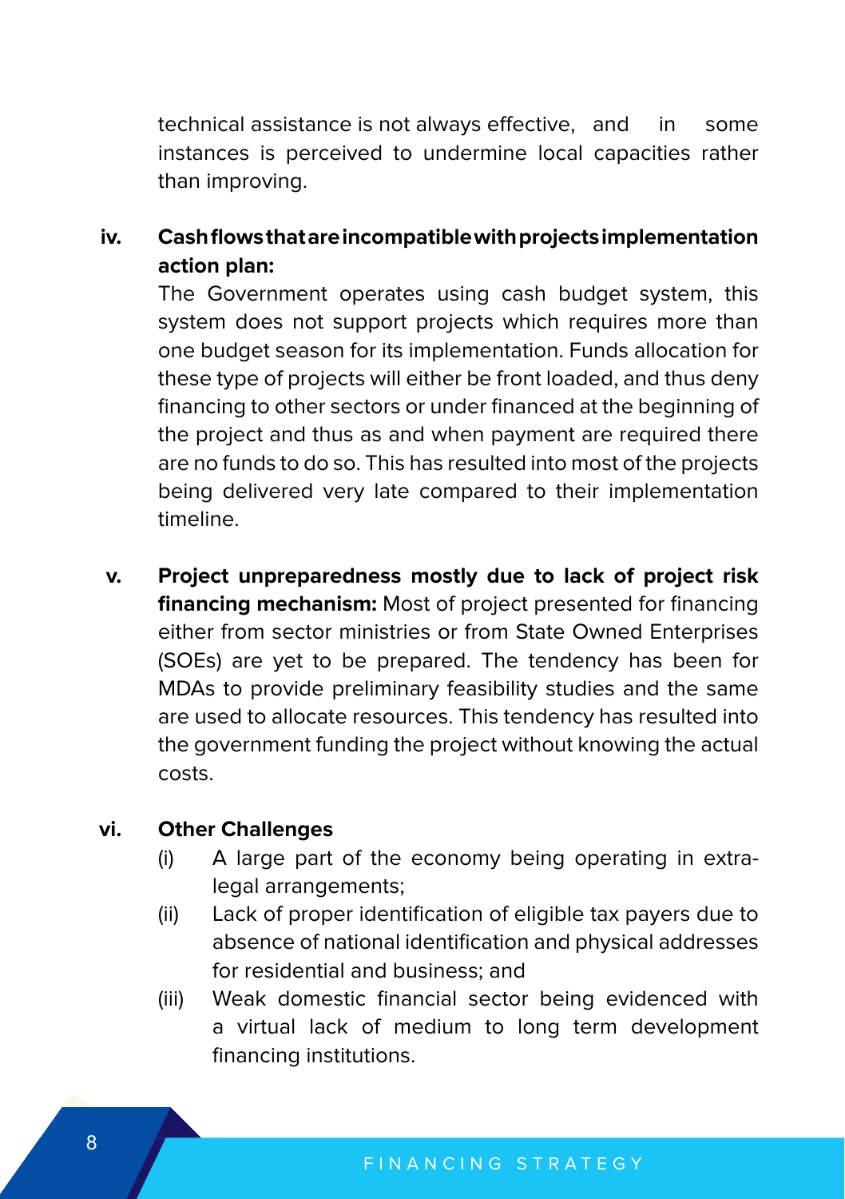technical assistance is not always effective, and in some instances is perceived to undermine local capacities rather than improving.

iv. **Cash flows that are incompatible with projects implementation action plan:**
The Government operates using cash budget system, this system does not support projects which requires more than one budget season for its implementation. Funds allocation for these type of projects will either be front loaded, and thus deny financing to other sectors or under financed at the beginning of the project and thus as and when payment are required there are no funds to do so. This has resulted into most of the projects being delivered very late compared to their implementation timeline.

v. **Project unpreparedness mostly due to lack of project risk financing mechanism:** Most of project presented for financing either from sector ministries or from State Owned Enterprises (SOEs) are yet to be prepared. The tendency has been for MDAs to provide preliminary feasibility studies and the same are used to allocate resources. This tendency has resulted into the government funding the project without knowing the actual costs.

vi. **Other Challenges**
   (i) A large part of the economy being operating in extra-legal arrangements;
   (ii) Lack of proper identification of eligible tax payers due to absence of national identification and physical addresses for residential and business; and
   (iii) Weak domestic financial sector being evidenced with a virtual lack of medium to long term development financing institutions.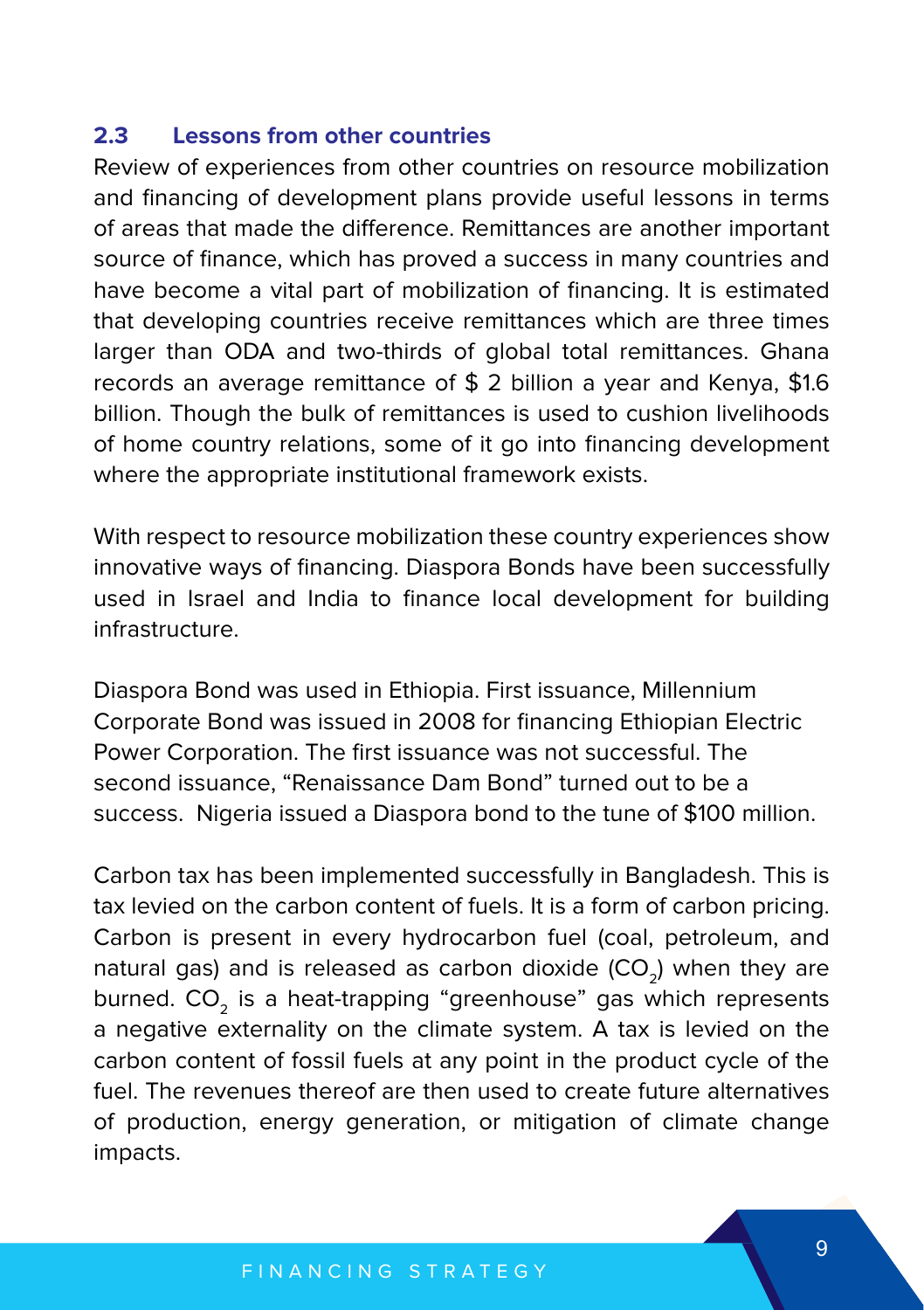## 2.3 Lessons from other countries

Review of experiences from other countries on resource mobilization and financing of development plans provide useful lessons in terms of areas that made the difference. Remittances are another important source of finance, which has proved a success in many countries and have become a vital part of mobilization of financing. It is estimated that developing countries receive remittances which are three times larger than ODA and two-thirds of global total remittances. Ghana records an average remittance of $ 2 billion a year and Kenya, $1.6 billion. Though the bulk of remittances is used to cushion livelihoods of home country relations, some of it go into financing development where the appropriate institutional framework exists.

With respect to resource mobilization these country experiences show innovative ways of financing. Diaspora Bonds have been successfully used in Israel and India to finance local development for building infrastructure.

Diaspora Bond was used in Ethiopia. First issuance, Millennium Corporate Bond was issued in 2008 for financing Ethiopian Electric Power Corporation. The first issuance was not successful. The second issuance, "Renaissance Dam Bond" turned out to be a success. Nigeria issued a Diaspora bond to the tune of $100 million.

Carbon tax has been implemented successfully in Bangladesh. This is tax levied on the carbon content of fuels. It is a form of carbon pricing. Carbon is present in every hydrocarbon fuel (coal, petroleum, and natural gas) and is released as carbon dioxide ($CO_2$) when they are burned. $CO_2$ is a heat-trapping "greenhouse" gas which represents a negative externality on the climate system. A tax is levied on the carbon content of fossil fuels at any point in the product cycle of the fuel. The revenues thereof are then used to create future alternatives of production, energy generation, or mitigation of climate change impacts.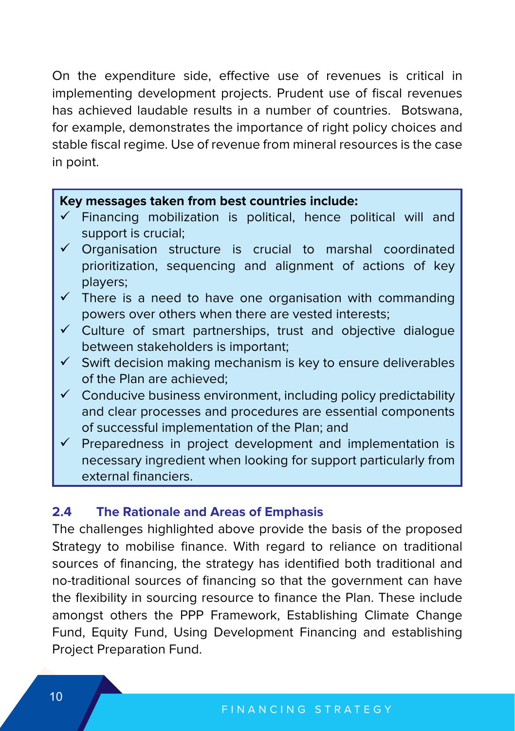On the expenditure side, effective use of revenues is critical in implementing development projects. Prudent use of fiscal revenues has achieved laudable results in a number of countries. Botswana, for example, demonstrates the importance of right policy choices and stable fiscal regime. Use of revenue from mineral resources is the case in point.

**Key messages taken from best countries include:**

- ✓ Financing mobilization is political, hence political will and support is crucial;
- ✓ Organisation structure is crucial to marshal coordinated prioritization, sequencing and alignment of actions of key players;
- ✓ There is a need to have one organisation with commanding powers over others when there are vested interests;
- ✓ Culture of smart partnerships, trust and objective dialogue between stakeholders is important;
- ✓ Swift decision making mechanism is key to ensure deliverables of the Plan are achieved;
- ✓ Conducive business environment, including policy predictability and clear processes and procedures are essential components of successful implementation of the Plan; and
- ✓ Preparedness in project development and implementation is necessary ingredient when looking for support particularly from external financiers.

### 2.4 The Rationale and Areas of Emphasis

The challenges highlighted above provide the basis of the proposed Strategy to mobilise finance. With regard to reliance on traditional sources of financing, the strategy has identified both traditional and no-traditional sources of financing so that the government can have the flexibility in sourcing resource to finance the Plan. These include amongst others the PPP Framework, Establishing Climate Change Fund, Equity Fund, Using Development Financing and establishing Project Preparation Fund.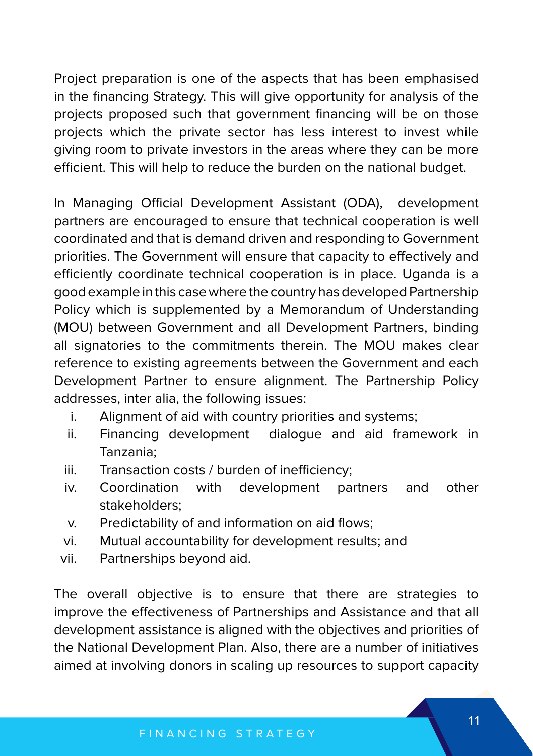Project preparation is one of the aspects that has been emphasised in the financing Strategy. This will give opportunity for analysis of the projects proposed such that government financing will be on those projects which the private sector has less interest to invest while giving room to private investors in the areas where they can be more efficient. This will help to reduce the burden on the national budget.

In Managing Official Development Assistant (ODA), development partners are encouraged to ensure that technical cooperation is well coordinated and that is demand driven and responding to Government priorities. The Government will ensure that capacity to effectively and efficiently coordinate technical cooperation is in place. Uganda is a good example in this case where the country has developed Partnership Policy which is supplemented by a Memorandum of Understanding (MOU) between Government and all Development Partners, binding all signatories to the commitments therein. The MOU makes clear reference to existing agreements between the Government and each Development Partner to ensure alignment. The Partnership Policy addresses, inter alia, the following issues:

i. Alignment of aid with country priorities and systems;
ii. Financing development dialogue and aid framework in Tanzania;
iii. Transaction costs / burden of inefficiency;
iv. Coordination with development partners and other stakeholders;
v. Predictability of and information on aid flows;
vi. Mutual accountability for development results; and
vii. Partnerships beyond aid.

The overall objective is to ensure that there are strategies to improve the effectiveness of Partnerships and Assistance and that all development assistance is aligned with the objectives and priorities of the National Development Plan. Also, there are a number of initiatives aimed at involving donors in scaling up resources to support capacity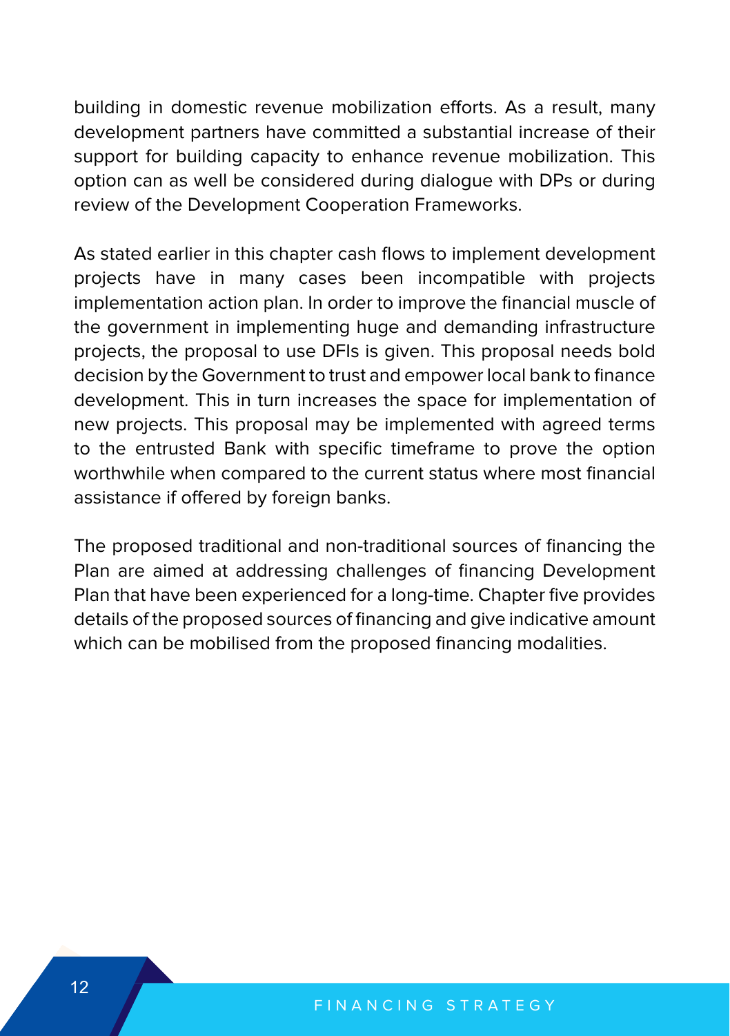building in domestic revenue mobilization efforts. As a result, many development partners have committed a substantial increase of their support for building capacity to enhance revenue mobilization. This option can as well be considered during dialogue with DPs or during review of the Development Cooperation Frameworks.

As stated earlier in this chapter cash flows to implement development projects have in many cases been incompatible with projects implementation action plan. In order to improve the financial muscle of the government in implementing huge and demanding infrastructure projects, the proposal to use DFIs is given. This proposal needs bold decision by the Government to trust and empower local bank to finance development. This in turn increases the space for implementation of new projects. This proposal may be implemented with agreed terms to the entrusted Bank with specific timeframe to prove the option worthwhile when compared to the current status where most financial assistance if offered by foreign banks.

The proposed traditional and non-traditional sources of financing the Plan are aimed at addressing challenges of financing Development Plan that have been experienced for a long-time. Chapter five provides details of the proposed sources of financing and give indicative amount which can be mobilised from the proposed financing modalities.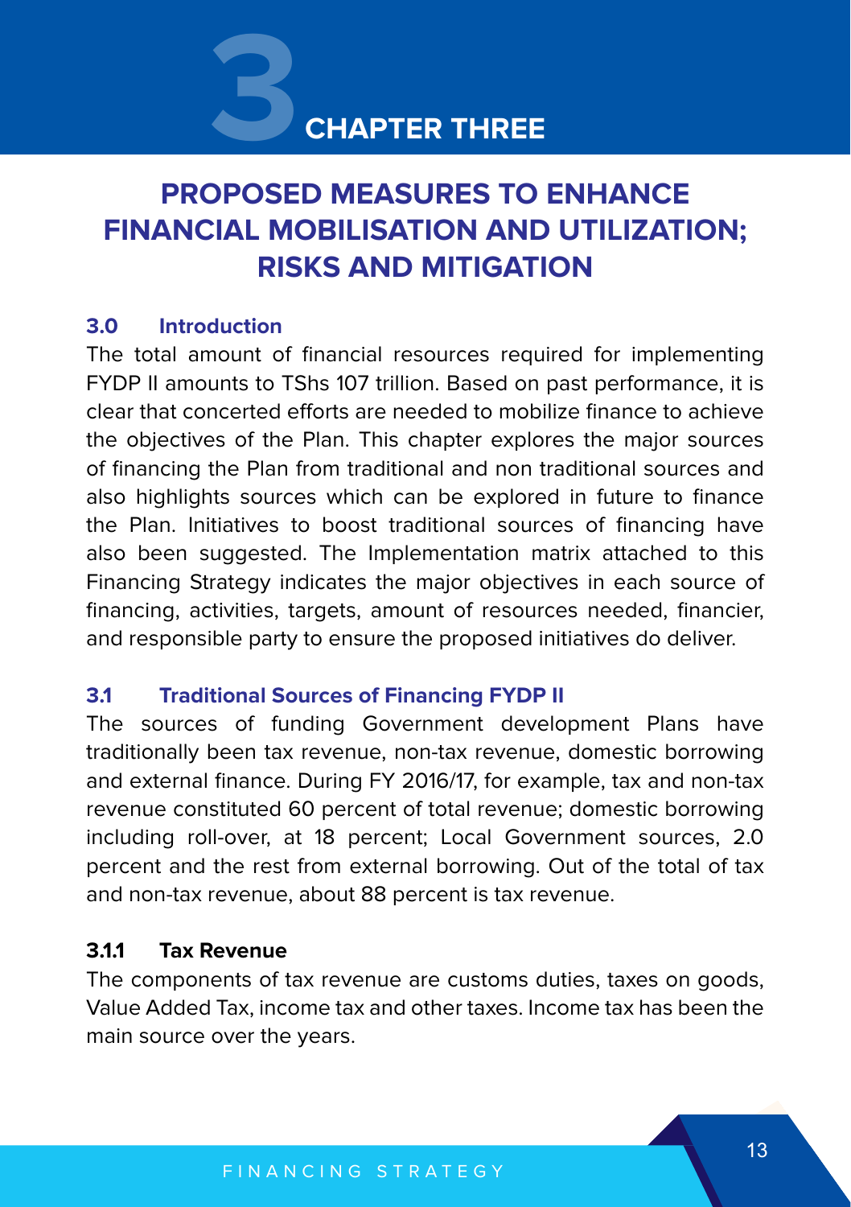# CHAPTER THREE

## PROPOSED MEASURES TO ENHANCE FINANCIAL MOBILISATION AND UTILIZATION; RISKS AND MITIGATION

### 3.0 Introduction

The total amount of financial resources required for implementing FYDP II amounts to TShs 107 trillion. Based on past performance, it is clear that concerted efforts are needed to mobilize finance to achieve the objectives of the Plan. This chapter explores the major sources of financing the Plan from traditional and non traditional sources and also highlights sources which can be explored in future to finance the Plan. Initiatives to boost traditional sources of financing have also been suggested. The Implementation matrix attached to this Financing Strategy indicates the major objectives in each source of financing, activities, targets, amount of resources needed, financier, and responsible party to ensure the proposed initiatives do deliver.

### 3.1 Traditional Sources of Financing FYDP II

The sources of funding Government development Plans have traditionally been tax revenue, non-tax revenue, domestic borrowing and external finance. During FY 2016/17, for example, tax and non-tax revenue constituted 60 percent of total revenue; domestic borrowing including roll-over, at 18 percent; Local Government sources, 2.0 percent and the rest from external borrowing. Out of the total of tax and non-tax revenue, about 88 percent is tax revenue.

#### 3.1.1 Tax Revenue

The components of tax revenue are customs duties, taxes on goods, Value Added Tax, income tax and other taxes. Income tax has been the main source over the years.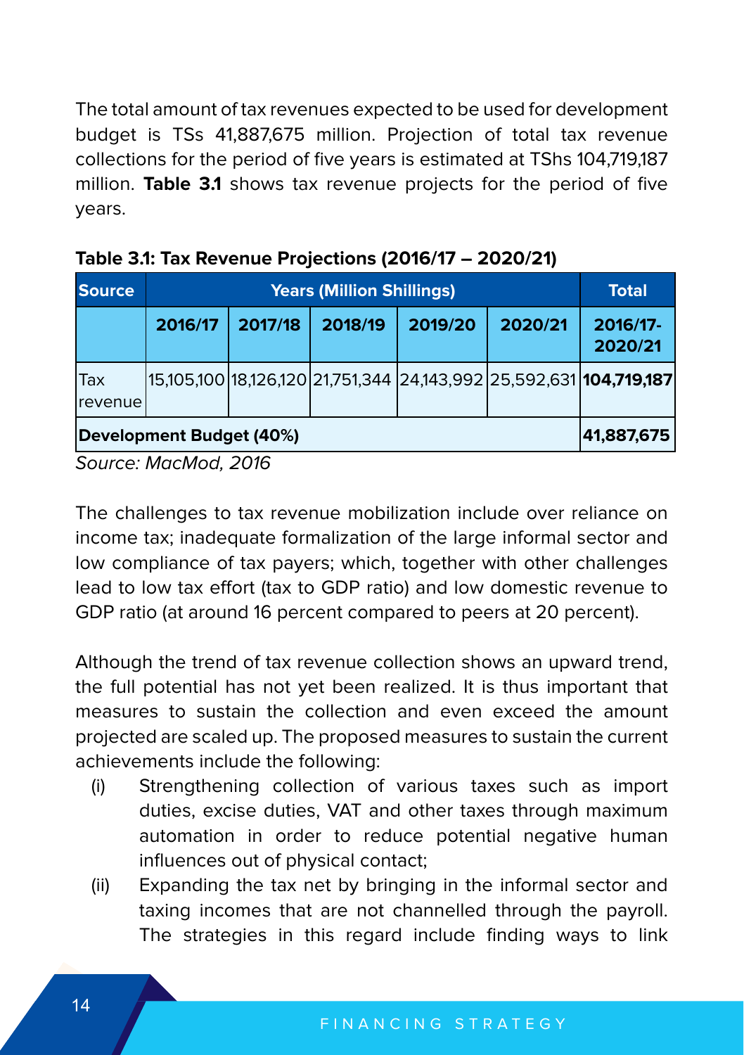The total amount of tax revenues expected to be used for development budget is TSs 41,887,675 million. Projection of total tax revenue collections for the period of five years is estimated at TShs 104,719,187 million. **Table 3.1** shows tax revenue projects for the period of five years.

**Table 3.1: Tax Revenue Projections (2016/17 – 2020/21)**

| Source | Years (Million Shillings) | | | | | Total |
|---|---|---|---|---|---|---|
| | 2016/17 | 2017/18 | 2018/19 | 2019/20 | 2020/21 | 2016/17-2020/21 |
| Tax revenue | 15,105,100 | 18,126,120 | 21,751,344 | 24,143,992 | 25,592,631 | **104,719,187** |
| **Development Budget (40%)** | | | | | | **41,887,675** |

*Source: MacMod, 2016*

The challenges to tax revenue mobilization include over reliance on income tax; inadequate formalization of the large informal sector and low compliance of tax payers; which, together with other challenges lead to low tax effort (tax to GDP ratio) and low domestic revenue to GDP ratio (at around 16 percent compared to peers at 20 percent).

Although the trend of tax revenue collection shows an upward trend, the full potential has not yet been realized. It is thus important that measures to sustain the collection and even exceed the amount projected are scaled up. The proposed measures to sustain the current achievements include the following:

(i) Strengthening collection of various taxes such as import duties, excise duties, VAT and other taxes through maximum automation in order to reduce potential negative human influences out of physical contact;

(ii) Expanding the tax net by bringing in the informal sector and taxing incomes that are not channelled through the payroll. The strategies in this regard include finding ways to link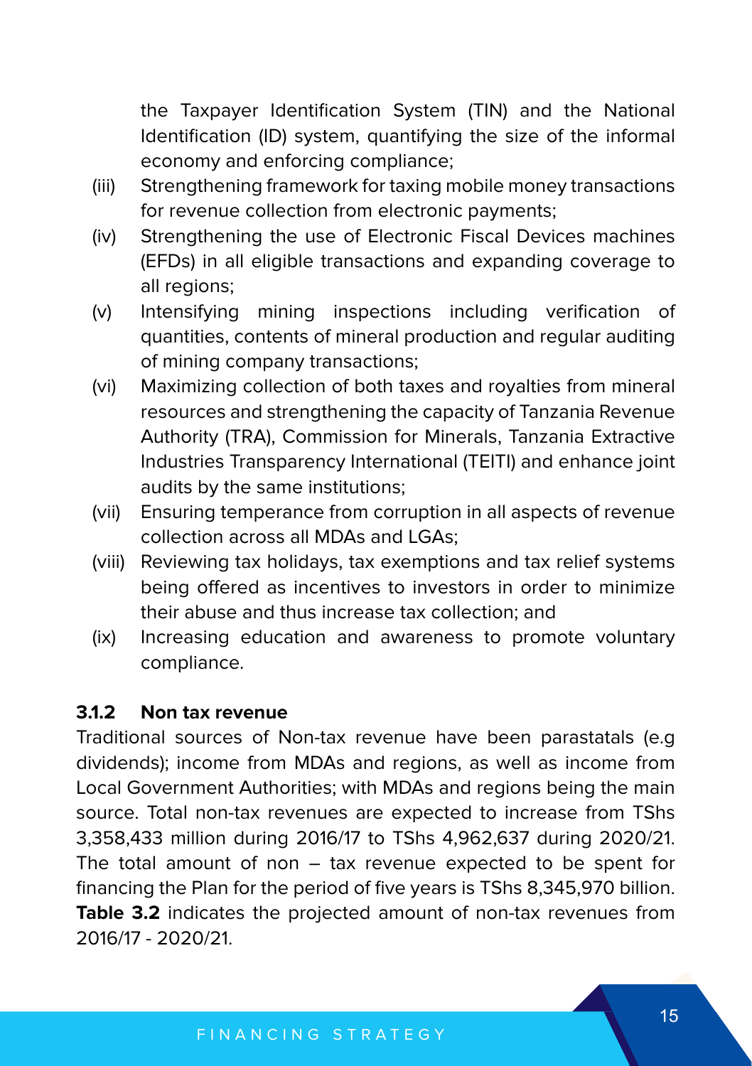the Taxpayer Identification System (TIN) and the National Identification (ID) system, quantifying the size of the informal economy and enforcing compliance;

(iii) Strengthening framework for taxing mobile money transactions for revenue collection from electronic payments;

(iv) Strengthening the use of Electronic Fiscal Devices machines (EFDs) in all eligible transactions and expanding coverage to all regions;

(v) Intensifying mining inspections including verification of quantities, contents of mineral production and regular auditing of mining company transactions;

(vi) Maximizing collection of both taxes and royalties from mineral resources and strengthening the capacity of Tanzania Revenue Authority (TRA), Commission for Minerals, Tanzania Extractive Industries Transparency International (TEITI) and enhance joint audits by the same institutions;

(vii) Ensuring temperance from corruption in all aspects of revenue collection across all MDAs and LGAs;

(viii) Reviewing tax holidays, tax exemptions and tax relief systems being offered as incentives to investors in order to minimize their abuse and thus increase tax collection; and

(ix) Increasing education and awareness to promote voluntary compliance.

### 3.1.2 Non tax revenue

Traditional sources of Non-tax revenue have been parastatals (e.g dividends); income from MDAs and regions, as well as income from Local Government Authorities; with MDAs and regions being the main source. Total non-tax revenues are expected to increase from TShs 3,358,433 million during 2016/17 to TShs 4,962,637 during 2020/21. The total amount of non – tax revenue expected to be spent for financing the Plan for the period of five years is TShs 8,345,970 billion. **Table 3.2** indicates the projected amount of non-tax revenues from 2016/17 - 2020/21.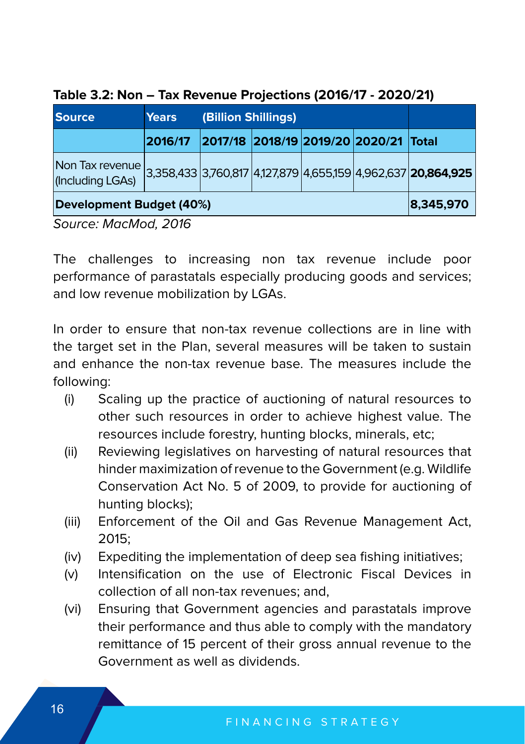**Table 3.2: Non – Tax Revenue Projections (2016/17 - 2020/21)**

| Source | Years | (Billion Shillings) | | | | |
|---|---|---|---|---|---|---|
| | 2016/17 | 2017/18 | 2018/19 | 2019/20 | 2020/21 | Total |
| Non Tax revenue (Including LGAs) | 3,358,433 | 3,760,817 | 4,127,879 | 4,655,159 | 4,962,637 | **20,864,925** |
| **Development Budget (40%)** | | | | | | **8,345,970** |

*Source: MacMod, 2016*

The challenges to increasing non tax revenue include poor performance of parastatals especially producing goods and services; and low revenue mobilization by LGAs.

In order to ensure that non-tax revenue collections are in line with the target set in the Plan, several measures will be taken to sustain and enhance the non-tax revenue base. The measures include the following:

(i) Scaling up the practice of auctioning of natural resources to other such resources in order to achieve highest value. The resources include forestry, hunting blocks, minerals, etc;

(ii) Reviewing legislatives on harvesting of natural resources that hinder maximization of revenue to the Government (e.g. Wildlife Conservation Act No. 5 of 2009, to provide for auctioning of hunting blocks);

(iii) Enforcement of the Oil and Gas Revenue Management Act, 2015;

(iv) Expediting the implementation of deep sea fishing initiatives;

(v) Intensification on the use of Electronic Fiscal Devices in collection of all non-tax revenues; and,

(vi) Ensuring that Government agencies and parastatals improve their performance and thus able to comply with the mandatory remittance of 15 percent of their gross annual revenue to the Government as well as dividends.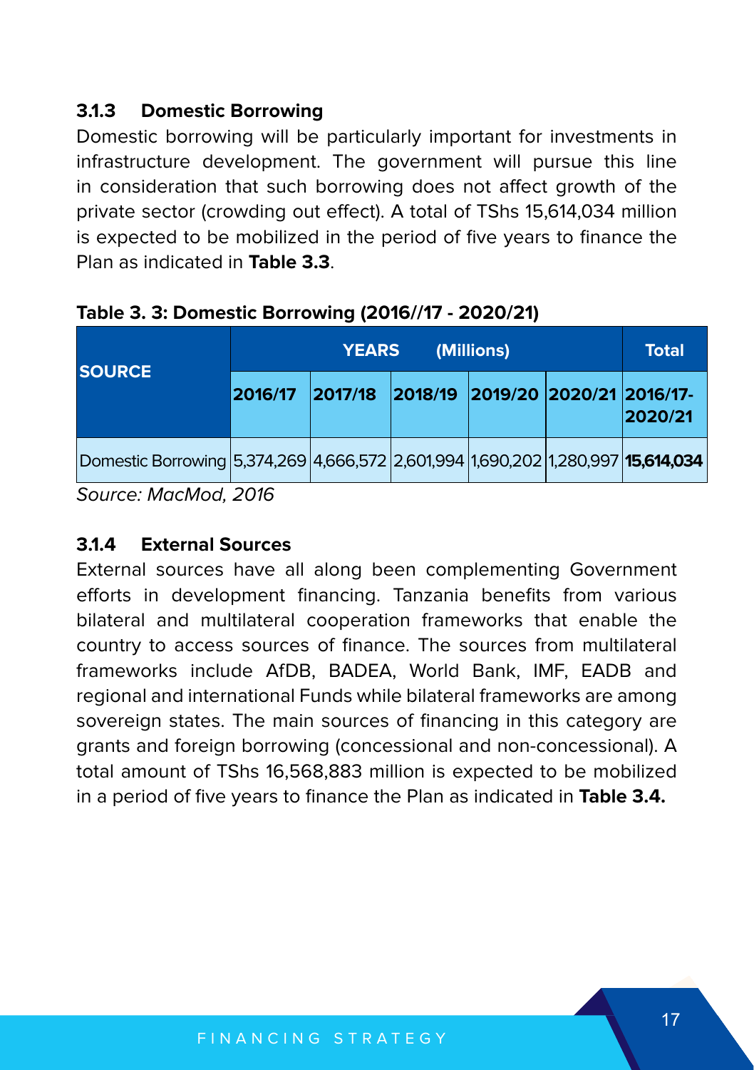### 3.1.3 Domestic Borrowing

Domestic borrowing will be particularly important for investments in infrastructure development. The government will pursue this line in consideration that such borrowing does not affect growth of the private sector (crowding out effect). A total of TShs 15,614,034 million is expected to be mobilized in the period of five years to finance the Plan as indicated in **Table 3.3**.

**Table 3. 3: Domestic Borrowing (2016//17 - 2020/21)**

| SOURCE | YEARS (Millions) | | | | | Total |
|---|---|---|---|---|---|---|
| | 2016/17 | 2017/18 | 2018/19 | 2019/20 | 2020/21 | 2016/17-2020/21 |
| Domestic Borrowing | 5,374,269 | 4,666,572 | 2,601,994 | 1,690,202 | 1,280,997 | **15,614,034** |

*Source: MacMod, 2016*

### 3.1.4 External Sources

External sources have all along been complementing Government efforts in development financing. Tanzania benefits from various bilateral and multilateral cooperation frameworks that enable the country to access sources of finance. The sources from multilateral frameworks include AfDB, BADEA, World Bank, IMF, EADB and regional and international Funds while bilateral frameworks are among sovereign states. The main sources of financing in this category are grants and foreign borrowing (concessional and non-concessional). A total amount of TShs 16,568,883 million is expected to be mobilized in a period of five years to finance the Plan as indicated in **Table 3.4.**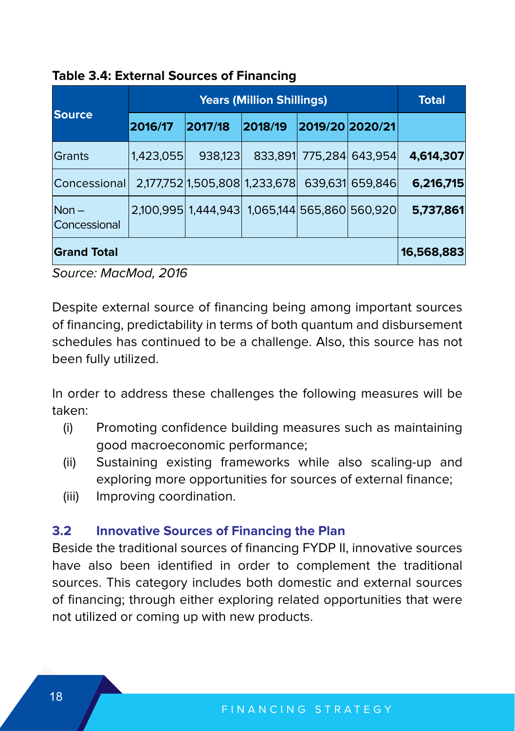**Table 3.4: External Sources of Financing**

| Source | Years (Million Shillings) | | | | | Total |
|---|---|---|---|---|---|---|
| | 2016/17 | 2017/18 | 2018/19 | 2019/20 | 2020/21 | |
| Grants | 1,423,055 | 938,123 | 833,891 | 775,284 | 643,954 | **4,614,307** |
| Concessional | 2,177,752 | 1,505,808 | 1,233,678 | 639,631 | 659,846 | **6,216,715** |
| Non – Concessional | 2,100,995 | 1,444,943 | 1,065,144 | 565,860 | 560,920 | **5,737,861** |
| **Grand Total** | | | | | | **16,568,883** |

*Source: MacMod, 2016*

Despite external source of financing being among important sources of financing, predictability in terms of both quantum and disbursement schedules has continued to be a challenge. Also, this source has not been fully utilized.

In order to address these challenges the following measures will be taken:

(i) Promoting confidence building measures such as maintaining good macroeconomic performance;

(ii) Sustaining existing frameworks while also scaling-up and exploring more opportunities for sources of external finance;

(iii) Improving coordination.

## 3.2 Innovative Sources of Financing the Plan

Beside the traditional sources of financing FYDP II, innovative sources have also been identified in order to complement the traditional sources. This category includes both domestic and external sources of financing; through either exploring related opportunities that were not utilized or coming up with new products.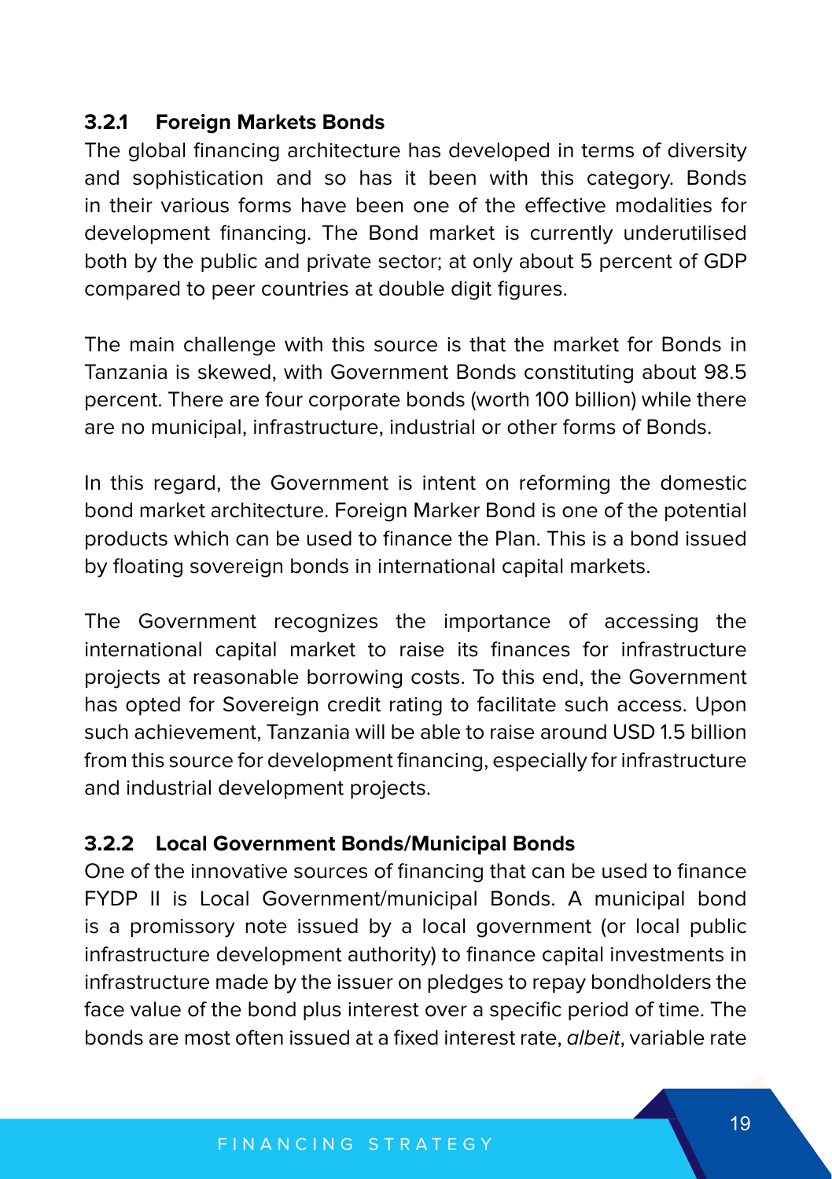### 3.2.1 Foreign Markets Bonds

The global financing architecture has developed in terms of diversity and sophistication and so has it been with this category. Bonds in their various forms have been one of the effective modalities for development financing. The Bond market is currently underutilised both by the public and private sector; at only about 5 percent of GDP compared to peer countries at double digit figures.

The main challenge with this source is that the market for Bonds in Tanzania is skewed, with Government Bonds constituting about 98.5 percent. There are four corporate bonds (worth 100 billion) while there are no municipal, infrastructure, industrial or other forms of Bonds.

In this regard, the Government is intent on reforming the domestic bond market architecture. Foreign Marker Bond is one of the potential products which can be used to finance the Plan. This is a bond issued by floating sovereign bonds in international capital markets.

The Government recognizes the importance of accessing the international capital market to raise its finances for infrastructure projects at reasonable borrowing costs. To this end, the Government has opted for Sovereign credit rating to facilitate such access. Upon such achievement, Tanzania will be able to raise around USD 1.5 billion from this source for development financing, especially for infrastructure and industrial development projects.

### 3.2.2 Local Government Bonds/Municipal Bonds

One of the innovative sources of financing that can be used to finance FYDP II is Local Government/municipal Bonds. A municipal bond is a promissory note issued by a local government (or local public infrastructure development authority) to finance capital investments in infrastructure made by the issuer on pledges to repay bondholders the face value of the bond plus interest over a specific period of time. The bonds are most often issued at a fixed interest rate, *albeit*, variable rate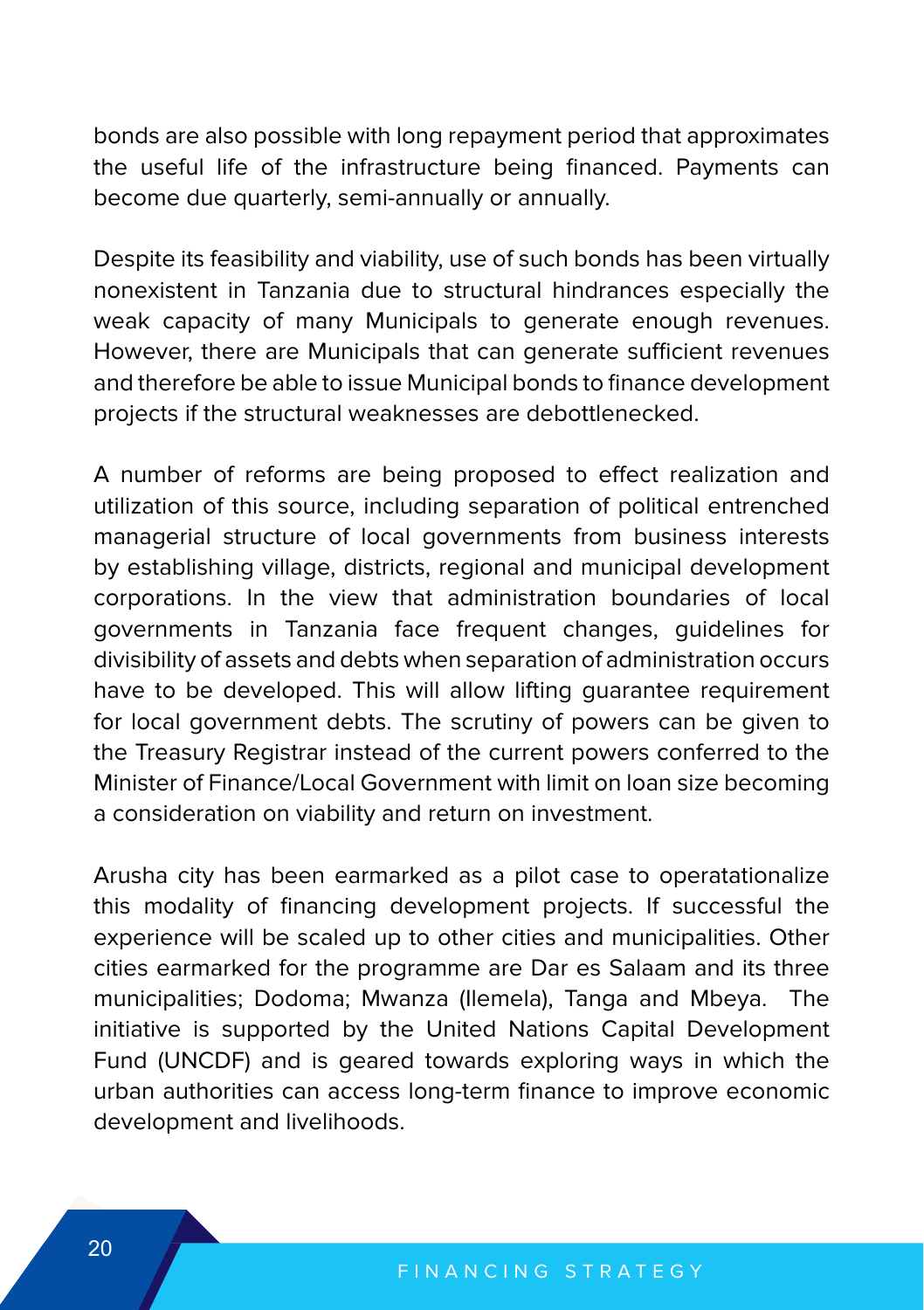bonds are also possible with long repayment period that approximates the useful life of the infrastructure being financed. Payments can become due quarterly, semi-annually or annually.

Despite its feasibility and viability, use of such bonds has been virtually nonexistent in Tanzania due to structural hindrances especially the weak capacity of many Municipals to generate enough revenues. However, there are Municipals that can generate sufficient revenues and therefore be able to issue Municipal bonds to finance development projects if the structural weaknesses are debottlenecked.

A number of reforms are being proposed to effect realization and utilization of this source, including separation of political entrenched managerial structure of local governments from business interests by establishing village, districts, regional and municipal development corporations. In the view that administration boundaries of local governments in Tanzania face frequent changes, guidelines for divisibility of assets and debts when separation of administration occurs have to be developed. This will allow lifting guarantee requirement for local government debts. The scrutiny of powers can be given to the Treasury Registrar instead of the current powers conferred to the Minister of Finance/Local Government with limit on loan size becoming a consideration on viability and return on investment.

Arusha city has been earmarked as a pilot case to operatationalize this modality of financing development projects. If successful the experience will be scaled up to other cities and municipalities. Other cities earmarked for the programme are Dar es Salaam and its three municipalities; Dodoma; Mwanza (Ilemela), Tanga and Mbeya. The initiative is supported by the United Nations Capital Development Fund (UNCDF) and is geared towards exploring ways in which the urban authorities can access long-term finance to improve economic development and livelihoods.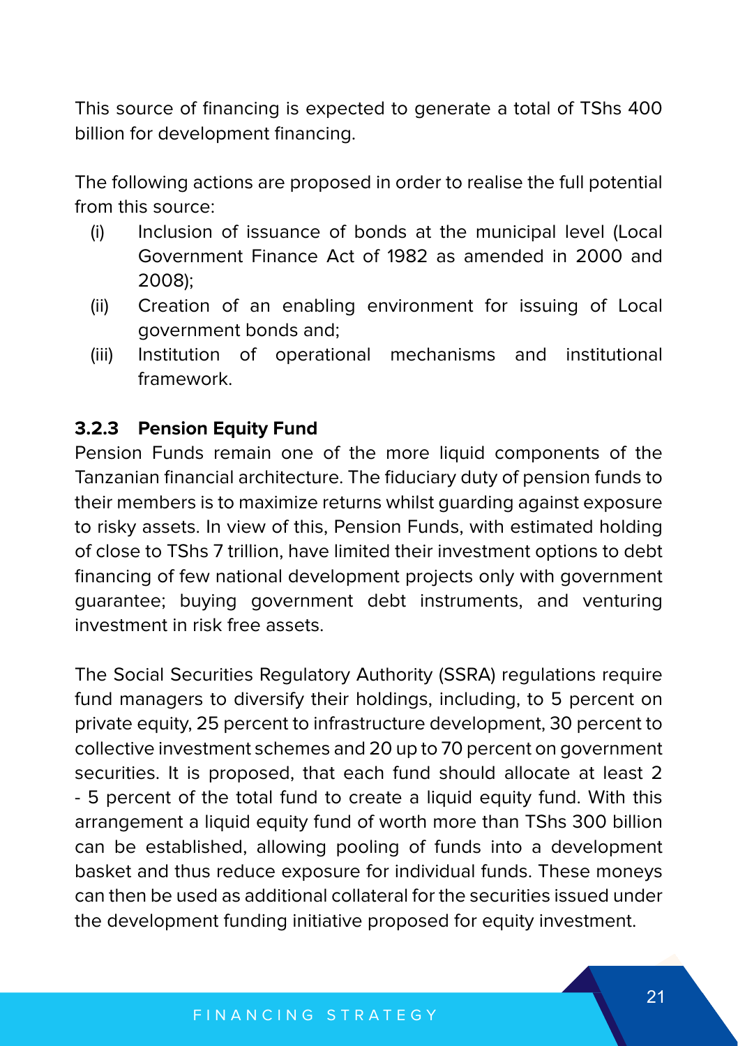This source of financing is expected to generate a total of TShs 400 billion for development financing.

The following actions are proposed in order to realise the full potential from this source:

(i) Inclusion of issuance of bonds at the municipal level (Local Government Finance Act of 1982 as amended in 2000 and 2008);

(ii) Creation of an enabling environment for issuing of Local government bonds and;

(iii) Institution of operational mechanisms and institutional framework.

### 3.2.3 Pension Equity Fund

Pension Funds remain one of the more liquid components of the Tanzanian financial architecture. The fiduciary duty of pension funds to their members is to maximize returns whilst guarding against exposure to risky assets. In view of this, Pension Funds, with estimated holding of close to TShs 7 trillion, have limited their investment options to debt financing of few national development projects only with government guarantee; buying government debt instruments, and venturing investment in risk free assets.

The Social Securities Regulatory Authority (SSRA) regulations require fund managers to diversify their holdings, including, to 5 percent on private equity, 25 percent to infrastructure development, 30 percent to collective investment schemes and 20 up to 70 percent on government securities. It is proposed, that each fund should allocate at least 2 - 5 percent of the total fund to create a liquid equity fund. With this arrangement a liquid equity fund of worth more than TShs 300 billion can be established, allowing pooling of funds into a development basket and thus reduce exposure for individual funds. These moneys can then be used as additional collateral for the securities issued under the development funding initiative proposed for equity investment.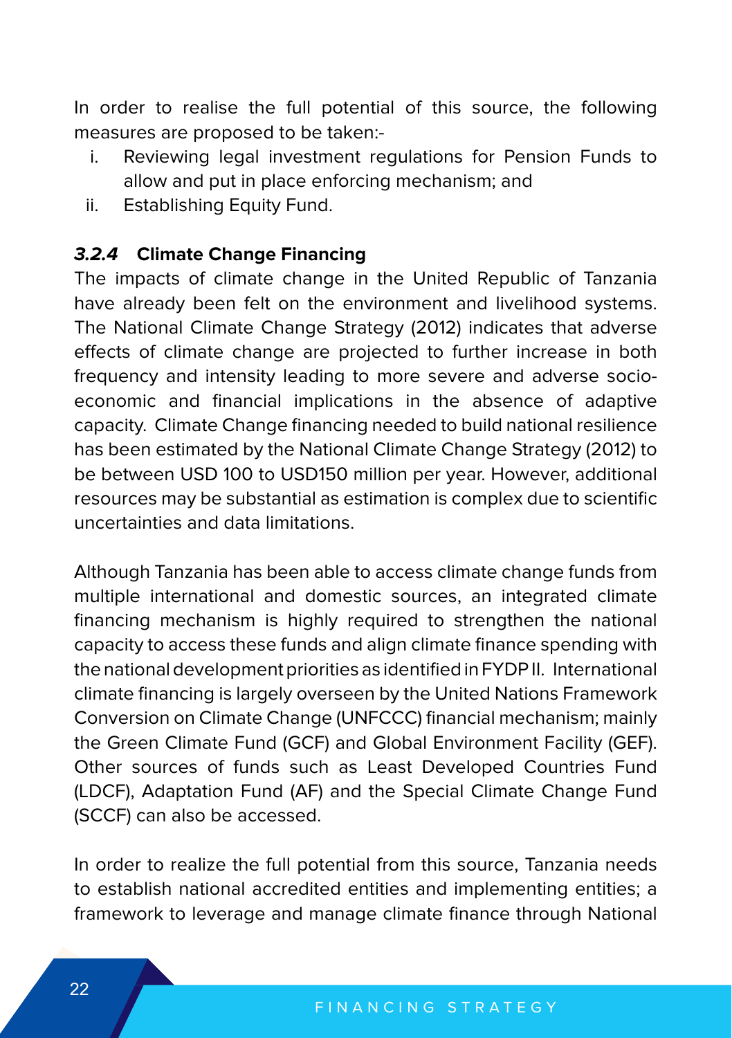In order to realise the full potential of this source, the following measures are proposed to be taken:-

i. Reviewing legal investment regulations for Pension Funds to allow and put in place enforcing mechanism; and
ii. Establishing Equity Fund.

### ***3.2.4*** **Climate Change Financing**

The impacts of climate change in the United Republic of Tanzania have already been felt on the environment and livelihood systems. The National Climate Change Strategy (2012) indicates that adverse effects of climate change are projected to further increase in both frequency and intensity leading to more severe and adverse socio-economic and financial implications in the absence of adaptive capacity. Climate Change financing needed to build national resilience has been estimated by the National Climate Change Strategy (2012) to be between USD 100 to USD150 million per year. However, additional resources may be substantial as estimation is complex due to scientific uncertainties and data limitations.

Although Tanzania has been able to access climate change funds from multiple international and domestic sources, an integrated climate financing mechanism is highly required to strengthen the national capacity to access these funds and align climate finance spending with the national development priorities as identified in FYDP II. International climate financing is largely overseen by the United Nations Framework Conversion on Climate Change (UNFCCC) financial mechanism; mainly the Green Climate Fund (GCF) and Global Environment Facility (GEF). Other sources of funds such as Least Developed Countries Fund (LDCF), Adaptation Fund (AF) and the Special Climate Change Fund (SCCF) can also be accessed.

In order to realize the full potential from this source, Tanzania needs to establish national accredited entities and implementing entities; a framework to leverage and manage climate finance through National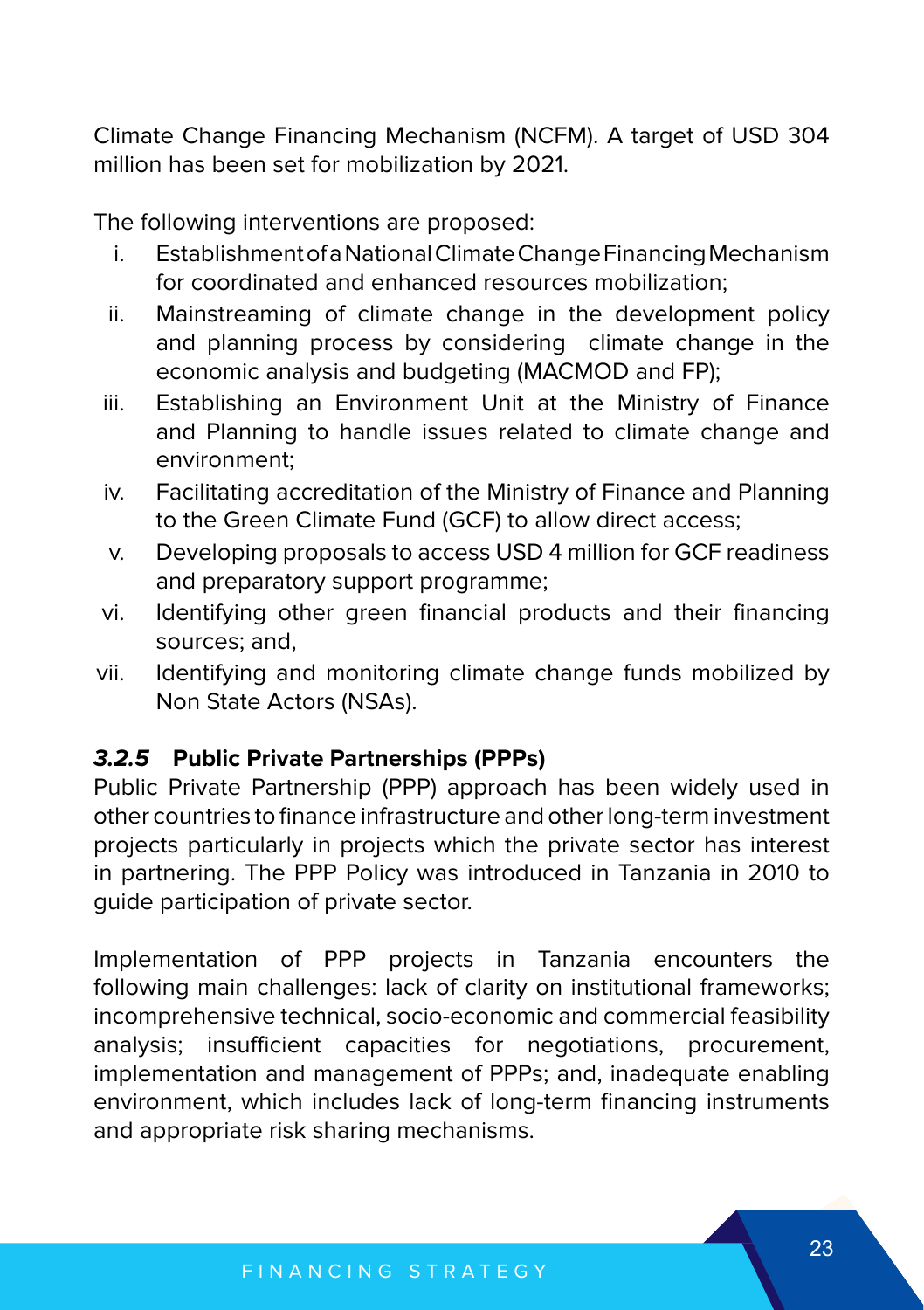Climate Change Financing Mechanism (NCFM). A target of USD 304 million has been set for mobilization by 2021.

The following interventions are proposed:

i. Establishment of a National Climate Change Financing Mechanism for coordinated and enhanced resources mobilization;
ii. Mainstreaming of climate change in the development policy and planning process by considering climate change in the economic analysis and budgeting (MACMOD and FP);
iii. Establishing an Environment Unit at the Ministry of Finance and Planning to handle issues related to climate change and environment;
iv. Facilitating accreditation of the Ministry of Finance and Planning to the Green Climate Fund (GCF) to allow direct access;
v. Developing proposals to access USD 4 million for GCF readiness and preparatory support programme;
vi. Identifying other green financial products and their financing sources; and,
vii. Identifying and monitoring climate change funds mobilized by Non State Actors (NSAs).

### *3.2.5* Public Private Partnerships (PPPs)

Public Private Partnership (PPP) approach has been widely used in other countries to finance infrastructure and other long-term investment projects particularly in projects which the private sector has interest in partnering. The PPP Policy was introduced in Tanzania in 2010 to guide participation of private sector.

Implementation of PPP projects in Tanzania encounters the following main challenges: lack of clarity on institutional frameworks; incomprehensive technical, socio-economic and commercial feasibility analysis; insufficient capacities for negotiations, procurement, implementation and management of PPPs; and, inadequate enabling environment, which includes lack of long-term financing instruments and appropriate risk sharing mechanisms.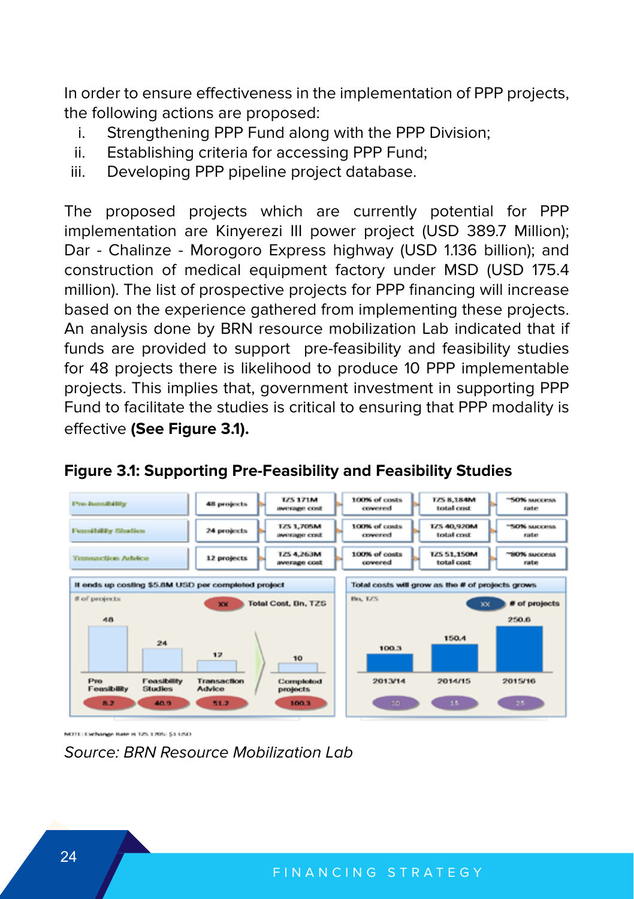In order to ensure effectiveness in the implementation of PPP projects, the following actions are proposed:

i. Strengthening PPP Fund along with the PPP Division;
ii. Establishing criteria for accessing PPP Fund;
iii. Developing PPP pipeline project database.

The proposed projects which are currently potential for PPP implementation are Kinyerezi III power project (USD 389.7 Million); Dar - Chalinze - Morogoro Express highway (USD 1.136 billion); and construction of medical equipment factory under MSD (USD 175.4 million). The list of prospective projects for PPP financing will increase based on the experience gathered from implementing these projects. An analysis done by BRN resource mobilization Lab indicated that if funds are provided to support pre-feasibility and feasibility studies for 48 projects there is likelihood to produce 10 PPP implementable projects. This implies that, government investment in supporting PPP Fund to facilitate the studies is critical to ensuring that PPP modality is effective **(See Figure 3.1).**

**Figure 3.1: Supporting Pre-Feasibility and Feasibility Studies**

| Stage | Projects | Average cost | Costs covered | Total cost | Success rate |
|---|---|---|---|---|---|
| Pre-feasibility | 48 projects | TZS 171M average cost | 100% of costs covered | TZS 8,184M total cost | ~50% success rate |
| Feasibility Studies | 24 projects | TZS 1,705M average cost | 100% of costs covered | TZS 40,920M total cost | ~50% success rate |
| Transaction Advice | 12 projects | TZS 4,263M average cost | 100% of costs covered | TZS 51,150M total cost | ~80% success rate |

It ends up costing $5.8M USD per completed project

| | Pre Feasibility | Feasibility Studies | Transaction Advice | Completed projects |
|---|---|---|---|---|
| # of projects | 48 | 24 | 12 | 10 |
| Total Cost, Bn, TZS | 8.2 | 40.9 | 51.2 | 100.3 |

Total costs will grow as the # of projects grows

| | 2013/14 | 2014/15 | 2015/16 |
|---|---|---|---|
| Bn, TZS | 100.3 | 150.4 | 250.6 |
| # of projects | 10 | 15 | 25 |

NOTE: Exchange Rate is TZS 1705: $1 USD

*Source: BRN Resource Mobilization Lab*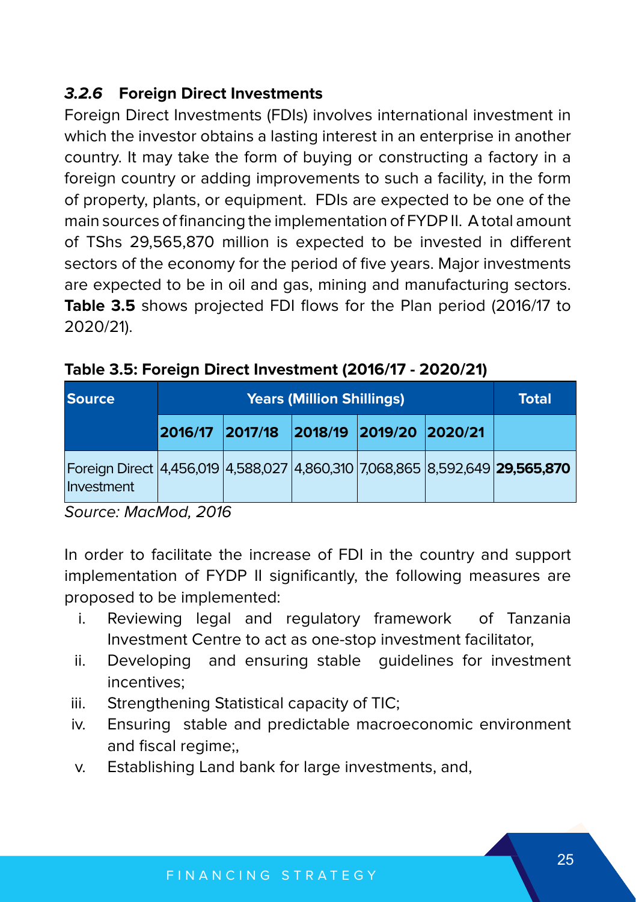### *3.2.6* Foreign Direct Investments

Foreign Direct Investments (FDIs) involves international investment in which the investor obtains a lasting interest in an enterprise in another country. It may take the form of buying or constructing a factory in a foreign country or adding improvements to such a facility, in the form of property, plants, or equipment. FDIs are expected to be one of the main sources of financing the implementation of FYDP II. A total amount of TShs 29,565,870 million is expected to be invested in different sectors of the economy for the period of five years. Major investments are expected to be in oil and gas, mining and manufacturing sectors. **Table 3.5** shows projected FDI flows for the Plan period (2016/17 to 2020/21).

**Table 3.5: Foreign Direct Investment (2016/17 - 2020/21)**

| Source | Years (Million Shillings) | | | | | Total |
|---|---|---|---|---|---|---|
| | 2016/17 | 2017/18 | 2018/19 | 2019/20 | 2020/21 | |
| Foreign Direct Investment | 4,456,019 | 4,588,027 | 4,860,310 | 7,068,865 | 8,592,649 | **29,565,870** |

*Source: MacMod, 2016*

In order to facilitate the increase of FDI in the country and support implementation of FYDP II significantly, the following measures are proposed to be implemented:

i. Reviewing legal and regulatory framework of Tanzania Investment Centre to act as one-stop investment facilitator,
ii. Developing and ensuring stable guidelines for investment incentives;
iii. Strengthening Statistical capacity of TIC;
iv. Ensuring stable and predictable macroeconomic environment and fiscal regime;,
v. Establishing Land bank for large investments, and,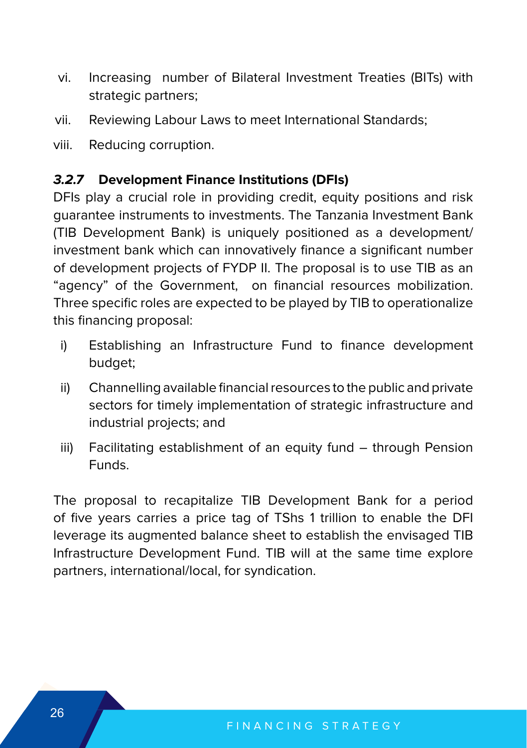vi. Increasing number of Bilateral Investment Treaties (BITs) with strategic partners;

vii. Reviewing Labour Laws to meet International Standards;

viii. Reducing corruption.

### ***3.2.7*** **Development Finance Institutions (DFIs)**

DFIs play a crucial role in providing credit, equity positions and risk guarantee instruments to investments. The Tanzania Investment Bank (TIB Development Bank) is uniquely positioned as a development/ investment bank which can innovatively finance a significant number of development projects of FYDP II. The proposal is to use TIB as an "agency" of the Government, on financial resources mobilization. Three specific roles are expected to be played by TIB to operationalize this financing proposal:

i) Establishing an Infrastructure Fund to finance development budget;

ii) Channelling available financial resources to the public and private sectors for timely implementation of strategic infrastructure and industrial projects; and

iii) Facilitating establishment of an equity fund – through Pension Funds.

The proposal to recapitalize TIB Development Bank for a period of five years carries a price tag of TShs 1 trillion to enable the DFI leverage its augmented balance sheet to establish the envisaged TIB Infrastructure Development Fund. TIB will at the same time explore partners, international/local, for syndication.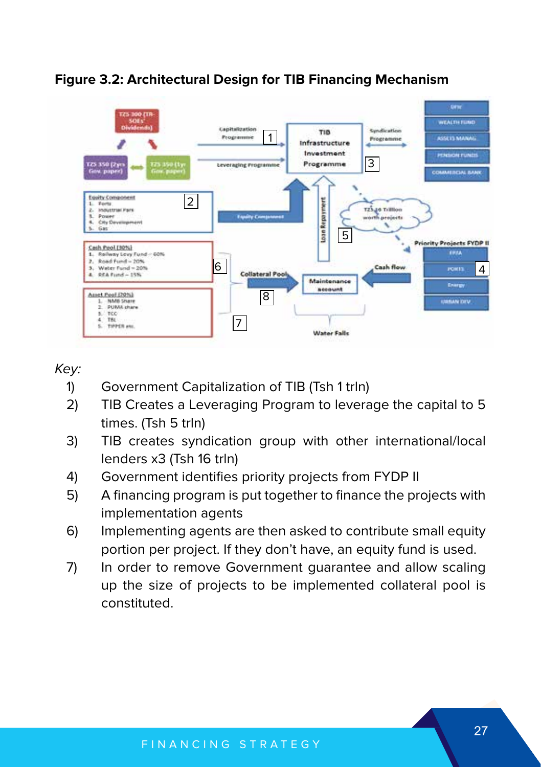**Figure 3.2: Architectural Design for TIB Financing Mechanism**

*Key:*

1) Government Capitalization of TIB (Tsh 1 trln)
2) TIB Creates a Leveraging Program to leverage the capital to 5 times. (Tsh 5 trln)
3) TIB creates syndication group with other international/local lenders x3 (Tsh 16 trln)
4) Government identifies priority projects from FYDP II
5) A financing program is put together to finance the projects with implementation agents
6) Implementing agents are then asked to contribute small equity portion per project. If they don't have, an equity fund is used.
7) In order to remove Government guarantee and allow scaling up the size of projects to be implemented collateral pool is constituted.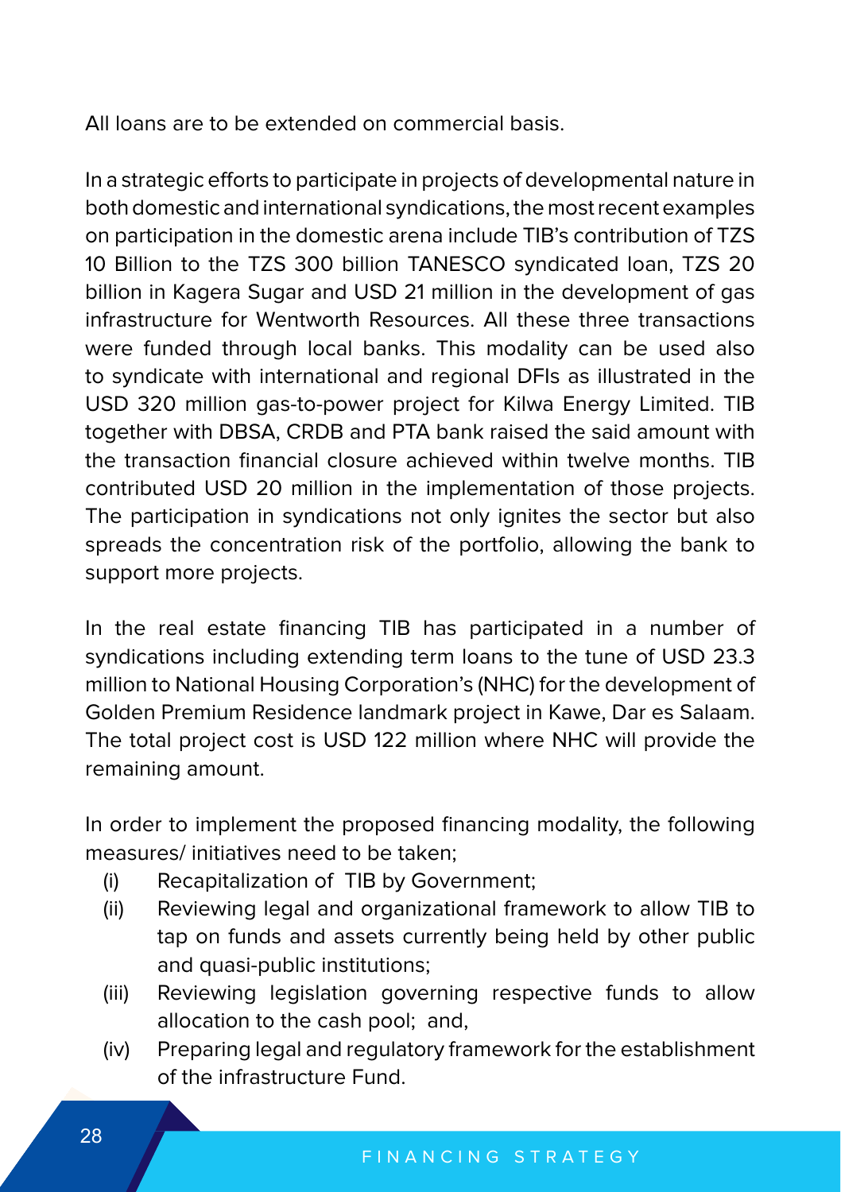All loans are to be extended on commercial basis.

In a strategic efforts to participate in projects of developmental nature in both domestic and international syndications, the most recent examples on participation in the domestic arena include TIB's contribution of TZS 10 Billion to the TZS 300 billion TANESCO syndicated loan, TZS 20 billion in Kagera Sugar and USD 21 million in the development of gas infrastructure for Wentworth Resources. All these three transactions were funded through local banks. This modality can be used also to syndicate with international and regional DFIs as illustrated in the USD 320 million gas-to-power project for Kilwa Energy Limited. TIB together with DBSA, CRDB and PTA bank raised the said amount with the transaction financial closure achieved within twelve months. TIB contributed USD 20 million in the implementation of those projects. The participation in syndications not only ignites the sector but also spreads the concentration risk of the portfolio, allowing the bank to support more projects.

In the real estate financing TIB has participated in a number of syndications including extending term loans to the tune of USD 23.3 million to National Housing Corporation's (NHC) for the development of Golden Premium Residence landmark project in Kawe, Dar es Salaam. The total project cost is USD 122 million where NHC will provide the remaining amount.

In order to implement the proposed financing modality, the following measures/ initiatives need to be taken;

(i) Recapitalization of TIB by Government;
(ii) Reviewing legal and organizational framework to allow TIB to tap on funds and assets currently being held by other public and quasi-public institutions;
(iii) Reviewing legislation governing respective funds to allow allocation to the cash pool; and,
(iv) Preparing legal and regulatory framework for the establishment of the infrastructure Fund.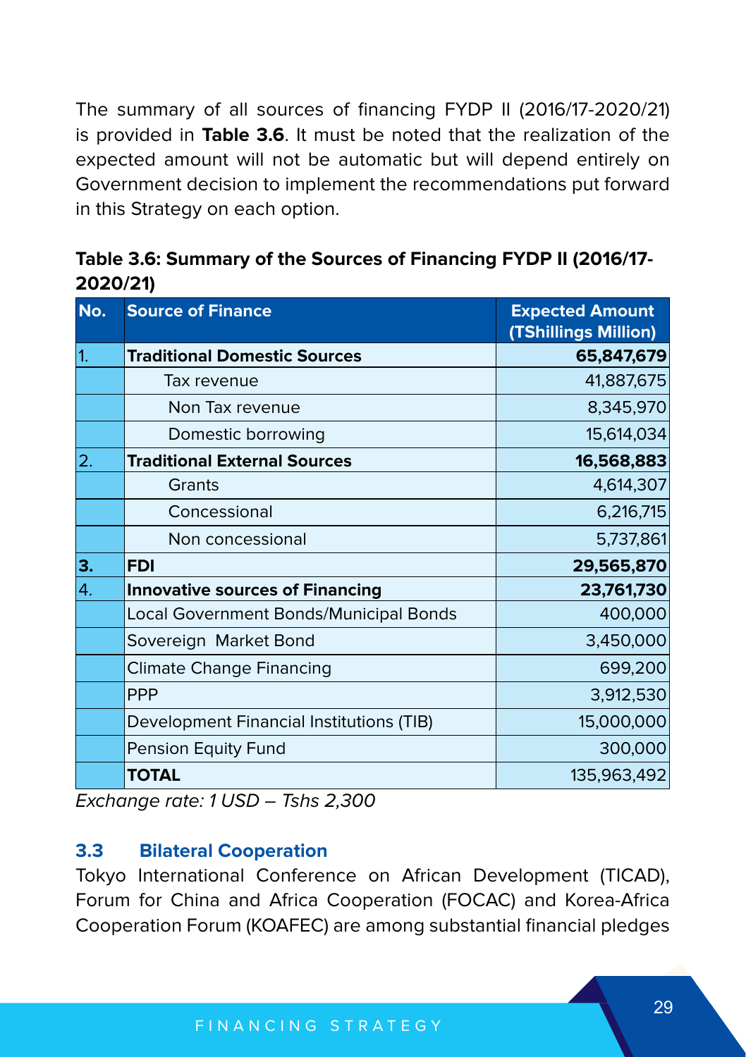The summary of all sources of financing FYDP II (2016/17-2020/21) is provided in **Table 3.6**. It must be noted that the realization of the expected amount will not be automatic but will depend entirely on Government decision to implement the recommendations put forward in this Strategy on each option.

**Table 3.6: Summary of the Sources of Financing FYDP II (2016/17-2020/21)**

| No. | Source of Finance | Expected Amount (TShillings Million) |
|---|---|---|
| 1. | **Traditional Domestic Sources** | **65,847,679** |
| | Tax revenue | 41,887,675 |
| | Non Tax revenue | 8,345,970 |
| | Domestic borrowing | 15,614,034 |
| 2. | **Traditional External Sources** | **16,568,883** |
| | Grants | 4,614,307 |
| | Concessional | 6,216,715 |
| | Non concessional | 5,737,861 |
| **3.** | **FDI** | **29,565,870** |
| 4. | **Innovative sources of Financing** | **23,761,730** |
| | Local Government Bonds/Municipal Bonds | 400,000 |
| | Sovereign Market Bond | 3,450,000 |
| | Climate Change Financing | 699,200 |
| | PPP | 3,912,530 |
| | Development Financial Institutions (TIB) | 15,000,000 |
| | Pension Equity Fund | 300,000 |
| | **TOTAL** | 135,963,492 |

*Exchange rate: 1 USD – Tshs 2,300*

### 3.3 Bilateral Cooperation

Tokyo International Conference on African Development (TICAD), Forum for China and Africa Cooperation (FOCAC) and Korea-Africa Cooperation Forum (KOAFEC) are among substantial financial pledges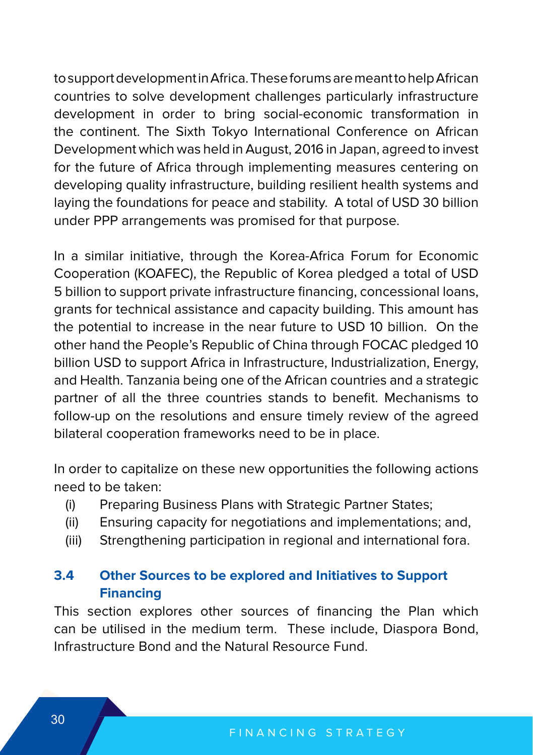to support development in Africa. These forums are meant to help African countries to solve development challenges particularly infrastructure development in order to bring social-economic transformation in the continent. The Sixth Tokyo International Conference on African Development which was held in August, 2016 in Japan, agreed to invest for the future of Africa through implementing measures centering on developing quality infrastructure, building resilient health systems and laying the foundations for peace and stability. A total of USD 30 billion under PPP arrangements was promised for that purpose.

In a similar initiative, through the Korea-Africa Forum for Economic Cooperation (KOAFEC), the Republic of Korea pledged a total of USD 5 billion to support private infrastructure financing, concessional loans, grants for technical assistance and capacity building. This amount has the potential to increase in the near future to USD 10 billion. On the other hand the People's Republic of China through FOCAC pledged 10 billion USD to support Africa in Infrastructure, Industrialization, Energy, and Health. Tanzania being one of the African countries and a strategic partner of all the three countries stands to benefit. Mechanisms to follow-up on the resolutions and ensure timely review of the agreed bilateral cooperation frameworks need to be in place.

In order to capitalize on these new opportunities the following actions need to be taken:

(i) Preparing Business Plans with Strategic Partner States;
(ii) Ensuring capacity for negotiations and implementations; and,
(iii) Strengthening participation in regional and international fora.

### 3.4 Other Sources to be explored and Initiatives to Support Financing

This section explores other sources of financing the Plan which can be utilised in the medium term. These include, Diaspora Bond, Infrastructure Bond and the Natural Resource Fund.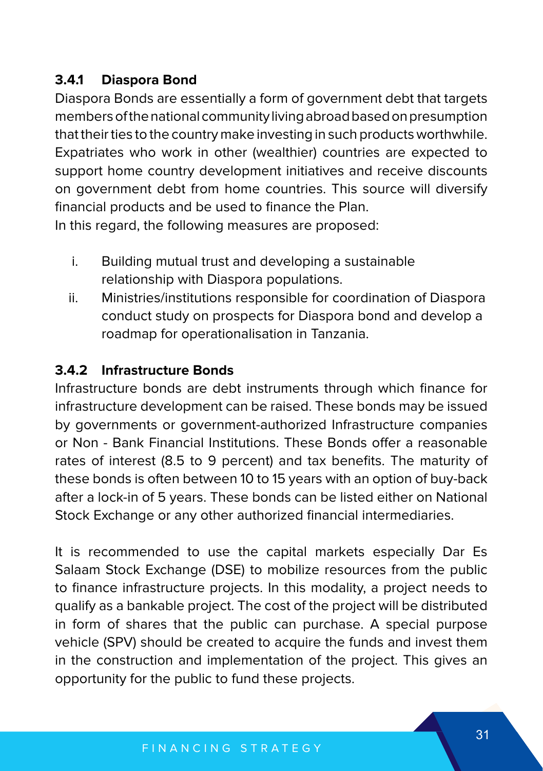### 3.4.1 Diaspora Bond

Diaspora Bonds are essentially a form of government debt that targets members of the national community living abroad based on presumption that their ties to the country make investing in such products worthwhile. Expatriates who work in other (wealthier) countries are expected to support home country development initiatives and receive discounts on government debt from home countries. This source will diversify financial products and be used to finance the Plan.

In this regard, the following measures are proposed:

i. Building mutual trust and developing a sustainable relationship with Diaspora populations.
ii. Ministries/institutions responsible for coordination of Diaspora conduct study on prospects for Diaspora bond and develop a roadmap for operationalisation in Tanzania.

### 3.4.2 Infrastructure Bonds

Infrastructure bonds are debt instruments through which finance for infrastructure development can be raised. These bonds may be issued by governments or government-authorized Infrastructure companies or Non - Bank Financial Institutions. These Bonds offer a reasonable rates of interest (8.5 to 9 percent) and tax benefits. The maturity of these bonds is often between 10 to 15 years with an option of buy-back after a lock-in of 5 years. These bonds can be listed either on National Stock Exchange or any other authorized financial intermediaries.

It is recommended to use the capital markets especially Dar Es Salaam Stock Exchange (DSE) to mobilize resources from the public to finance infrastructure projects. In this modality, a project needs to qualify as a bankable project. The cost of the project will be distributed in form of shares that the public can purchase. A special purpose vehicle (SPV) should be created to acquire the funds and invest them in the construction and implementation of the project. This gives an opportunity for the public to fund these projects.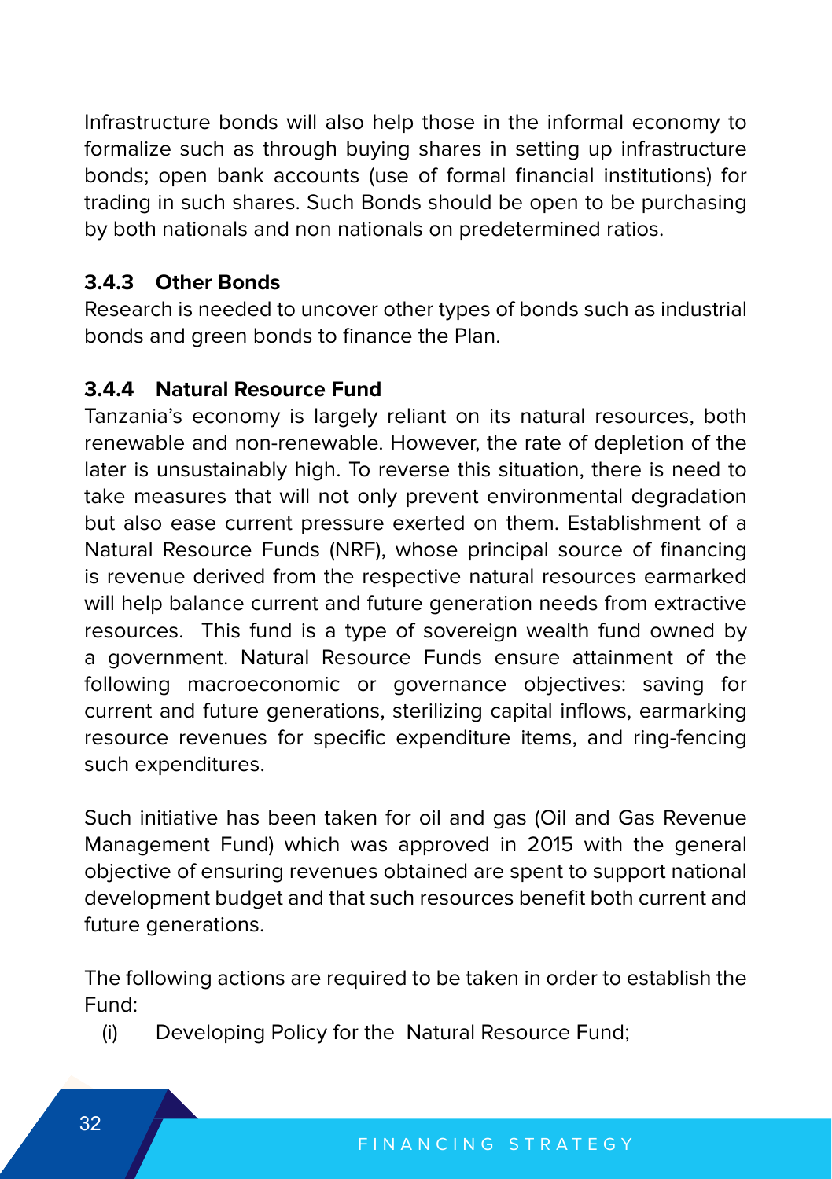Infrastructure bonds will also help those in the informal economy to formalize such as through buying shares in setting up infrastructure bonds; open bank accounts (use of formal financial institutions) for trading in such shares. Such Bonds should be open to be purchasing by both nationals and non nationals on predetermined ratios.

### 3.4.3 Other Bonds

Research is needed to uncover other types of bonds such as industrial bonds and green bonds to finance the Plan.

### 3.4.4 Natural Resource Fund

Tanzania's economy is largely reliant on its natural resources, both renewable and non-renewable. However, the rate of depletion of the later is unsustainably high. To reverse this situation, there is need to take measures that will not only prevent environmental degradation but also ease current pressure exerted on them. Establishment of a Natural Resource Funds (NRF), whose principal source of financing is revenue derived from the respective natural resources earmarked will help balance current and future generation needs from extractive resources. This fund is a type of sovereign wealth fund owned by a government. Natural Resource Funds ensure attainment of the following macroeconomic or governance objectives: saving for current and future generations, sterilizing capital inflows, earmarking resource revenues for specific expenditure items, and ring-fencing such expenditures.

Such initiative has been taken for oil and gas (Oil and Gas Revenue Management Fund) which was approved in 2015 with the general objective of ensuring revenues obtained are spent to support national development budget and that such resources benefit both current and future generations.

The following actions are required to be taken in order to establish the Fund:

(i) Developing Policy for the Natural Resource Fund;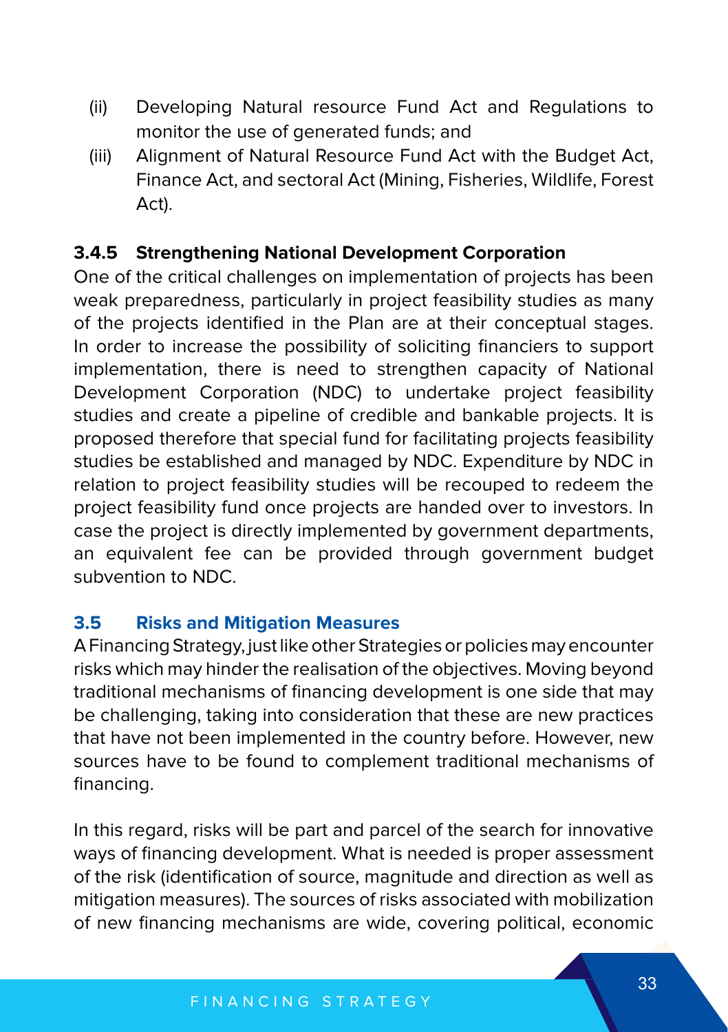(ii) Developing Natural resource Fund Act and Regulations to monitor the use of generated funds; and

(iii) Alignment of Natural Resource Fund Act with the Budget Act, Finance Act, and sectoral Act (Mining, Fisheries, Wildlife, Forest Act).

#### 3.4.5 Strengthening National Development Corporation

One of the critical challenges on implementation of projects has been weak preparedness, particularly in project feasibility studies as many of the projects identified in the Plan are at their conceptual stages. In order to increase the possibility of soliciting financiers to support implementation, there is need to strengthen capacity of National Development Corporation (NDC) to undertake project feasibility studies and create a pipeline of credible and bankable projects. It is proposed therefore that special fund for facilitating projects feasibility studies be established and managed by NDC. Expenditure by NDC in relation to project feasibility studies will be recouped to redeem the project feasibility fund once projects are handed over to investors. In case the project is directly implemented by government departments, an equivalent fee can be provided through government budget subvention to NDC.

### 3.5 Risks and Mitigation Measures

A Financing Strategy, just like other Strategies or policies may encounter risks which may hinder the realisation of the objectives. Moving beyond traditional mechanisms of financing development is one side that may be challenging, taking into consideration that these are new practices that have not been implemented in the country before. However, new sources have to be found to complement traditional mechanisms of financing.

In this regard, risks will be part and parcel of the search for innovative ways of financing development. What is needed is proper assessment of the risk (identification of source, magnitude and direction as well as mitigation measures). The sources of risks associated with mobilization of new financing mechanisms are wide, covering political, economic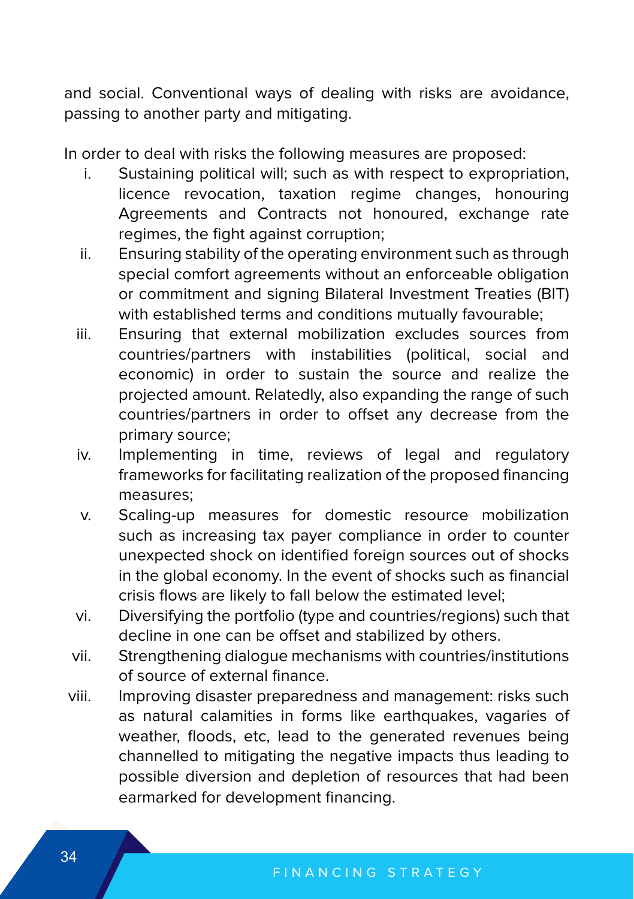and social. Conventional ways of dealing with risks are avoidance, passing to another party and mitigating.

In order to deal with risks the following measures are proposed:

i. Sustaining political will; such as with respect to expropriation, licence revocation, taxation regime changes, honouring Agreements and Contracts not honoured, exchange rate regimes, the fight against corruption;
ii. Ensuring stability of the operating environment such as through special comfort agreements without an enforceable obligation or commitment and signing Bilateral Investment Treaties (BIT) with established terms and conditions mutually favourable;
iii. Ensuring that external mobilization excludes sources from countries/partners with instabilities (political, social and economic) in order to sustain the source and realize the projected amount. Relatedly, also expanding the range of such countries/partners in order to offset any decrease from the primary source;
iv. Implementing in time, reviews of legal and regulatory frameworks for facilitating realization of the proposed financing measures;
v. Scaling-up measures for domestic resource mobilization such as increasing tax payer compliance in order to counter unexpected shock on identified foreign sources out of shocks in the global economy. In the event of shocks such as financial crisis flows are likely to fall below the estimated level;
vi. Diversifying the portfolio (type and countries/regions) such that decline in one can be offset and stabilized by others.
vii. Strengthening dialogue mechanisms with countries/institutions of source of external finance.
viii. Improving disaster preparedness and management: risks such as natural calamities in forms like earthquakes, vagaries of weather, floods, etc, lead to the generated revenues being channelled to mitigating the negative impacts thus leading to possible diversion and depletion of resources that had been earmarked for development financing.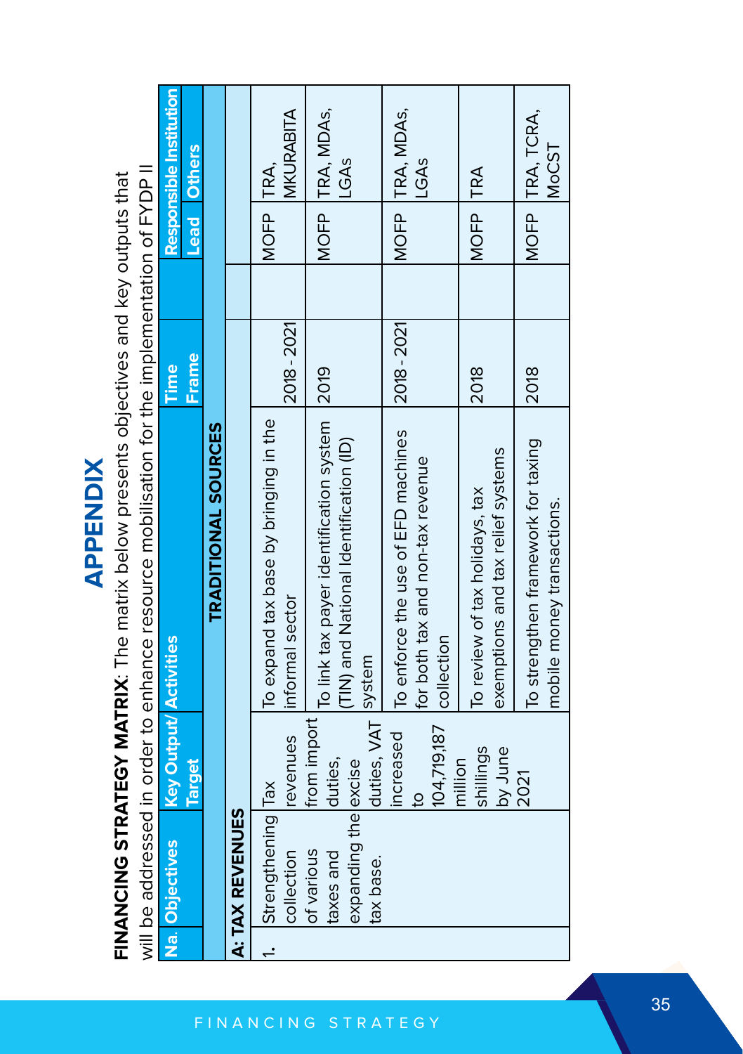# APPENDIX

**FINANCING STRATEGY MATRIX**: The matrix below presents objectives and key outputs that will be addressed in order to enhance resource mobilisation for the implementation of FYDP II

| Na. | Objectives | Key Output/ Target | Activities | Time Frame | Responsible Institution | |
|---|---|---|---|---|---|---|
| | | | | | Lead | Others |
| | | | **TRADITIONAL SOURCES** | | | |
| **A: TAX REVENUES** | | | | | | |
| 1. | Strengthening collection of various taxes and expanding the tax base. | Tax revenues from import duties, excise duties, VAT increased to 104,719,187 million shillings by June 2021 | To expand tax base by bringing in the informal sector | 2018 - 2021 | MOFP | TRA, MKURABITA |
| | | | To link tax payer identification system (TIN) and National Identification (ID) system | 2019 | MOFP | TRA, MDAs, LGAs |
| | | | To enforce the use of EFD machines for both tax and non-tax revenue collection | 2018 - 2021 | MOFP | TRA, MDAs, LGAs |
| | | | To review of tax holidays, tax exemptions and tax relief systems | 2018 | MOFP | TRA |
| | | | To strengthen framework for taxing mobile money transactions. | 2018 | MOFP | TRA, TCRA, MoCST |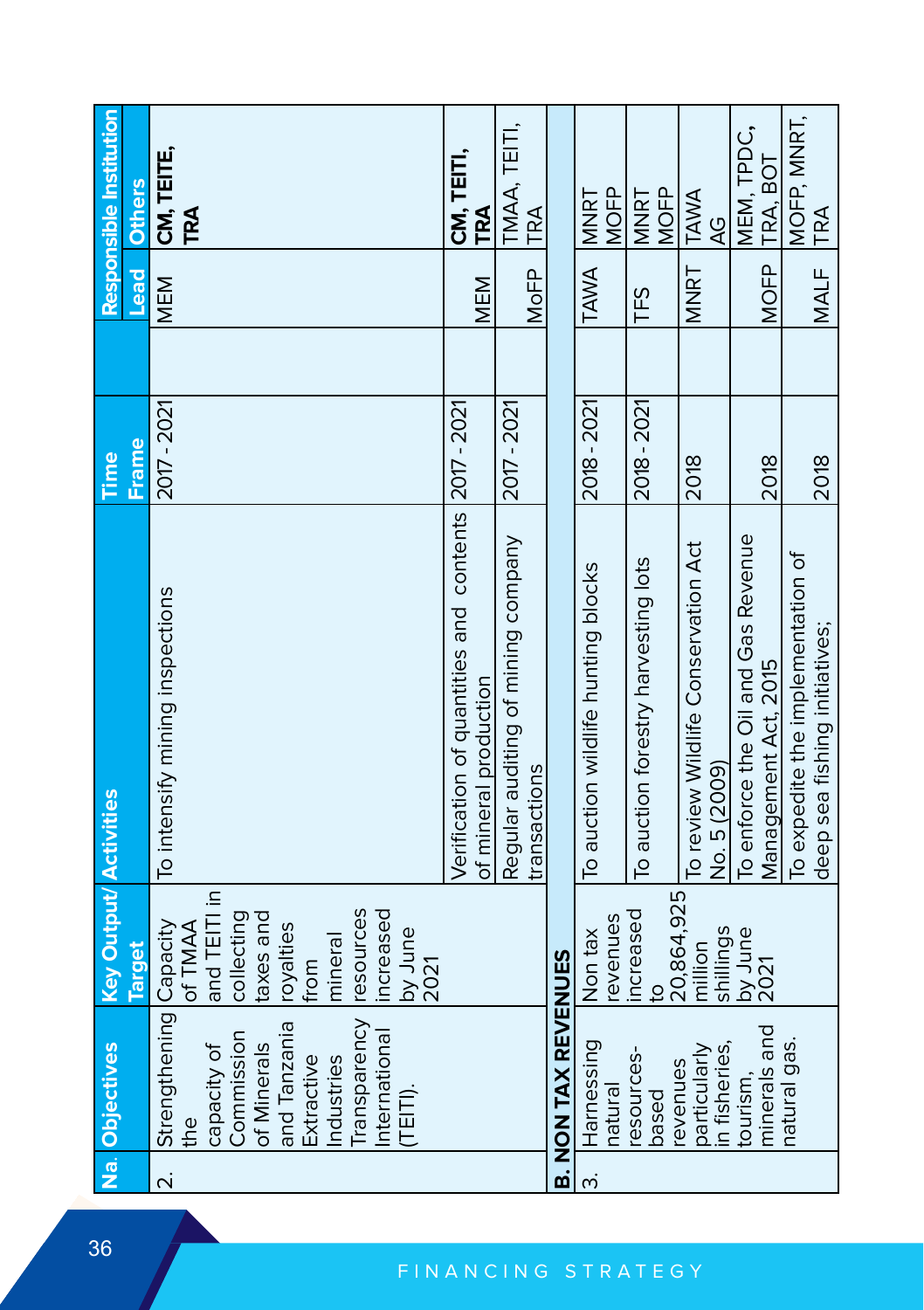| Na. | Objectives | Key Output/ Target | Activities | Time Frame | Responsible Institution | |
|---|---|---|---|---|---|---|
| | | | | | Lead | Others |
| 2. | Strengthening the capacity of Commission of Minerals and Tanzania Extractive Industries Transparency International (TEITI). | Capacity of TMAA and TEITI in collecting taxes and royalties from mineral resources increased by June 2021 | To intensify mining inspections | 2017 - 2021 | MEM | **CM, TEITE, TRA** |
| | | | Verification of quantities and contents of mineral production | 2017 - 2021 | MEM | **CM, TEITI, TRA** |
| | | | Regular auditing of mining company transactions | 2017 - 2021 | MoFP | TMAA, TEITI, TRA |
| **B. NON TAX REVENUES** | | | | | | |
| 3. | Harnessing natural resources-based revenues particularly in fisheries, tourism, minerals and natural gas. | Non tax revenues increased to 20,864,925 million shillings by June 2021 | To auction wildlife hunting blocks | 2018 - 2021 | TAWA | MNRT MOFP |
| | | | To auction forestry harvesting lots | 2018 - 2021 | TFS | MNRT MOFP |
| | | | To review Wildlife Conservation Act No. 5 (2009) | 2018 | MNRT | TAWA AG |
| | | | To enforce the Oil and Gas Revenue Management Act, 2015 | 2018 | MOFP | MEM, TPDC, TRA, BOT |
| | | | To expedite the implementation of deep sea fishing initiatives; | 2018 | MALF | MOFP, MNRT, TRA |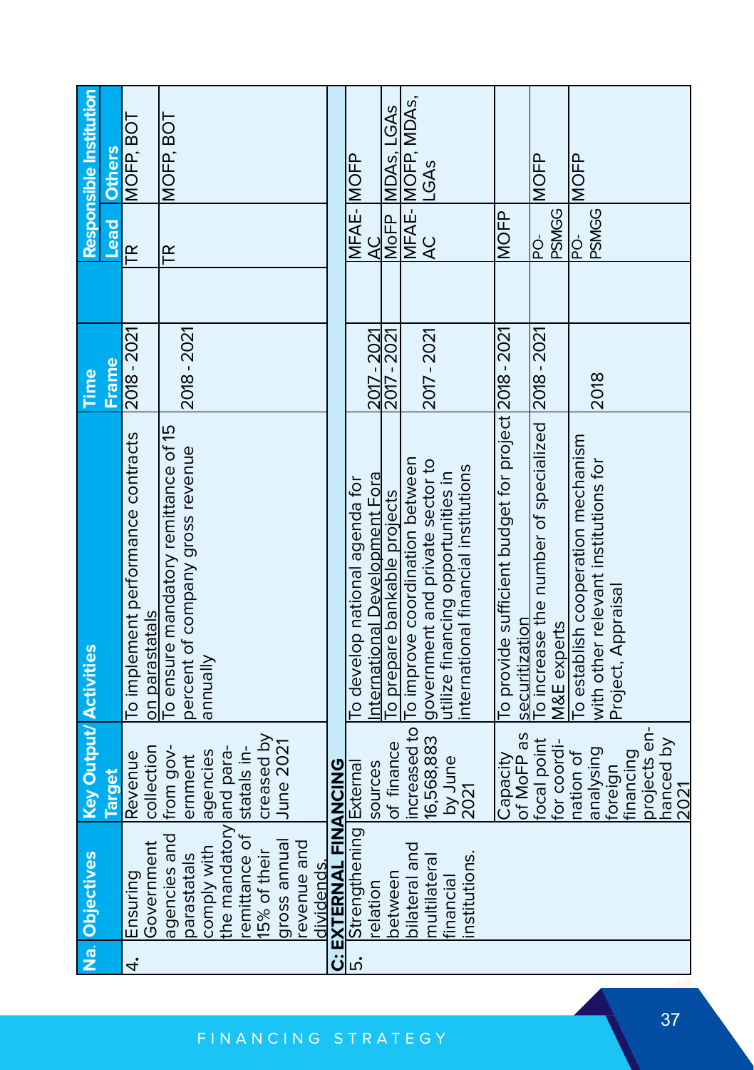| Na. | Objectives | Key Output/ Target | Activities | Time Frame | | Responsible Institution | |
|---|---|---|---|---|---|---|---|
| | | | | | | Lead | Others |
| 4. | Ensuring Government agencies and parastatals comply with the mandatory remittance of 15% of their gross annual revenue and dividends. | Revenue collection from government agencies and parastatals increased by June 2021 | To implement performance contracts on parastatals | 2018 - 2021 | | TR | MOFP, BOT |
| | | | To ensure mandatory remittance of 15 percent of company gross revenue annually | 2018 - 2021 | | TR | MOFP, BOT |
| **C: EXTERNAL FINANCING** | | | | | | | |
| 5. | Strengthening relation between bilateral and multilateral financial institutions. | External sources of finance increased to 16,568,883 by June 2021 | To develop national agenda for International Development Fora | 2017 - 2021 | | MFAE-AC | MOFP |
| | | | To prepare bankable projects | 2017 - 2021 | | MoFP | MDAs, LGAs |
| | | | To improve coordination between government and private sector to utilize financing opportunities in international financial institutions | 2017 - 2021 | | MFAE-AC | MOFP, MDAs, LGAs |
| | | Capacity of MoFP as focal point for coordination of analysing foreign financing projects enhanced by 2021 | To provide sufficient budget for project securitization | 2018 - 2021 | | MOFP | |
| | | | To increase the number of specialized M&E experts | 2018 - 2021 | | PO-PSMGG | MOFP |
| | | | To establish cooperation mechanism with other relevant institutions for Project, Appraisal | 2018 | | PO-PSMGG | MOFP |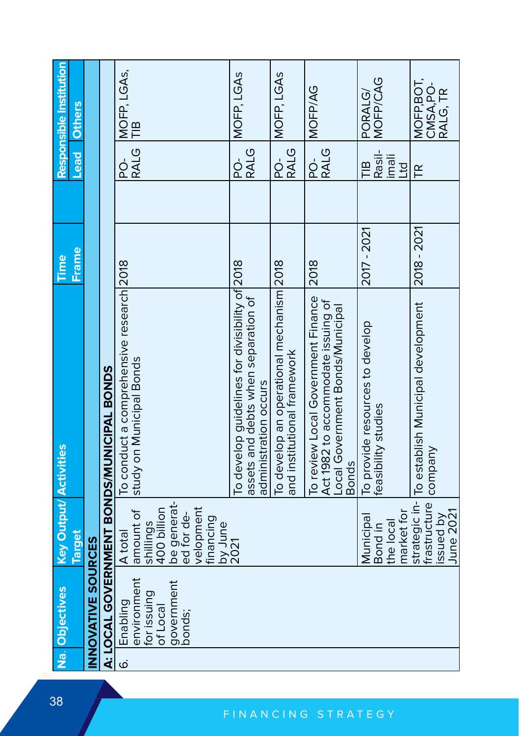| Na. | Objectives | Key Output/ Target | Activities | Time Frame | | Responsible Institution | |
|---|---|---|---|---|---|---|---|
| | | | | | | Lead | Others |
| **INNOVATIVE SOURCES** | | | | | | | |
| **A: LOCAL GOVERNMENT BONDS/MUNICIPAL BONDS** | | | | | | | |
| 6. | Enabling environment for issuing of Local government bonds; | A total amount of shillings 400 billion be generated for development financing by June 2021 | To conduct a comprehensive research study on Municipal Bonds | 2018 | | PO-RALG | MOFP, LGAs, TIB |
| | | | To develop guidelines for divisibility of assets and debts when separation of administration occurs | 2018 | | PO-RALG | MOFP, LGAs |
| | | | To develop an operational mechanism and institutional framework | 2018 | | PO-RALG | MOFP, LGAs |
| | | | To review Local Government Finance Act 1982 to accommodate issuing of Local Government Bonds/Municipal Bonds | 2018 | | PO-RALG | MOFP/AG |
| | | Municipal Bond in the local market for strategic infrastructure issued by June 2021 | To provide resources to develop feasibility studies | 2017 - 2021 | | TIB Rasilimali Ltd | PORALG/ MOFP/CAG |
| | | | To establish Municipal development company | 2018 - 2021 | | TR | MOFP,BOT, CMSA,PO-RALG, TR |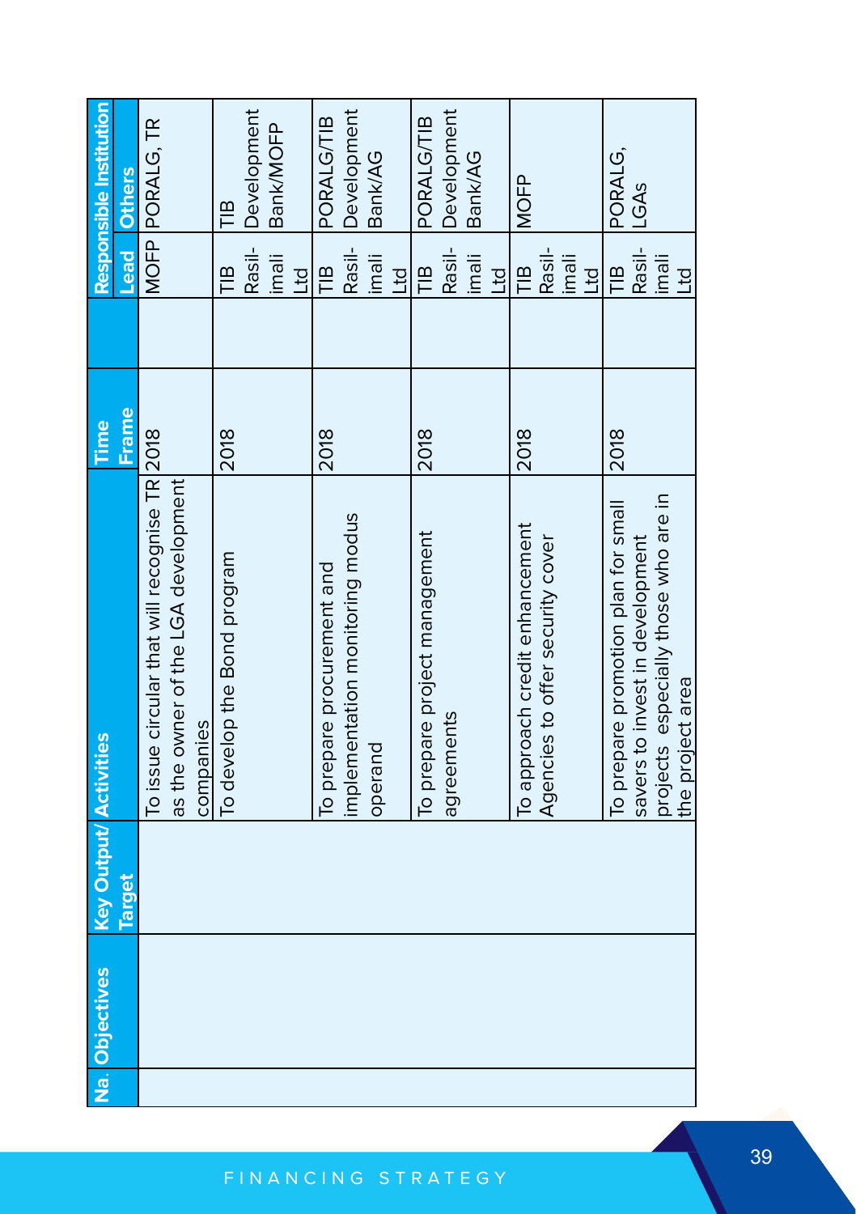| Na. | Objectives | Key Output/ Target | Activities | Time Frame | | Responsible Institution | |
|---|---|---|---|---|---|---|---|
| | | | | | | Lead | Others |
| | | | To issue circular that will recognise TR as the owner of the LGA development companies | 2018 | | MOFP | PORALG, TR |
| | | | To develop the Bond program | 2018 | | TIB Rasil-imali Ltd | TIB Development Bank/MOFP |
| | | | To prepare procurement and implementation monitoring modus operand | 2018 | | TIB Rasil-imali Ltd | PORALG/TIB Development Bank/AG |
| | | | To prepare project management agreements | 2018 | | TIB Rasil-imali Ltd | PORALG/TIB Development Bank/AG |
| | | | To approach credit enhancement Agencies to offer security cover | 2018 | | TIB Rasil-imali Ltd | MOFP |
| | | | To prepare promotion plan for small savers to invest in development projects especially those who are in the project area | 2018 | | TIB Rasil-imali Ltd | PORALG, LGAs |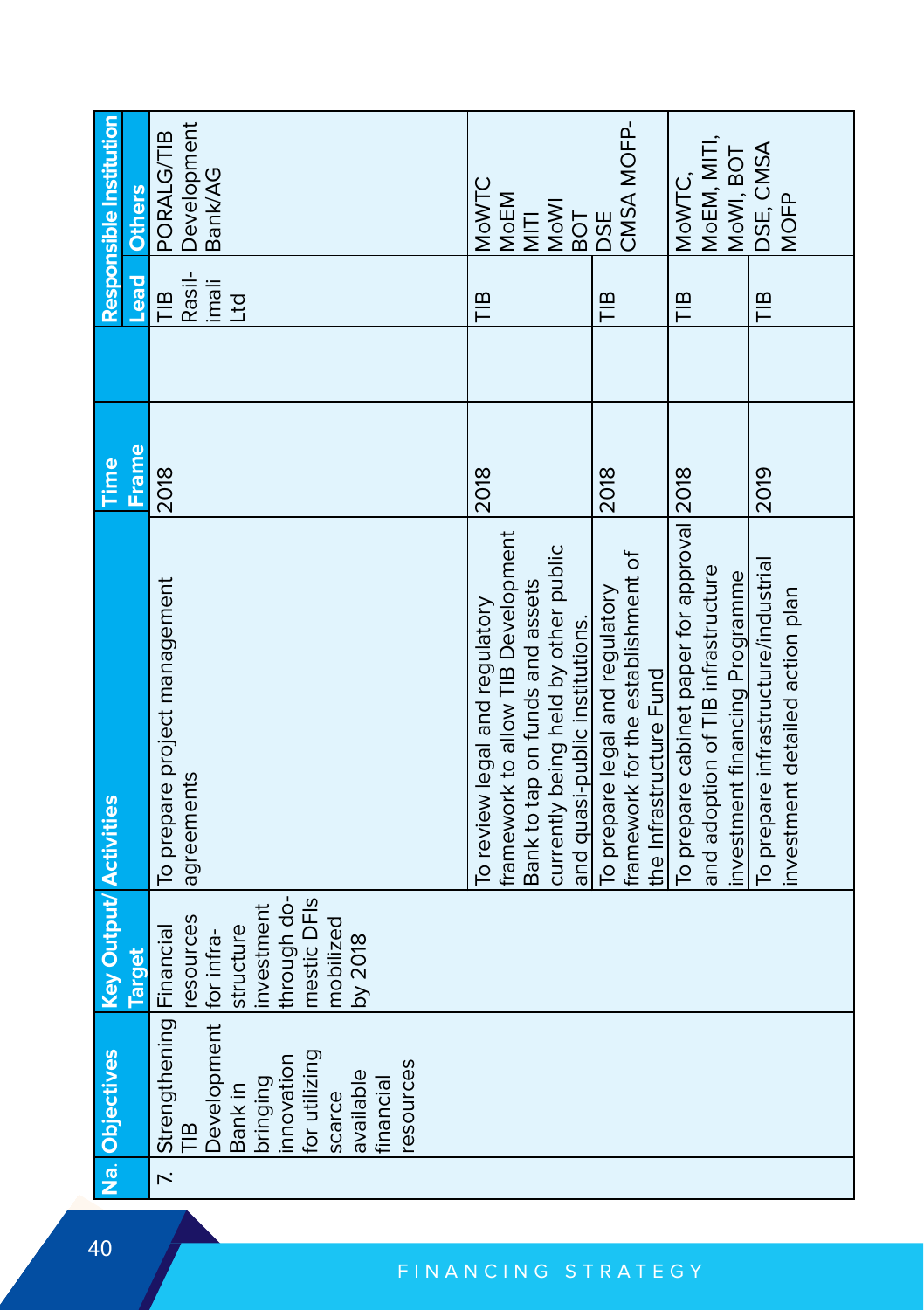| Na. | Objectives | Key Output/ Target | Activities | Time Frame | | Responsible Institution | |
|---|---|---|---|---|---|---|---|
| | | | | | | Lead | Others |
| 7. | Strengthening TIB Development Bank in bringing innovation for utilizing scarce available financial resources | Financial resources for infra-structure investment through do-mestic DFIs mobilized by 2018 | To prepare project management agreements | 2018 | | TIB Rasil-imali Ltd | PORALG/TIB Development Bank/AG |
| | | | To review legal and regulatory framework to allow TIB Development Bank to tap on funds and assets currently being held by other public and quasi-public institutions. | 2018 | | TIB | MoWTC MoEM MITI MoWI BOT DSE |
| | | | To prepare legal and regulatory framework for the establishment of the Infrastructure Fund | 2018 | | TIB | CMSA MOFP- |
| | | | To prepare cabinet paper for approval and adoption of TIB infrastructure investment financing Programme | 2018 | | TIB | MoWTC, MoEM, MITI, MoWI, BOT |
| | | | To prepare infrastructure/industrial investment detailed action plan | 2019 | | TIB | DSE, CMSA MOFP |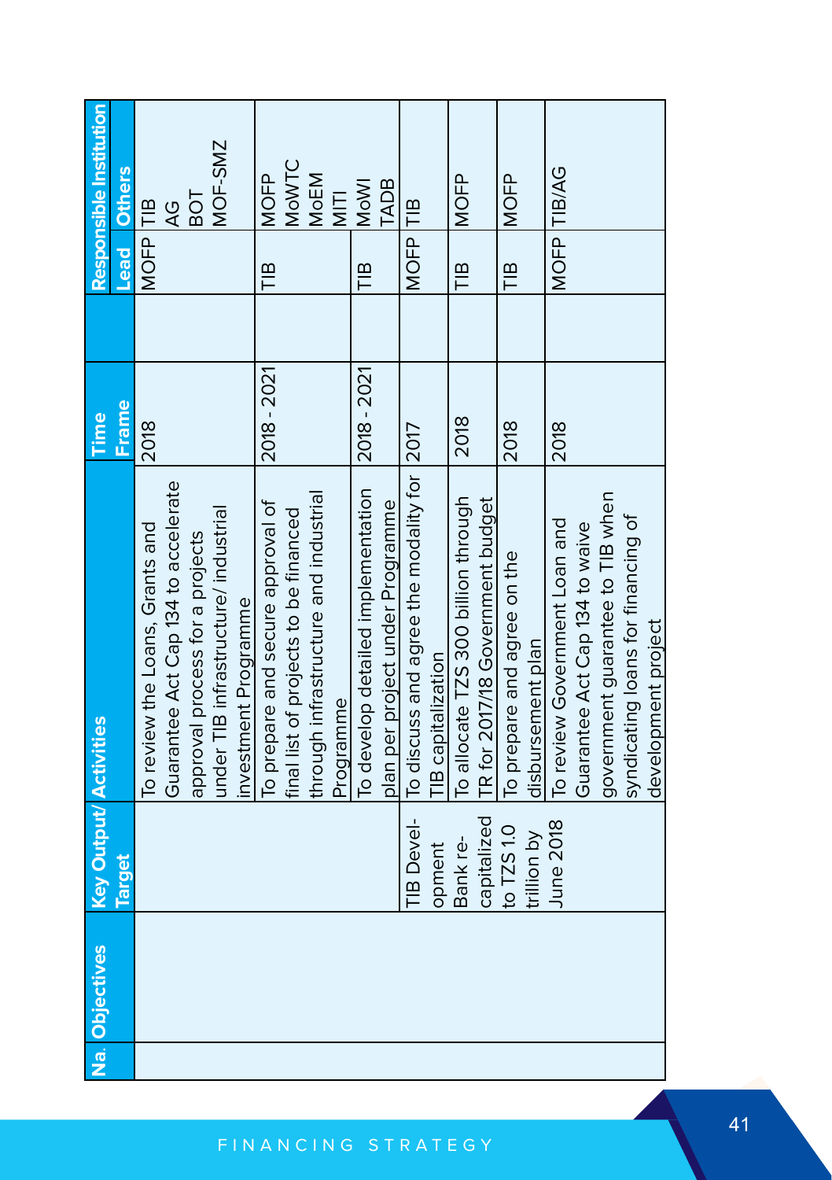| Na. | Objectives | Key Output/ Target | Activities | Time Frame | | Responsible Institution | |
|---|---|---|---|---|---|---|---|
| | | | | | | Lead | Others |
| | | | To review the Loans, Grants and Guarantee Act Cap 134 to accelerate approval process for a projects under TIB infrastructure/ industrial investment Programme | 2018 | | MOFP | TIB<br>AG<br>BOT<br>MOF-SMZ |
| | | | To prepare and secure approval of final list of projects to be financed through infrastructure and industrial Programme | 2018 - 2021 | | TIB | MOFP<br>MoWTC<br>MoEM<br>MITI |
| | | | To develop detailed implementation plan per project under Programme | 2018 - 2021 | | TIB | MoWI<br>TADB |
| | | TIB Development Bank re-capitalized to TZS 1.0 trillion by June 2018 | To discuss and agree the modality for TIB capitalization | 2017 | | MOFP | TIB |
| | | | To allocate TZS 300 billion through TR for 2017/18 Government budget | 2018 | | TIB | MOFP |
| | | | To prepare and agree on the disbursement plan | 2018 | | TIB | MOFP |
| | | | To review Government Loan and Guarantee Act Cap 134 to waive government guarantee to TIB when syndicating loans for financing of development project | 2018 | | MOFP | TIB/AG |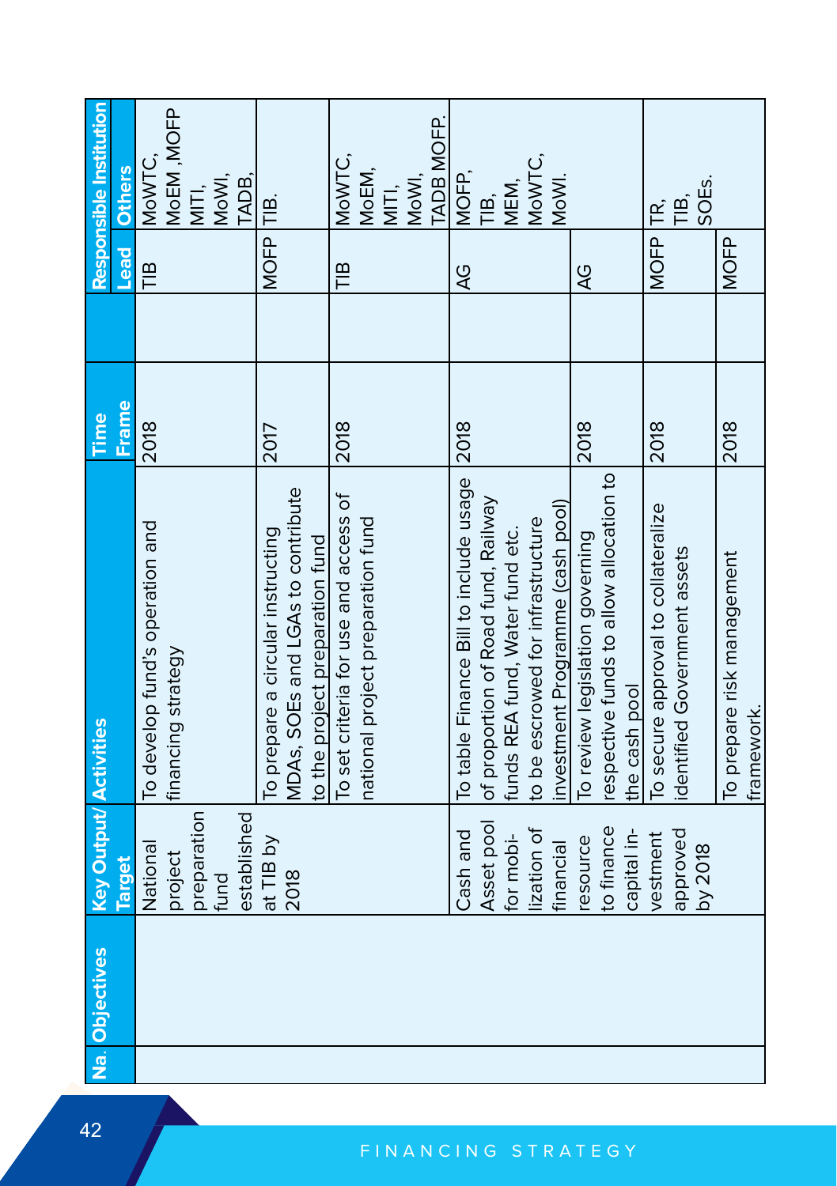| Na. | Objectives | Key Output/ Target | Activities | Time Frame | | Responsible Institution | |
|---|---|---|---|---|---|---|---|
| | | | | | | Lead | Others |
| | | National project preparation fund established at TIB by 2018 | To develop fund's operation and financing strategy | 2018 | | TIB | MoWTC, MoEM ,MOFP MITI, MoWI, TADB, |
| | | | To prepare a circular instructing MDAs, SOEs and LGAs to contribute to the project preparation fund | 2017 | | MOFP | TIB. |
| | | | To set criteria for use and access of national project preparation fund | 2018 | | TIB | MoWTC, MoEM, MITI, MoWI, TADB MOFP. |
| | | Cash and Asset pool for mobilization of financial resource to finance capital investment approved by 2018 | To table Finance Bill to include usage of proportion of Road fund, Railway funds REA fund, Water fund etc. to be escrowed for infrastructure investment Programme (cash pool) | 2018 | | AG | MOFP, TIB, MEM, MoWTC, MoWI. |
| | | | To review legislation governing respective funds to allow allocation to the cash pool | 2018 | | AG | |
| | | | To secure approval to collateralize identified Government assets | 2018 | | MOFP | TR, TIB, SOEs. |
| | | | To prepare risk management framework. | 2018 | | MOFP | |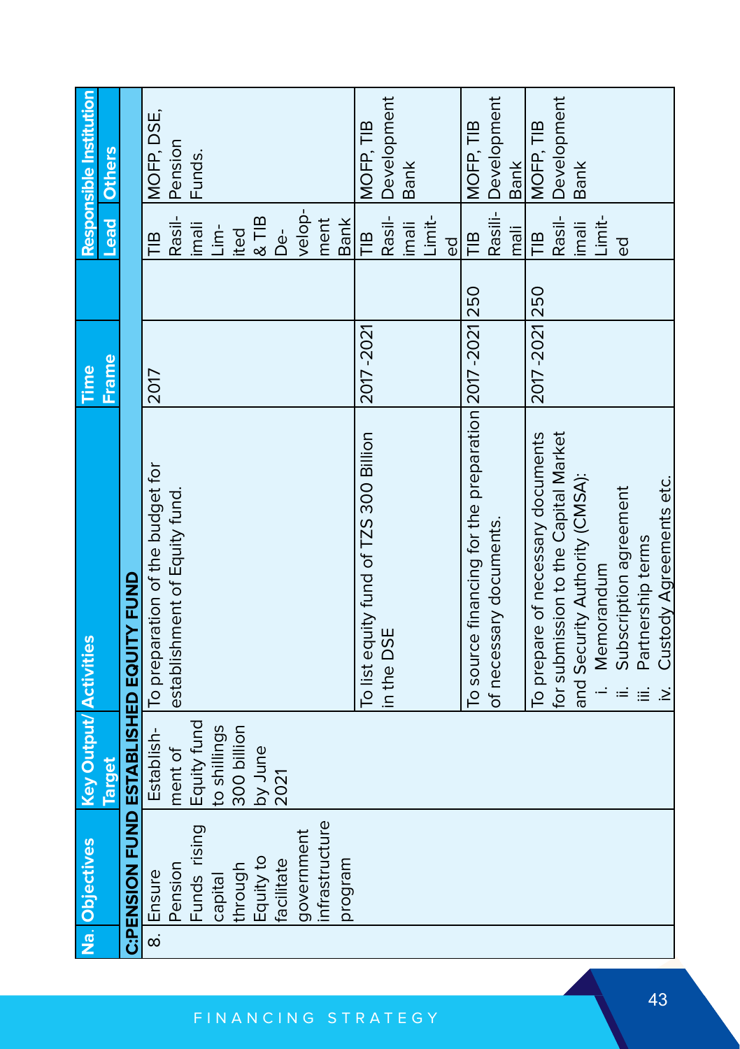| Na. | Objectives | Key Output/ Target | Activities | Time Frame | | Responsible Institution | |
|---|---|---|---|---|---|---|---|
| | | | | | | Lead | Others |
| **C:PENSION FUND ESTABLISHED EQUITY FUND** | | | | | | | |
| 8. | Ensure Pension Funds rising capital through Equity to facilitate government infrastructure program | Establishment of Equity fund to shillings 300 billion by June 2021 | To preparation of the budget for establishment of Equity fund. | 2017 | | TIB Rasilimali Limited & TIB Development Bank | MOFP, DSE, Pension Funds. |
| | | | To list equity fund of TZS 300 Billion in the DSE | 2017 -2021 | | TIB Rasilimali Limited | MOFP, TIB Development Bank |
| | | | To source financing for the preparation of necessary documents. | 2017 -2021 | 250 | TIB Rasilimali | MOFP, TIB Development Bank |
| | | | To prepare of necessary documents for submission to the Capital Market and Security Authority (CMSA):<br>i. Memorandum<br>ii. Subscription agreement<br>iii. Partnership terms<br>iv. Custody Agreements etc. | 2017 -2021 | 250 | TIB Rasilimali Limited | MOFP, TIB Development Bank |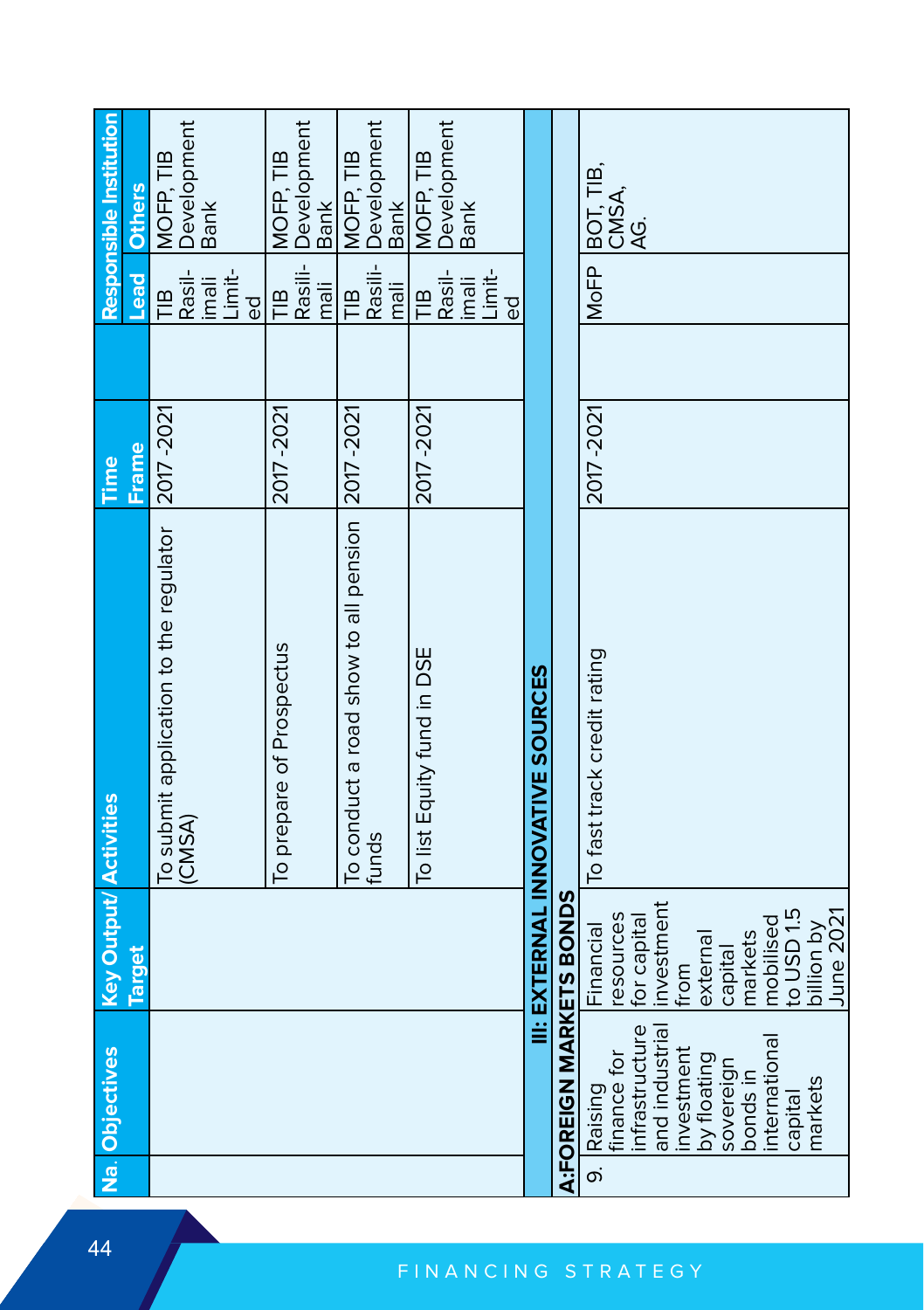| Na. | Objectives | Key Output/ Target | Activities | Time Frame | | Responsible Institution | |
|---|---|---|---|---|---|---|---|
| | | | | | | Lead | Others |
| | | | To submit application to the regulator (CMSA) | 2017 -2021 | | TIB Rasilimali Limited | MOFP, TIB Development Bank |
| | | | To prepare of Prospectus | 2017 -2021 | | TIB Rasilimali | MOFP, TIB Development Bank |
| | | | To conduct a road show to all pension funds | 2017 -2021 | | TIB Rasilimali | MOFP, TIB Development Bank |
| | | | To list Equity fund in DSE | 2017 -2021 | | TIB Rasilimali Limited | MOFP, TIB Development Bank |
| **III: EXTERNAL INNOVATIVE SOURCES** | | | | | | | |
| **A:FOREIGN MARKETS BONDS** | | | | | | | |
| 9. | Raising finance for infrastructure and industrial investment by floating sovereign bonds in international capital markets | Financial resources for capital investment from external capital markets mobilised to USD 1.5 billion by June 2021 | To fast track credit rating | 2017 -2021 | | MoFP | BOT, TIB, CMSA, AG. |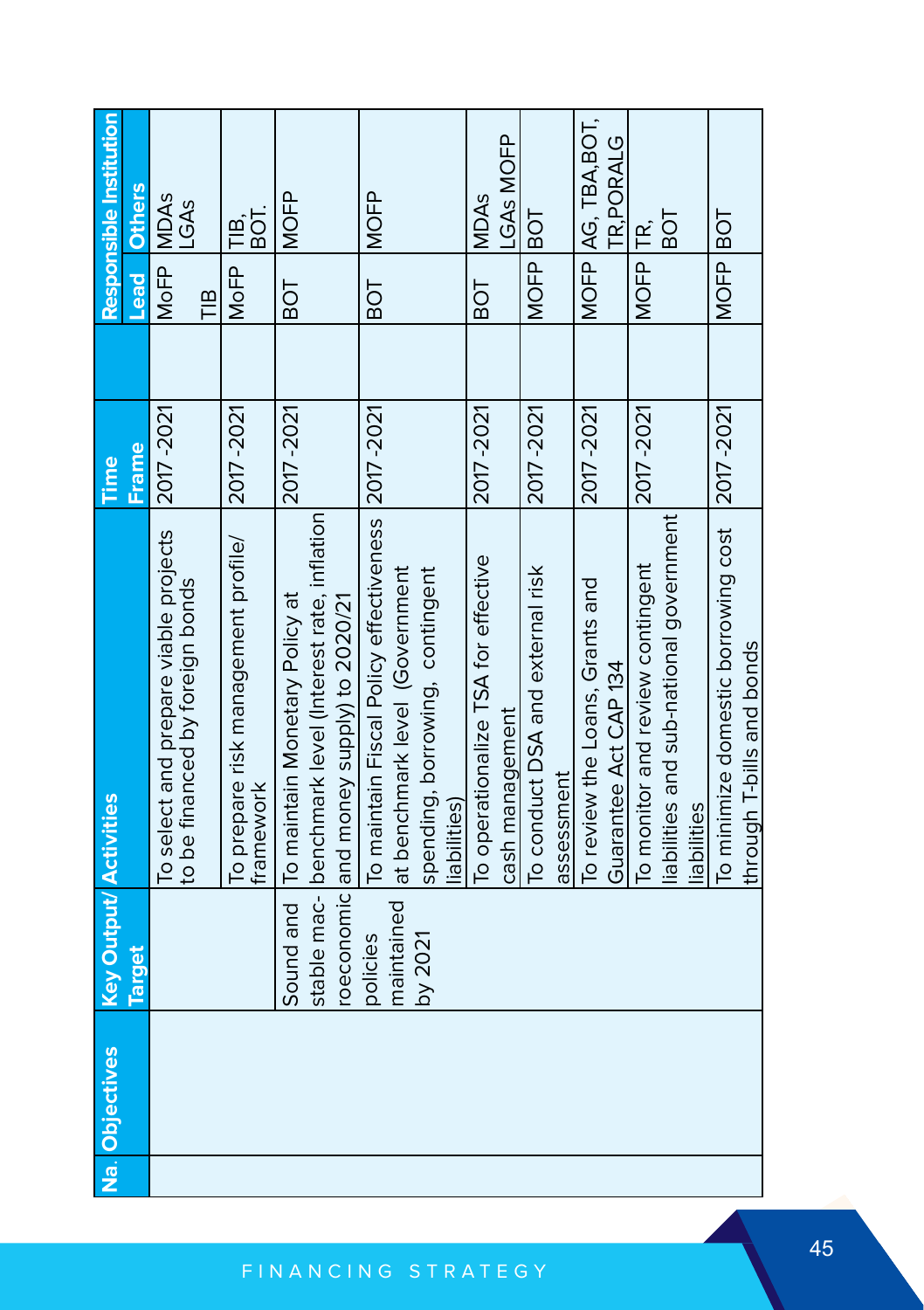| Na. | Objectives | Key Output/ Target | Activities | Time Frame | | Responsible Institution | |
|---|---|---|---|---|---|---|---|
| | | | | | | Lead | Others |
| | | | To select and prepare viable projects to be financed by foreign bonds | 2017 -2021 | | MoFP TIB | MDAs LGAs |
| | | | To prepare risk management profile/ framework | 2017 -2021 | | MoFP | TIB, BOT. |
| | | Sound and stable macroeconomic policies maintained by 2021 | To maintain Monetary Policy at benchmark level (Interest rate, inflation and money supply) to 2020/21 | 2017 -2021 | | BOT | MOFP |
| | | | To maintain Fiscal Policy effectiveness at benchmark level (Government spending, borrowing, contingent liabilities) | 2017 -2021 | | BOT | MOFP |
| | | | To operationalize TSA for effective cash management | 2017 -2021 | | BOT | MDAs LGAs MOFP |
| | | | To conduct DSA and external risk assessment | 2017 -2021 | | MOFP | BOT |
| | | | To review the Loans, Grants and Guarantee Act CAP 134 | 2017 -2021 | | MOFP | AG, TBA,BOT, TR,PORALG |
| | | | To monitor and review contingent liabilities and sub-national government liabilities | 2017 -2021 | | MOFP | TR, BOT |
| | | | To minimize domestic borrowing cost through T-bills and bonds | 2017 -2021 | | MOFP | BOT |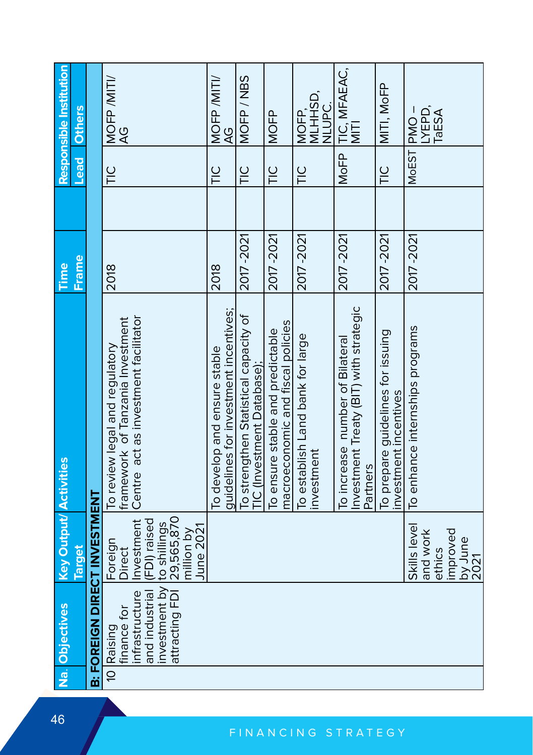| Na. | Objectives | Key Output/ Target | Activities | Time Frame | | Responsible Institution | |
|---|---|---|---|---|---|---|---|
| | | | | | | Lead | Others |
| **B: FOREIGN DIRECT INVESTMENT** | | | | | | | |
| 10 | Raising finance for infrastructure and industrial investment by attracting FDI | Foreign Direct Investment (FDI) raised to shillings 29,565,870 million by June 2021 | To review legal and regulatory framework of Tanzania Investment Centre act as investment facilitator | 2018 | | TIC | MOFP /MITI/ AG |
| | | | To develop and ensure stable guidelines for investment incentives; | 2018 | | TIC | MOFP /MITI/ AG |
| | | | To strengthen Statistical capacity of TIC (Investment Database); | 2017 -2021 | | TIC | MOFP / NBS |
| | | | To ensure stable and predictable macroeconomic and fiscal policies | 2017 -2021 | | TIC | MOFP |
| | | | To establish Land bank for large investment | 2017 -2021 | | TIC | MOFP, MLHHSD, NLUPC. |
| | | | To increase number of Bilateral Investment Treaty (BIT) with strategic Partners | 2017 -2021 | | MoFP | TIC, MFAEAC, MITI |
| | | | To prepare guidelines for issuing investment incentives | 2017 -2021 | | TIC | MITI, MoFP |
| | | Skills level and work ethics improved by June 2021 | To enhance internships programs | 2017 -2021 | | MoEST | PMO – LYEPD, TaESA |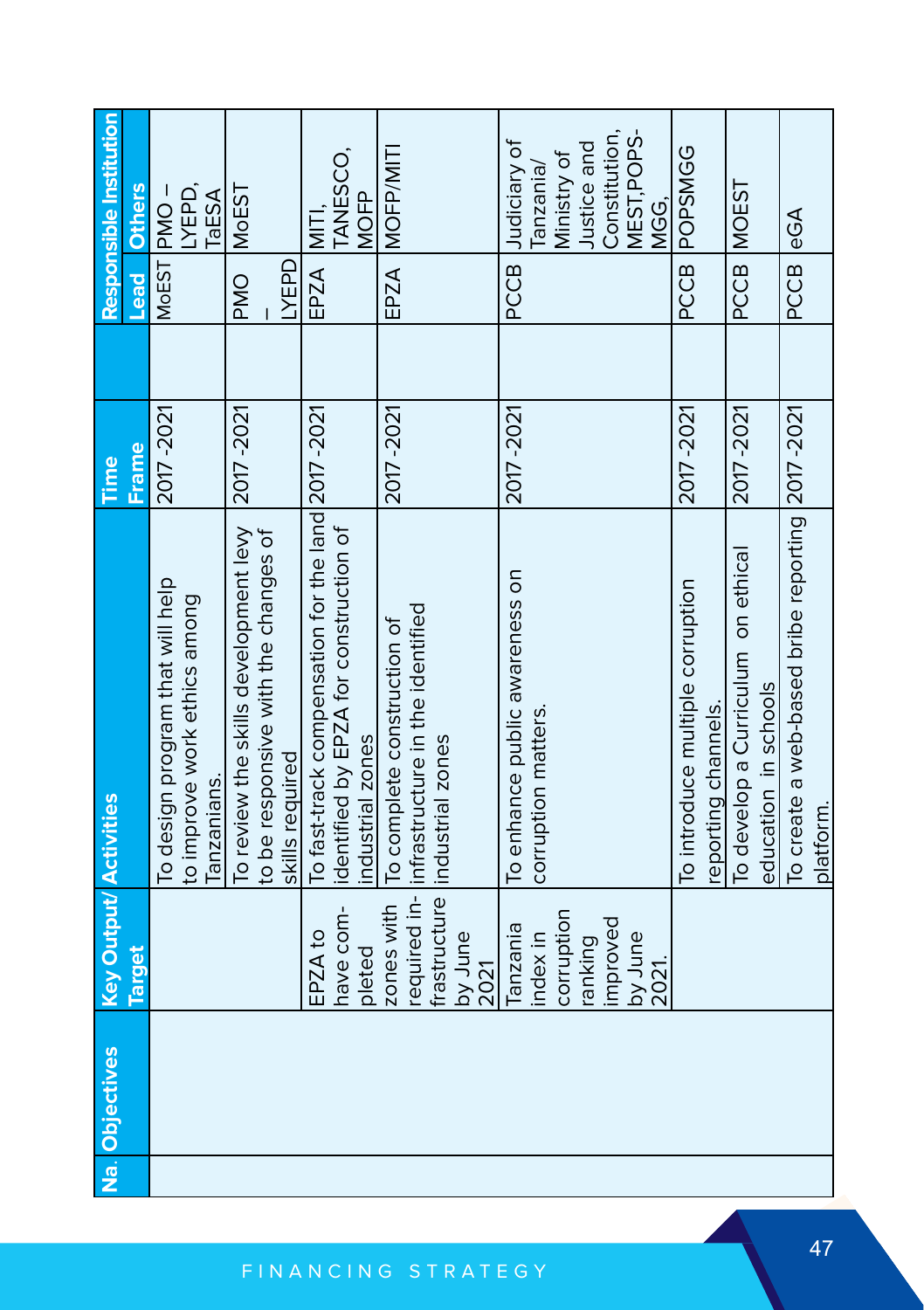| Na. | Objectives | Key Output/ Target | Activities | Time Frame | | Responsible Institution | |
|---|---|---|---|---|---|---|---|
| | | | | | | Lead | Others |
| | | | To design program that will help to improve work ethics among Tanzanians. | 2017 -2021 | | MoEST | PMO – LYEPD, TaESA |
| | | | To review the skills development levy to be responsive with the changes of skills required | 2017 -2021 | | PMO – LYEPD | MoEST |
| | | EPZA to have completed zones with required infrastructure by June 2021 | To fast-track compensation for the land identified by EPZA for construction of industrial zones | 2017 -2021 | | EPZA | MITI, TANESCO, MOFP |
| | | | To complete construction of infrastructure in the identified industrial zones | 2017 -2021 | | EPZA | MOFP/MITI |
| | | Tanzania index in corruption ranking improved by June 2021. | To enhance public awareness on corruption matters. | 2017 -2021 | | PCCB | Judiciary of Tanzania/ Ministry of Justice and Constitution, MEST,POPS-MGG, |
| | | | To introduce multiple corruption reporting channels. | 2017 -2021 | | PCCB | POPSMGG |
| | | | To develop a Curriculum on ethical education in schools | 2017 -2021 | | PCCB | MOEST |
| | | | To create a web-based bribe reporting platform. | 2017 -2021 | | PCCB | eGA |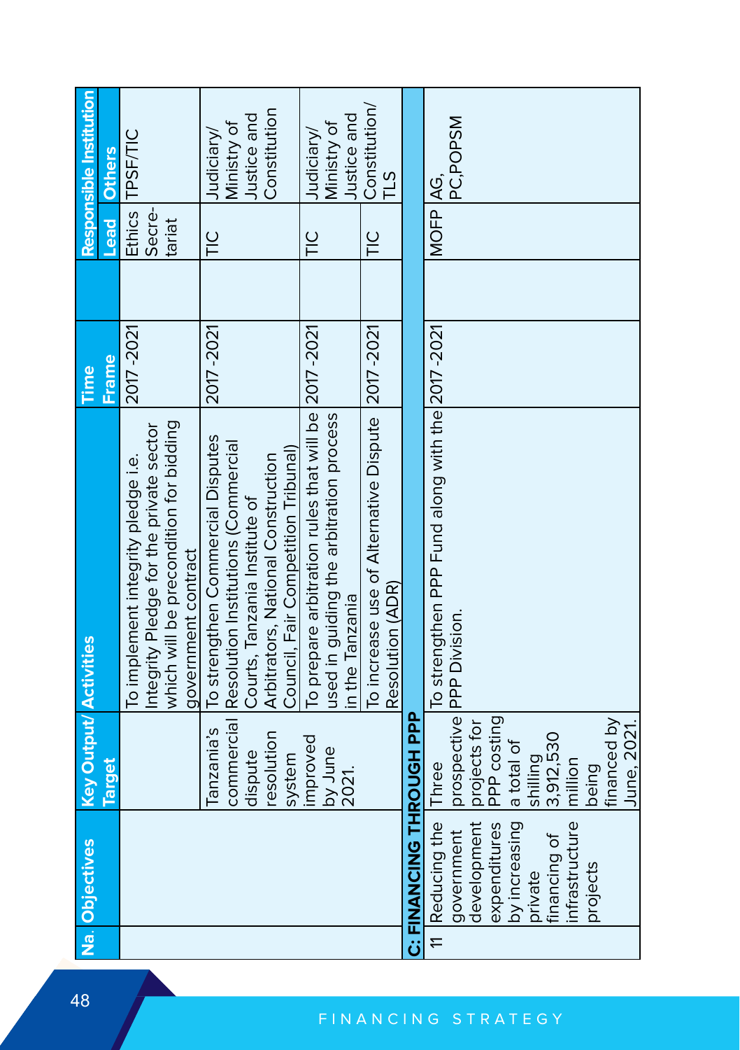| Na. | Objectives | Key Output/ Target | Activities | Time Frame | | Responsible Institution | |
|---|---|---|---|---|---|---|---|
| | | | | | | Lead | Others |
| | | | To implement integrity pledge i.e. Integrity Pledge for the private sector which will be precondition for bidding government contract | 2017 -2021 | | Ethics Secretariat | TPSF/TIC |
| | | Tanzania's commercial dispute resolution system improved by June 2021. | To strengthen Commercial Disputes Resolution Institutions (Commercial Courts, Tanzania Institute of Arbitrators, National Construction Council, Fair Competition Tribunal) | 2017 -2021 | | TIC | Judiciary/ Ministry of Justice and Constitution |
| | | | To prepare arbitration rules that will be used in guiding the arbitration process in the Tanzania | 2017 -2021 | | TIC | Judiciary/ Ministry of Justice and Constitution/ TLS |
| | | | To increase use of Alternative Dispute Resolution (ADR) | 2017 -2021 | | TIC | |
| **C: FINANCING THROUGH PPP** | | | | | | | |
| 11 | Reducing the government development expenditures by increasing private financing of infrastructure projects | Three prospective projects for PPP costing a total of shilling 3,912,530 million being financed by June, 2021. | To strengthen PPP Fund along with the PPP Division. | 2017 -2021 | | MOFP | AG, PC,POPSM |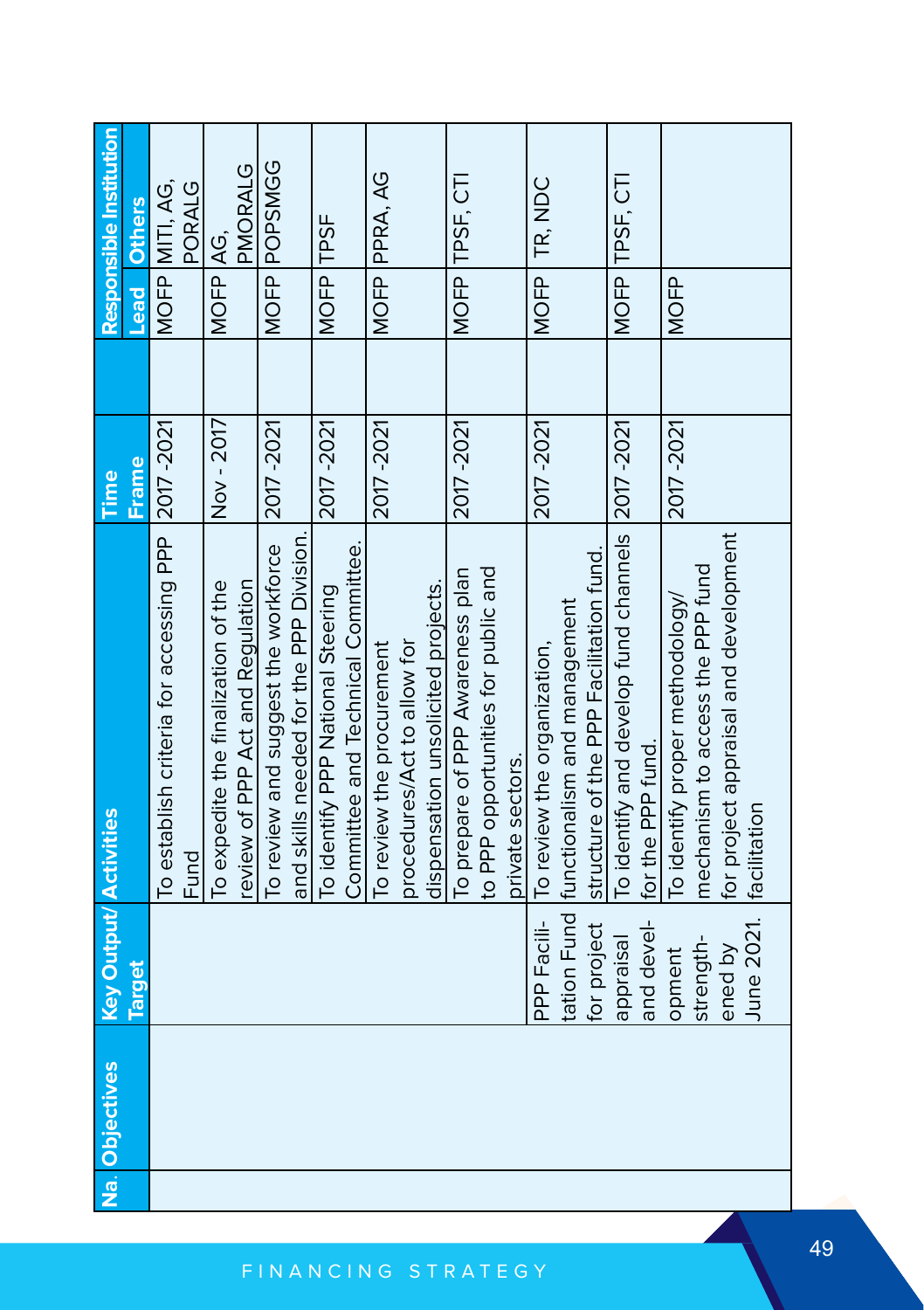| Na. | Objectives | Key Output/ Target | Activities | Time Frame | | Responsible Institution | |
|---|---|---|---|---|---|---|---|
| | | | | | | Lead | Others |
| | | | To establish criteria for accessing PPP Fund | 2017 -2021 | | MOFP | MITI, AG, PORALG |
| | | | To expedite the finalization of the review of PPP Act and Regulation | Nov - 2017 | | MOFP | AG, PMORALG |
| | | | To review and suggest the workforce and skills needed for the PPP Division. | 2017 -2021 | | MOFP | POPSMGG |
| | | | To identify PPP National Steering Committee and Technical Committee. | 2017 -2021 | | MOFP | TPSF |
| | | | To review the procurement procedures/Act to allow for dispensation unsolicited projects. | 2017 -2021 | | MOFP | PPRA, AG |
| | | | To prepare of PPP Awareness plan to PPP opportunities for public and private sectors. | 2017 -2021 | | MOFP | TPSF, CTI |
| | | PPP Facilitation Fund for project appraisal and development strengthened by June 2021. | To review the organization, functionalism and management structure of the PPP Facilitation fund. | 2017 -2021 | | MOFP | TR, NDC |
| | | | To identify and develop fund channels for the PPP fund. | 2017 -2021 | | MOFP | TPSF, CTI |
| | | | To identify proper methodology/ mechanism to access the PPP fund for project appraisal and development facilitation | 2017 -2021 | | MOFP | |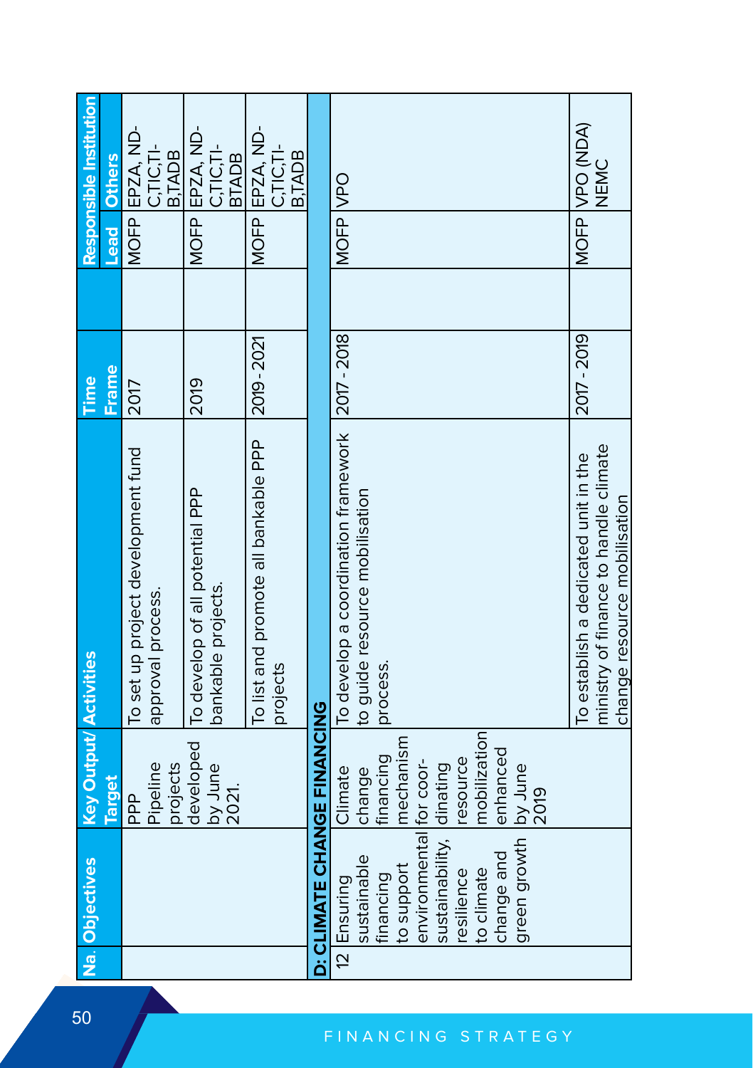| Na. | Objectives | Key Output/ Target | Activities | Time Frame | | Responsible Institution | |
|---|---|---|---|---|---|---|---|
| | | | | | | Lead | Others |
| | | PPP Pipeline projects developed by June 2021. | To set up project development fund approval process. | 2017 | | MOFP | EPZA, ND-C,TIC,TI-B,TADB |
| | | | To develop of all potential PPP bankable projects. | 2019 | | MOFP | EPZA, ND-C,TIC,TI-B,TADB |
| | | | To list and promote all bankable PPP projects | 2019 - 2021 | | MOFP | EPZA, ND-C,TIC,TI-B,TADB |
| **D: CLIMATE CHANGE FINANCING** | | | | | | | |
| 12 | Ensuring sustainable financing to support environmental sustainability, resilience to climate change and green growth | Climate change financing mechanism for coordinating resource mobilization enhanced by June 2019 | To develop a coordination framework to guide resource mobilisation process. | 2017 - 2018 | | MOFP | VPO |
| | | | To establish a dedicated unit in the ministry of finance to handle climate change resource mobilisation | 2017 - 2019 | | MOFP | VPO (NDA) NEMC |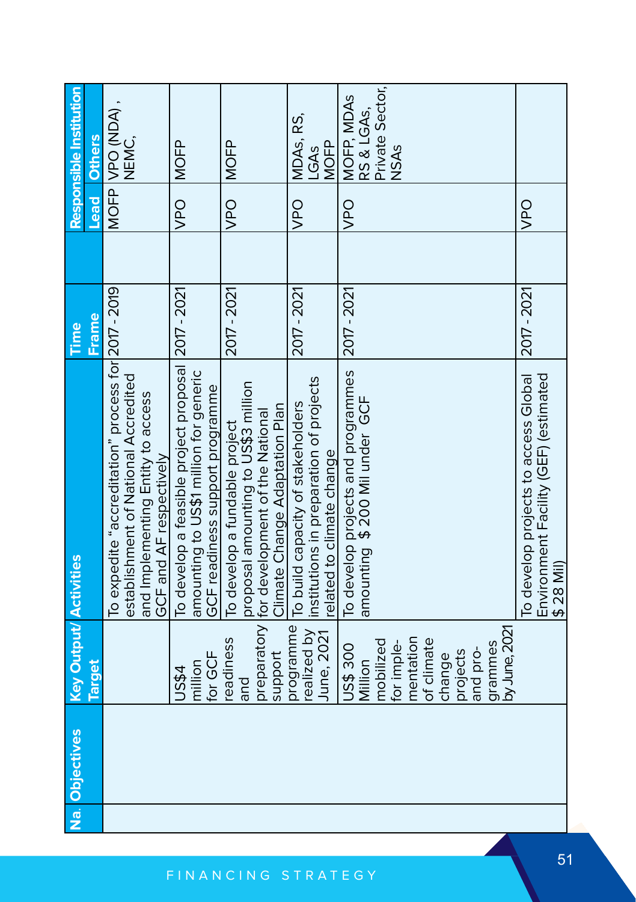| Na. | Objectives | Key Output/ Target | Activities | Time Frame | | Responsible Institution | |
|---|---|---|---|---|---|---|---|
| | | | | | | Lead | Others |
| | | | To expedite "accreditation" process for establishment of National Accredited and Implementing Entity to access GCF and AF respectively | 2017 - 2019 | | MOFP | VPO (NDA), NEMC, |
| | | US$4 million for GCF readiness and preparatory support programme realized by June, 2021 | To develop a feasible project proposal amounting to US$1 million for generic GCF readiness support programme | 2017 - 2021 | | VPO | MOFP |
| | | | To develop a fundable project proposal amounting to US$3 million for development of the National Climate Change Adaptation Plan | 2017 - 2021 | | VPO | MOFP |
| | | | To build capacity of stakeholders institutions in preparation of projects related to climate change | 2017 - 2021 | | VPO | MDAs, RS, LGAs MOFP |
| | | US$ 300 Million mobilized for implementation of climate change projects and programmes by June, 2021 | To develop projects and programmes amounting $ 200 Mil under GCF | 2017 - 2021 | | VPO | MOFP, MDAs RS & LGAs, Private Sector, NSAs |
| | | | To develop projects to access Global Environment Facility (GEF) (estimated $ 28 Mil) | 2017 - 2021 | | VPO | |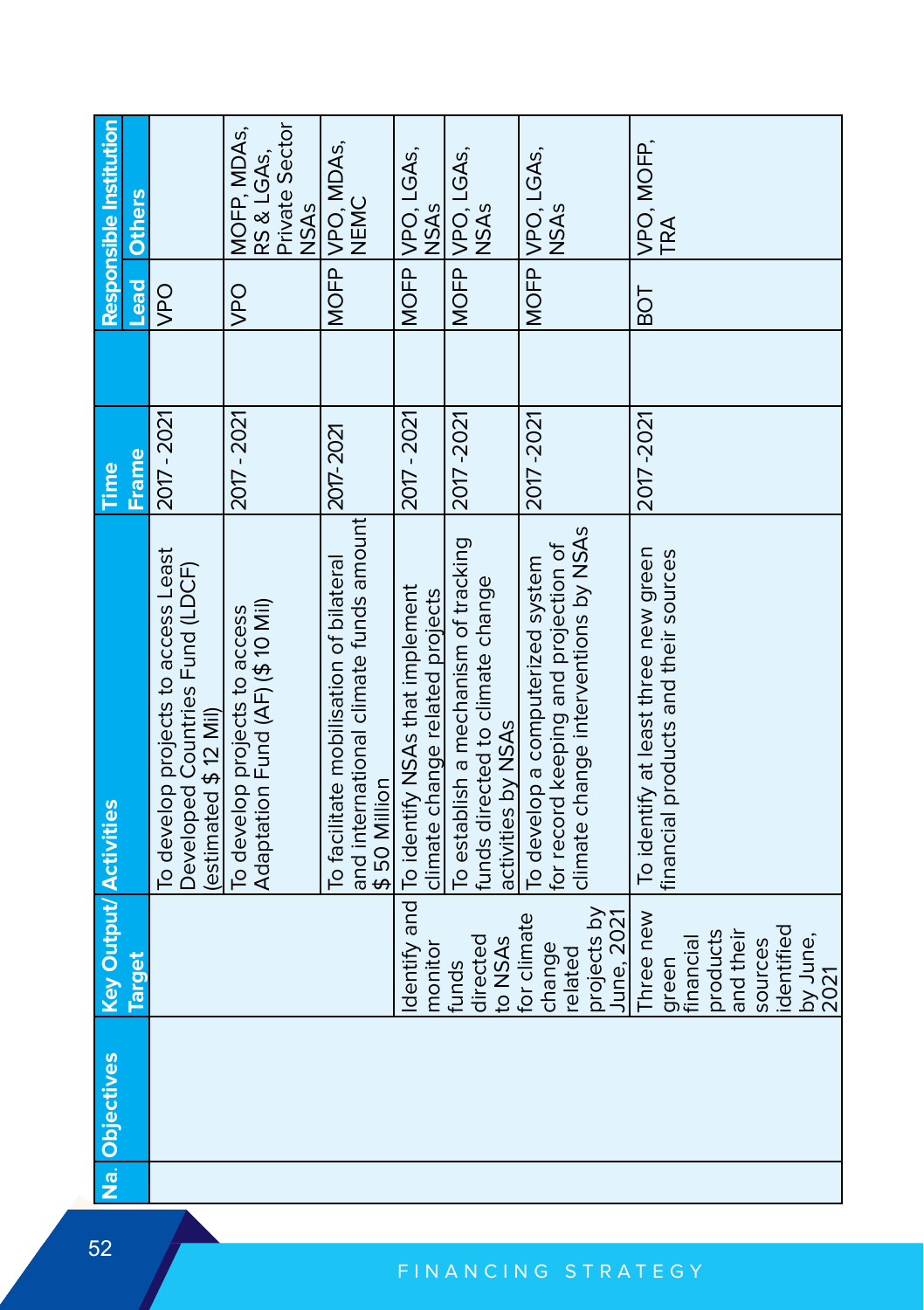| Na. | Objectives | Key Output/ Target | Activities | Time Frame | | Responsible Institution | |
|---|---|---|---|---|---|---|---|
| | | | | | | Lead | Others |
| | | | To develop projects to access Least Developed Countries Fund (LDCF) (estimated $ 12 Mil) | 2017 - 2021 | | VPO | |
| | | | To develop projects to access Adaptation Fund (AF) ($ 10 Mil) | 2017 - 2021 | | VPO | MOFP, MDAs, RS & LGAs, Private Sector NSAs |
| | | | To facilitate mobilisation of bilateral and international climate funds amount $ 50 Million | 2017-2021 | | MOFP | VPO, MDAs, NEMC |
| | | Identify and monitor funds directed to NSAs for climate change related projects by June, 2021 | To identify NSAs that implement climate change related projects | 2017 - 2021 | | MOFP | VPO, LGAs, NSAs |
| | | | To establish a mechanism of tracking funds directed to climate change activities by NSAs | 2017 -2021 | | MOFP | VPO, LGAs, NSAs |
| | | | To develop a computerized system for record keeping and projection of climate change interventions by NSAs | 2017 -2021 | | MOFP | VPO, LGAs, NSAs |
| | | Three new green financial products and their sources identified by June, 2021 | To identify at least three new green financial products and their sources | 2017 -2021 | | BOT | VPO, MOFP, TRA |